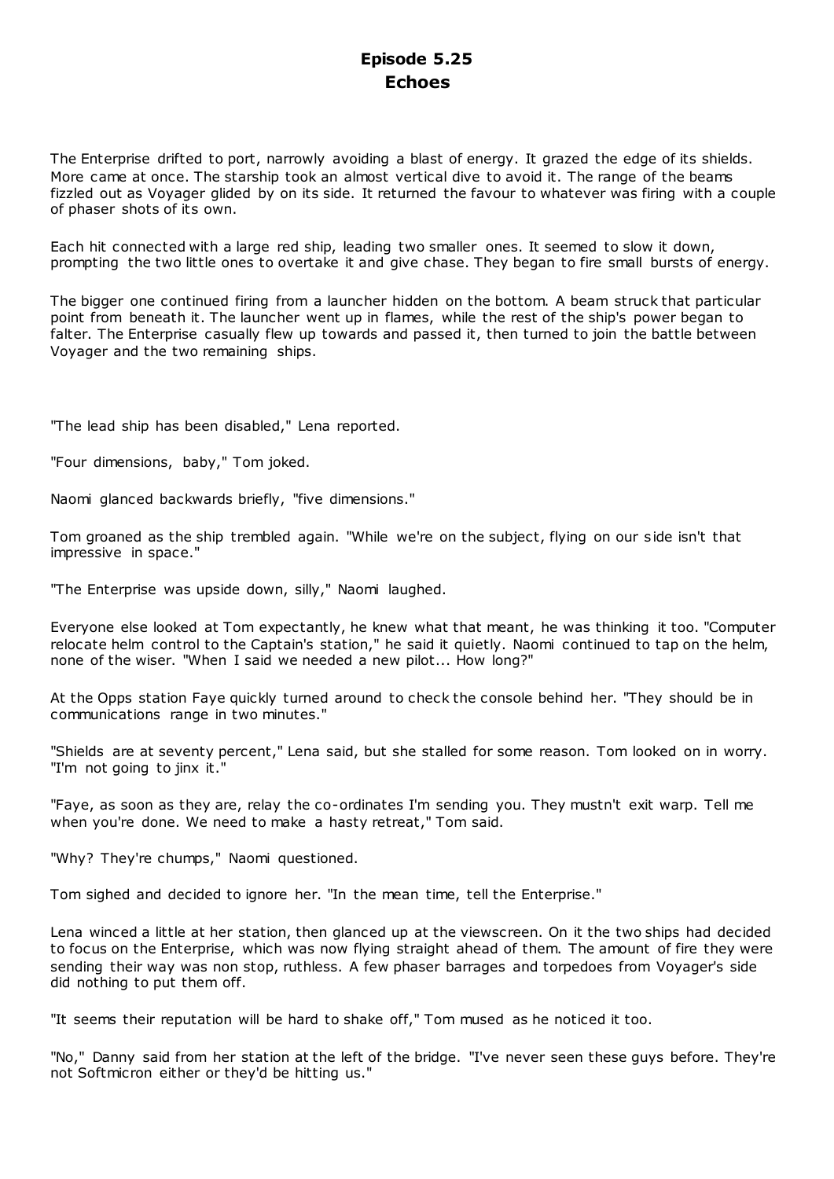# Episode 5.25
## Echoes

The Enterprise drifted to port, narrowly avoiding a blast of energy. It grazed the edge of its shields. More came at once. The starship took an almost vertical dive to avoid it. The range of the beams fizzled out as Voyager glided by on its side. It returned the favour to whatever was firing with a couple of phaser shots of its own.

Each hit connected with a large red ship, leading two smaller ones. It seemed to slow it down, prompting the two little ones to overtake it and give chase. They began to fire small bursts of energy.

The bigger one continued firing from a launcher hidden on the bottom. A beam struck that particular point from beneath it. The launcher went up in flames, while the rest of the ship's power began to falter. The Enterprise casually flew up towards and passed it, then turned to join the battle between Voyager and the two remaining ships.

"The lead ship has been disabled," Lena reported.

"Four dimensions, baby," Tom joked.

Naomi glanced backwards briefly, "five dimensions."

Tom groaned as the ship trembled again. "While we're on the subject, flying on our side isn't that impressive in space."

"The Enterprise was upside down, silly," Naomi laughed.

Everyone else looked at Tom expectantly, he knew what that meant, he was thinking it too. "Computer relocate helm control to the Captain's station," he said it quietly. Naomi continued to tap on the helm, none of the wiser. "When I said we needed a new pilot... How long?"

At the Opps station Faye quickly turned around to check the console behind her. "They should be in communications range in two minutes."

"Shields are at seventy percent," Lena said, but she stalled for some reason. Tom looked on in worry. "I'm not going to jinx it."

"Faye, as soon as they are, relay the co-ordinates I'm sending you. They mustn't exit warp. Tell me when you're done. We need to make a hasty retreat," Tom said.

"Why? They're chumps," Naomi questioned.

Tom sighed and decided to ignore her. "In the mean time, tell the Enterprise."

Lena winced a little at her station, then glanced up at the viewscreen. On it the two ships had decided to focus on the Enterprise, which was now flying straight ahead of them. The amount of fire they were sending their way was non stop, ruthless. A few phaser barrages and torpedoes from Voyager's side did nothing to put them off.

"It seems their reputation will be hard to shake off," Tom mused as he noticed it too.

"No," Danny said from her station at the left of the bridge. "I've never seen these guys before. They're not Softmicron either or they'd be hitting us."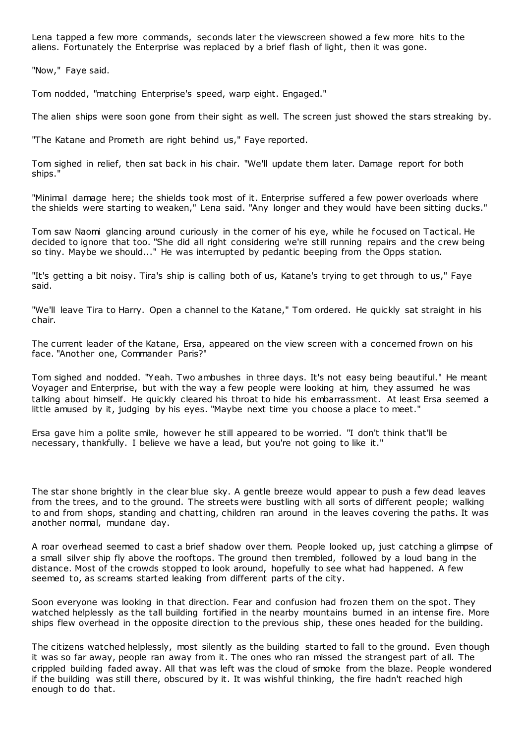Lena tapped a few more commands, seconds later the viewscreen showed a few more hits to the aliens. Fortunately the Enterprise was replaced by a brief flash of light, then it was gone.

"Now," Faye said.

Tom nodded, "matching Enterprise's speed, warp eight. Engaged."

The alien ships were soon gone from their sight as well. The screen just showed the stars streaking by.

"The Katane and Prometh are right behind us," Faye reported.

Tom sighed in relief, then sat back in his chair. "We'll update them later. Damage report for both ships."

"Minimal damage here; the shields took most of it. Enterprise suffered a few power overloads where the shields were starting to weaken," Lena said. "Any longer and they would have been sitting ducks."

Tom saw Naomi glancing around curiously in the corner of his eye, while he focused on Tactical. He decided to ignore that too. "She did all right considering we're still running repairs and the crew being so tiny. Maybe we should..." He was interrupted by pedantic beeping from the Opps station.

"It's getting a bit noisy. Tira's ship is calling both of us, Katane's trying to get through to us," Faye said.

"We'll leave Tira to Harry. Open a channel to the Katane," Tom ordered. He quickly sat straight in his chair.

The current leader of the Katane, Ersa, appeared on the view screen with a concerned frown on his face. "Another one, Commander Paris?"

Tom sighed and nodded. "Yeah. Two ambushes in three days. It's not easy being beautiful." He meant Voyager and Enterprise, but with the way a few people were looking at him, they assumed he was talking about himself. He quickly cleared his throat to hide his embarrassment. At least Ersa seemed a little amused by it, judging by his eyes. "Maybe next time you choose a place to meet."

Ersa gave him a polite smile, however he still appeared to be worried. "I don't think that'll be necessary, thankfully. I believe we have a lead, but you're not going to like it."

The star shone brightly in the clear blue sky. A gentle breeze would appear to push a few dead leaves from the trees, and to the ground. The streets were bustling with all sorts of different people; walking to and from shops, standing and chatting, children ran around in the leaves covering the paths. It was another normal, mundane day.

A roar overhead seemed to cast a brief shadow over them. People looked up, just catching a glimpse of a small silver ship fly above the rooftops. The ground then trembled, followed by a loud bang in the distance. Most of the crowds stopped to look around, hopefully to see what had happened. A few seemed to, as screams started leaking from different parts of the city.

Soon everyone was looking in that direction. Fear and confusion had frozen them on the spot. They watched helplessly as the tall building fortified in the nearby mountains burned in an intense fire. More ships flew overhead in the opposite direction to the previous ship, these ones headed for the building.

The citizens watched helplessly, most silently as the building started to fall to the ground. Even though it was so far away, people ran away from it. The ones who ran missed the strangest part of all. The crippled building faded away. All that was left was the cloud of smoke from the blaze. People wondered if the building was still there, obscured by it. It was wishful thinking, the fire hadn't reached high enough to do that.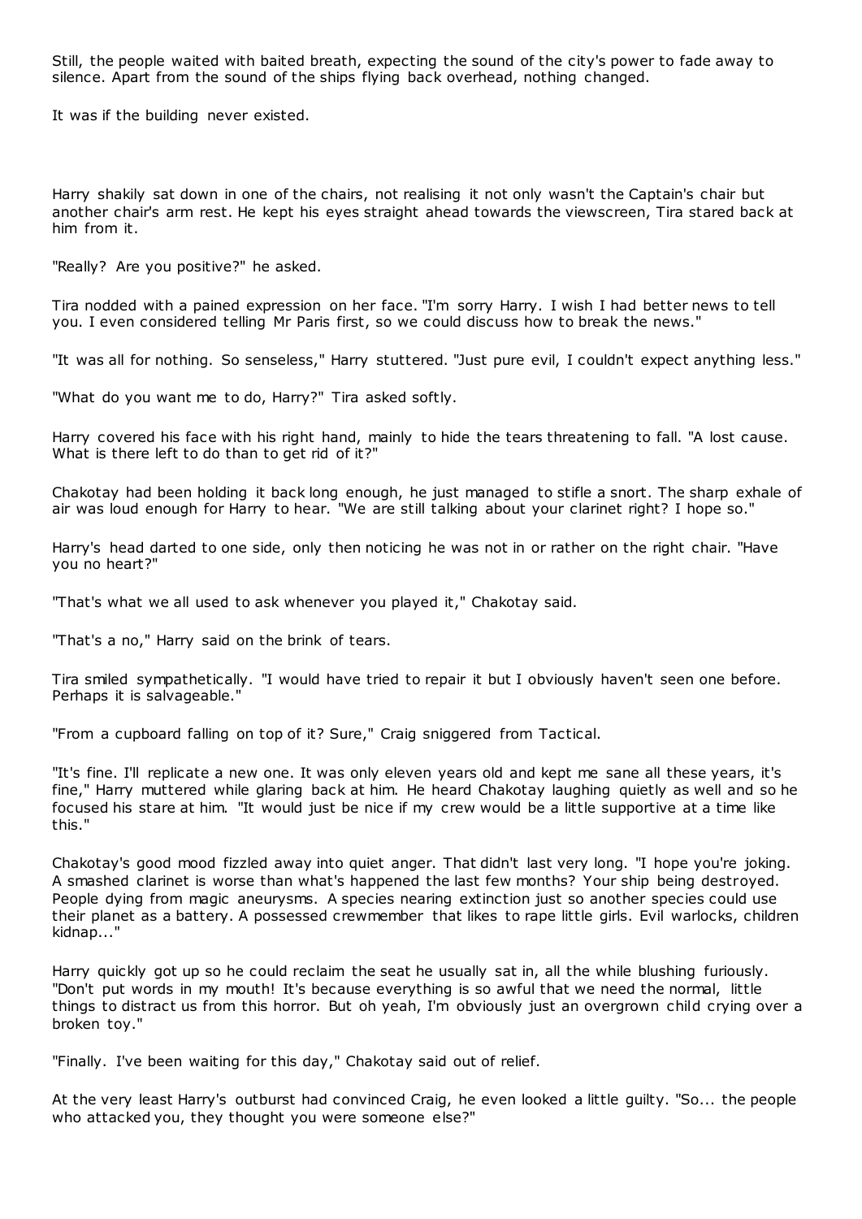Still, the people waited with baited breath, expecting the sound of the city's power to fade away to silence. Apart from the sound of the ships flying back overhead, nothing changed.

It was if the building never existed.

Harry shakily sat down in one of the chairs, not realising it not only wasn't the Captain's chair but another chair's arm rest. He kept his eyes straight ahead towards the viewscreen, Tira stared back at him from it.

"Really? Are you positive?" he asked.

Tira nodded with a pained expression on her face. "I'm sorry Harry. I wish I had better news to tell you. I even considered telling Mr Paris first, so we could discuss how to break the news."

"It was all for nothing. So senseless," Harry stuttered. "Just pure evil, I couldn't expect anything less."

"What do you want me to do, Harry?" Tira asked softly.

Harry covered his face with his right hand, mainly to hide the tears threatening to fall. "A lost cause. What is there left to do than to get rid of it?"

Chakotay had been holding it back long enough, he just managed to stifle a snort. The sharp exhale of air was loud enough for Harry to hear. "We are still talking about your clarinet right? I hope so."

Harry's head darted to one side, only then noticing he was not in or rather on the right chair. "Have you no heart?"

"That's what we all used to ask whenever you played it," Chakotay said.

"That's a no," Harry said on the brink of tears.

Tira smiled sympathetically. "I would have tried to repair it but I obviously haven't seen one before. Perhaps it is salvageable."

"From a cupboard falling on top of it? Sure," Craig sniggered from Tactical.

"It's fine. I'll replicate a new one. It was only eleven years old and kept me sane all these years, it's fine," Harry muttered while glaring back at him. He heard Chakotay laughing quietly as well and so he focused his stare at him. "It would just be nice if my crew would be a little supportive at a time like this."

Chakotay's good mood fizzled away into quiet anger. That didn't last very long. "I hope you're joking. A smashed clarinet is worse than what's happened the last few months? Your ship being destroyed. People dying from magic aneurysms. A species nearing extinction just so another species could use their planet as a battery. A possessed crewmember that likes to rape little girls. Evil warlocks, children kidnap..."

Harry quickly got up so he could reclaim the seat he usually sat in, all the while blushing furiously. "Don't put words in my mouth! It's because everything is so awful that we need the normal, little things to distract us from this horror. But oh yeah, I'm obviously just an overgrown child crying over a broken toy."

"Finally. I've been waiting for this day," Chakotay said out of relief.

At the very least Harry's outburst had convinced Craig, he even looked a little guilty. "So... the people who attacked you, they thought you were someone else?"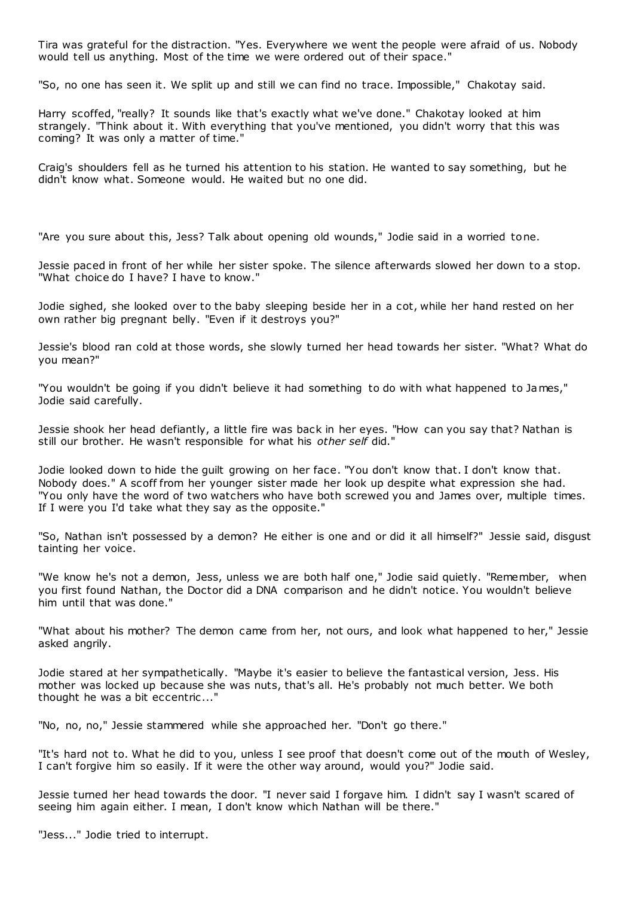Tira was grateful for the distraction. "Yes. Everywhere we went the people were afraid of us. Nobody would tell us anything. Most of the time we were ordered out of their space."

"So, no one has seen it. We split up and still we can find no trace. Impossible," Chakotay said.

Harry scoffed, "really? It sounds like that's exactly what we've done." Chakotay looked at him strangely. "Think about it. With everything that you've mentioned, you didn't worry that this was coming? It was only a matter of time."

Craig's shoulders fell as he turned his attention to his station. He wanted to say something, but he didn't know what. Someone would. He waited but no one did.

"Are you sure about this, Jess? Talk about opening old wounds," Jodie said in a worried tone.

Jessie paced in front of her while her sister spoke. The silence afterwards slowed her down to a stop. "What choice do I have? I have to know."

Jodie sighed, she looked over to the baby sleeping beside her in a cot, while her hand rested on her own rather big pregnant belly. "Even if it destroys you?"

Jessie's blood ran cold at those words, she slowly turned her head towards her sister. "What? What do you mean?"

"You wouldn't be going if you didn't believe it had something to do with what happened to James," Jodie said carefully.

Jessie shook her head defiantly, a little fire was back in her eyes. "How can you say that? Nathan is still our brother. He wasn't responsible for what his *other self* did."

Jodie looked down to hide the guilt growing on her face. "You don't know that. I don't know that. Nobody does." A scoff from her younger sister made her look up despite what expression she had. "You only have the word of two watchers who have both screwed you and James over, multiple times. If I were you I'd take what they say as the opposite."

"So, Nathan isn't possessed by a demon? He either is one and or did it all himself?" Jessie said, disgust tainting her voice.

"We know he's not a demon, Jess, unless we are both half one," Jodie said quietly. "Remember, when you first found Nathan, the Doctor did a DNA comparison and he didn't notice. You wouldn't believe him until that was done."

"What about his mother? The demon came from her, not ours, and look what happened to her," Jessie asked angrily.

Jodie stared at her sympathetically. "Maybe it's easier to believe the fantastical version, Jess. His mother was locked up because she was nuts, that's all. He's probably not much better. We both thought he was a bit eccentric..."

"No, no, no," Jessie stammered while she approached her. "Don't go there."

"It's hard not to. What he did to you, unless I see proof that doesn't come out of the mouth of Wesley, I can't forgive him so easily. If it were the other way around, would you?" Jodie said.

Jessie turned her head towards the door. "I never said I forgave him. I didn't say I wasn't scared of seeing him again either. I mean, I don't know which Nathan will be there."

"Jess..." Jodie tried to interrupt.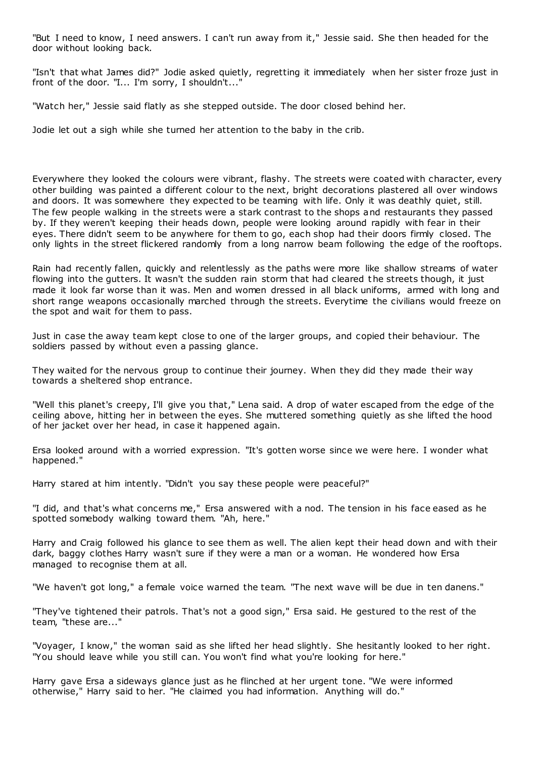"But I need to know, I need answers. I can't run away from it," Jessie said. She then headed for the door without looking back.

"Isn't that what James did?" Jodie asked quietly, regretting it immediately when her sister froze just in front of the door. "I... I'm sorry, I shouldn't..."

"Watch her," Jessie said flatly as she stepped outside. The door closed behind her.

Jodie let out a sigh while she turned her attention to the baby in the crib.

Everywhere they looked the colours were vibrant, flashy. The streets were coated with character, every other building was painted a different colour to the next, bright decorations plastered all over windows and doors. It was somewhere they expected to be teaming with life. Only it was deathly quiet, still. The few people walking in the streets were a stark contrast to the shops and restaurants they passed by. If they weren't keeping their heads down, people were looking around rapidly with fear in their eyes. There didn't seem to be anywhere for them to go, each shop had their doors firmly closed. The only lights in the street flickered randomly from a long narrow beam following the edge of the rooftops.

Rain had recently fallen, quickly and relentlessly as the paths were more like shallow streams of water flowing into the gutters. It wasn't the sudden rain storm that had cleared the streets though, it just made it look far worse than it was. Men and women dressed in all black uniforms, armed with long and short range weapons occasionally marched through the streets. Everytime the civilians would freeze on the spot and wait for them to pass.

Just in case the away team kept close to one of the larger groups, and copied their behaviour. The soldiers passed by without even a passing glance.

They waited for the nervous group to continue their journey. When they did they made their way towards a sheltered shop entrance.

"Well this planet's creepy, I'll give you that," Lena said. A drop of water escaped from the edge of the ceiling above, hitting her in between the eyes. She muttered something quietly as she lifted the hood of her jacket over her head, in case it happened again.

Ersa looked around with a worried expression. "It's gotten worse since we were here. I wonder what happened."

Harry stared at him intently. "Didn't you say these people were peaceful?"

"I did, and that's what concerns me," Ersa answered with a nod. The tension in his face eased as he spotted somebody walking toward them. "Ah, here."

Harry and Craig followed his glance to see them as well. The alien kept their head down and with their dark, baggy clothes Harry wasn't sure if they were a man or a woman. He wondered how Ersa managed to recognise them at all.

"We haven't got long," a female voice warned the team. "The next wave will be due in ten danens."

"They've tightened their patrols. That's not a good sign," Ersa said. He gestured to the rest of the team, "these are..."

"Voyager, I know," the woman said as she lifted her head slightly. She hesitantly looked to her right. "You should leave while you still can. You won't find what you're looking for here."

Harry gave Ersa a sideways glance just as he flinched at her urgent tone. "We were informed otherwise," Harry said to her. "He claimed you had information. Anything will do."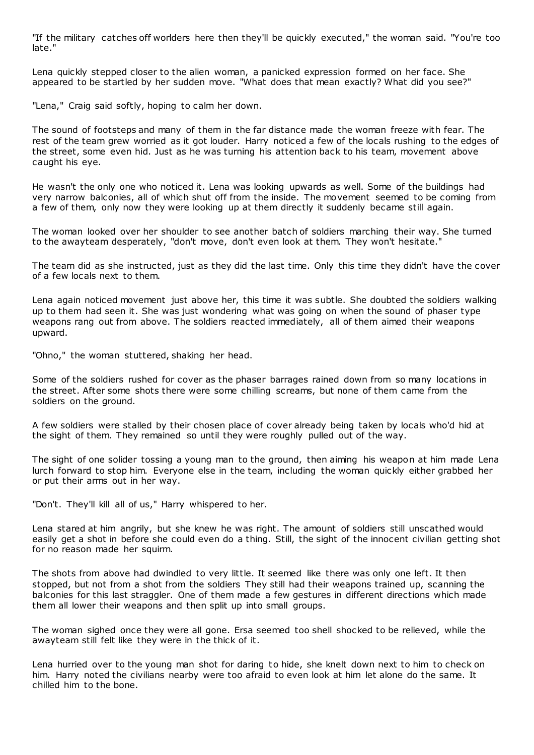"If the military catches off worlders here then they'll be quickly executed," the woman said. "You're too late."

Lena quickly stepped closer to the alien woman, a panicked expression formed on her face. She appeared to be startled by her sudden move. "What does that mean exactly? What did you see?"

"Lena," Craig said softly, hoping to calm her down.

The sound of footsteps and many of them in the far distance made the woman freeze with fear. The rest of the team grew worried as it got louder. Harry noticed a few of the locals rushing to the edges of the street, some even hid. Just as he was turning his attention back to his team, movement above caught his eye.

He wasn't the only one who noticed it. Lena was looking upwards as well. Some of the buildings had very narrow balconies, all of which shut off from the inside. The movement seemed to be coming from a few of them, only now they were looking up at them directly it suddenly became still again.

The woman looked over her shoulder to see another batch of soldiers marching their way. She turned to the awayteam desperately, "don't move, don't even look at them. They won't hesitate."

The team did as she instructed, just as they did the last time. Only this time they didn't have the cover of a few locals next to them.

Lena again noticed movement just above her, this time it was subtle. She doubted the soldiers walking up to them had seen it. She was just wondering what was going on when the sound of phaser type weapons rang out from above. The soldiers reacted immediately, all of them aimed their weapons upward.

"Ohno," the woman stuttered, shaking her head.

Some of the soldiers rushed for cover as the phaser barrages rained down from so many locations in the street. After some shots there were some chilling screams, but none of them came from the soldiers on the ground.

A few soldiers were stalled by their chosen place of cover already being taken by locals who'd hid at the sight of them. They remained so until they were roughly pulled out of the way.

The sight of one solider tossing a young man to the ground, then aiming his weapon at him made Lena lurch forward to stop him. Everyone else in the team, including the woman quickly either grabbed her or put their arms out in her way.

"Don't. They'll kill all of us," Harry whispered to her.

Lena stared at him angrily, but she knew he was right. The amount of soldiers still unscathed would easily get a shot in before she could even do a thing. Still, the sight of the innocent civilian getting shot for no reason made her squirm.

The shots from above had dwindled to very little. It seemed like there was only one left. It then stopped, but not from a shot from the soldiers They still had their weapons trained up, scanning the balconies for this last straggler. One of them made a few gestures in different directions which made them all lower their weapons and then split up into small groups.

The woman sighed once they were all gone. Ersa seemed too shell shocked to be relieved, while the awayteam still felt like they were in the thick of it.

Lena hurried over to the young man shot for daring to hide, she knelt down next to him to check on him. Harry noted the civilians nearby were too afraid to even look at him let alone do the same. It chilled him to the bone.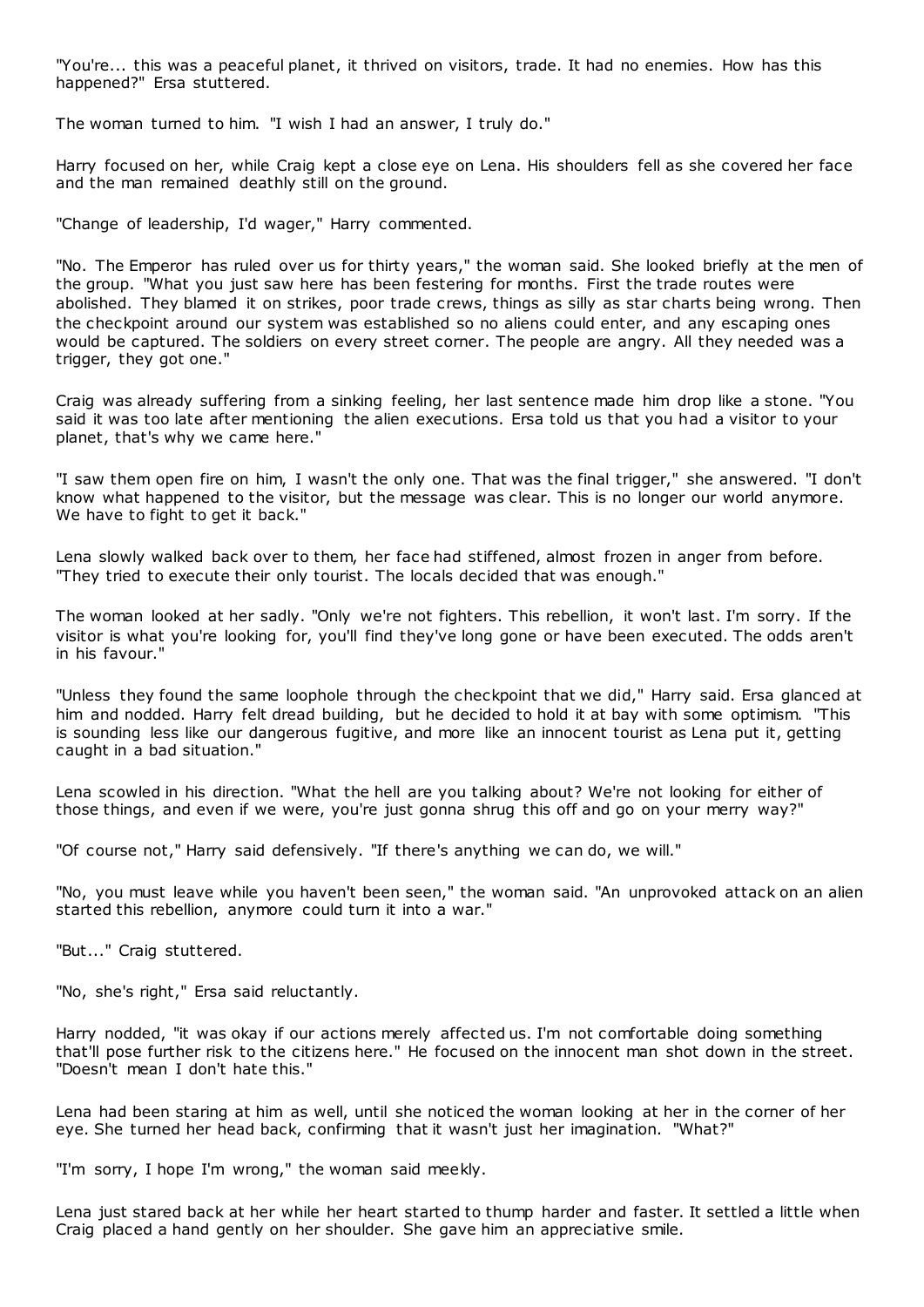"You're... this was a peaceful planet, it thrived on visitors, trade. It had no enemies. How has this happened?" Ersa stuttered.

The woman turned to him. "I wish I had an answer, I truly do."

Harry focused on her, while Craig kept a close eye on Lena. His shoulders fell as she covered her face and the man remained deathly still on the ground.

"Change of leadership, I'd wager," Harry commented.

"No. The Emperor has ruled over us for thirty years," the woman said. She looked briefly at the men of the group. "What you just saw here has been festering for months. First the trade routes were abolished. They blamed it on strikes, poor trade crews, things as silly as star charts being wrong. Then the checkpoint around our system was established so no aliens could enter, and any escaping ones would be captured. The soldiers on every street corner. The people are angry. All they needed was a trigger, they got one."

Craig was already suffering from a sinking feeling, her last sentence made him drop like a stone. "You said it was too late after mentioning the alien executions. Ersa told us that you had a visitor to your planet, that's why we came here."

"I saw them open fire on him, I wasn't the only one. That was the final trigger," she answered. "I don't know what happened to the visitor, but the message was clear. This is no longer our world anymore. We have to fight to get it back."

Lena slowly walked back over to them, her face had stiffened, almost frozen in anger from before. "They tried to execute their only tourist. The locals decided that was enough."

The woman looked at her sadly. "Only we're not fighters. This rebellion, it won't last. I'm sorry. If the visitor is what you're looking for, you'll find they've long gone or have been executed. The odds aren't in his favour."

"Unless they found the same loophole through the checkpoint that we did," Harry said. Ersa glanced at him and nodded. Harry felt dread building, but he decided to hold it at bay with some optimism. "This is sounding less like our dangerous fugitive, and more like an innocent tourist as Lena put it, getting caught in a bad situation."

Lena scowled in his direction. "What the hell are you talking about? We're not looking for either of those things, and even if we were, you're just gonna shrug this off and go on your merry way?"

"Of course not," Harry said defensively. "If there's anything we can do, we will."

"No, you must leave while you haven't been seen," the woman said. "An unprovoked attack on an alien started this rebellion, anymore could turn it into a war."

"But..." Craig stuttered.

"No, she's right," Ersa said reluctantly.

Harry nodded, "it was okay if our actions merely affected us. I'm not comfortable doing something that'll pose further risk to the citizens here." He focused on the innocent man shot down in the street. "Doesn't mean I don't hate this."

Lena had been staring at him as well, until she noticed the woman looking at her in the corner of her eye. She turned her head back, confirming that it wasn't just her imagination. "What?"

"I'm sorry, I hope I'm wrong," the woman said meekly.

Lena just stared back at her while her heart started to thump harder and faster. It settled a little when Craig placed a hand gently on her shoulder. She gave him an appreciative smile.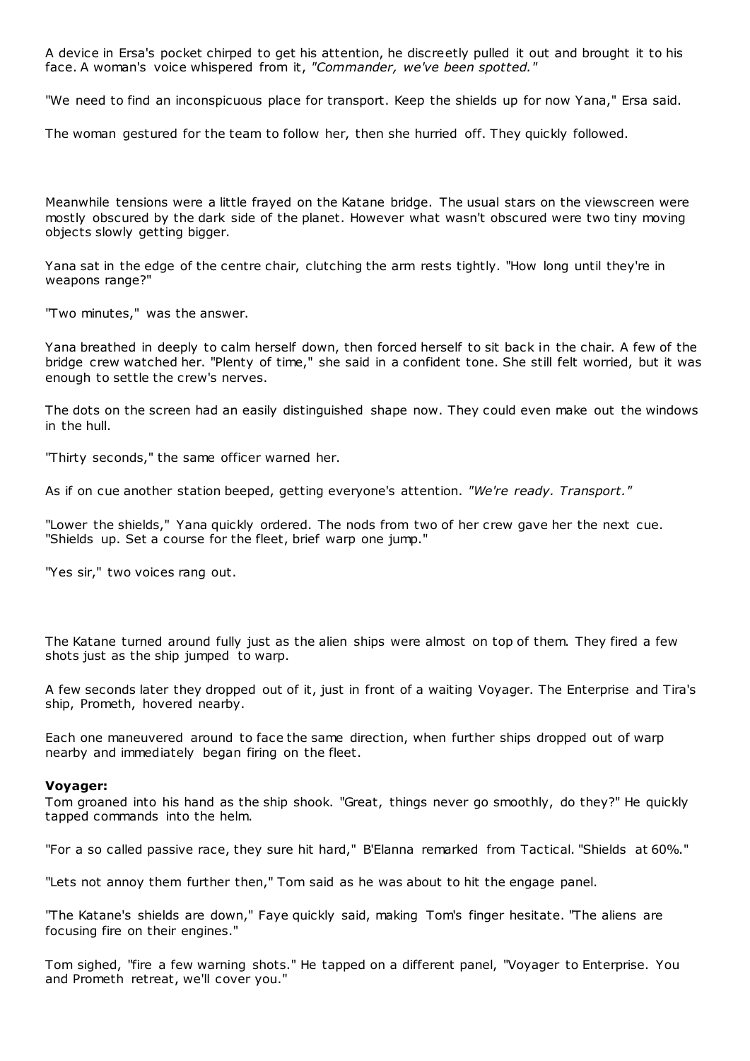A device in Ersa's pocket chirped to get his attention, he discreetly pulled it out and brought it to his face. A woman's voice whispered from it, *"Commander, we've been spotted."*

"We need to find an inconspicuous place for transport. Keep the shields up for now Yana," Ersa said.

The woman gestured for the team to follow her, then she hurried off. They quickly followed.

Meanwhile tensions were a little frayed on the Katane bridge. The usual stars on the viewscreen were mostly obscured by the dark side of the planet. However what wasn't obscured were two tiny moving objects slowly getting bigger.

Yana sat in the edge of the centre chair, clutching the arm rests tightly. "How long until they're in weapons range?"

"Two minutes," was the answer.

Yana breathed in deeply to calm herself down, then forced herself to sit back in the chair. A few of the bridge crew watched her. "Plenty of time," she said in a confident tone. She still felt worried, but it was enough to settle the crew's nerves.

The dots on the screen had an easily distinguished shape now. They could even make out the windows in the hull.

"Thirty seconds," the same officer warned her.

As if on cue another station beeped, getting everyone's attention. *"We're ready. Transport."*

"Lower the shields," Yana quickly ordered. The nods from two of her crew gave her the next cue. "Shields up. Set a course for the fleet, brief warp one jump."

"Yes sir," two voices rang out.

The Katane turned around fully just as the alien ships were almost on top of them. They fired a few shots just as the ship jumped to warp.

A few seconds later they dropped out of it, just in front of a waiting Voyager. The Enterprise and Tira's ship, Prometh, hovered nearby.

Each one maneuvered around to face the same direction, when further ships dropped out of warp nearby and immediately began firing on the fleet.

**Voyager:**
Tom groaned into his hand as the ship shook. "Great, things never go smoothly, do they?" He quickly tapped commands into the helm.

"For a so called passive race, they sure hit hard," B'Elanna remarked from Tactical. "Shields at 60%."

"Lets not annoy them further then," Tom said as he was about to hit the engage panel.

"The Katane's shields are down," Faye quickly said, making Tom's finger hesitate. "The aliens are focusing fire on their engines."

Tom sighed, "fire a few warning shots." He tapped on a different panel, "Voyager to Enterprise. You and Prometh retreat, we'll cover you."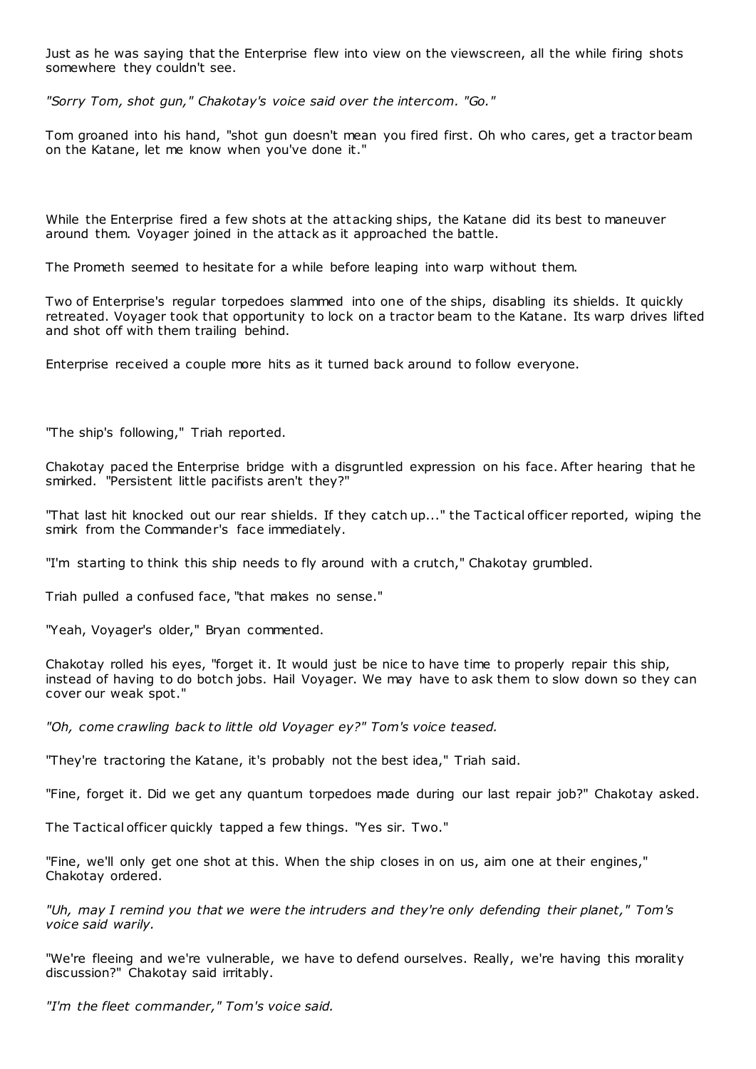Just as he was saying that the Enterprise flew into view on the viewscreen, all the while firing shots somewhere they couldn't see.

*"Sorry Tom, shot gun," Chakotay's voice said over the intercom. "Go."*

Tom groaned into his hand, "shot gun doesn't mean you fired first. Oh who cares, get a tractor beam on the Katane, let me know when you've done it."

While the Enterprise fired a few shots at the attacking ships, the Katane did its best to maneuver around them. Voyager joined in the attack as it approached the battle.

The Prometh seemed to hesitate for a while before leaping into warp without them.

Two of Enterprise's regular torpedoes slammed into one of the ships, disabling its shields. It quickly retreated. Voyager took that opportunity to lock on a tractor beam to the Katane. Its warp drives lifted and shot off with them trailing behind.

Enterprise received a couple more hits as it turned back around to follow everyone.

"The ship's following," Triah reported.

Chakotay paced the Enterprise bridge with a disgruntled expression on his face. After hearing that he smirked. "Persistent little pacifists aren't they?"

"That last hit knocked out our rear shields. If they catch up..." the Tactical officer reported, wiping the smirk from the Commander's face immediately.

"I'm starting to think this ship needs to fly around with a crutch," Chakotay grumbled.

Triah pulled a confused face, "that makes no sense."

"Yeah, Voyager's older," Bryan commented.

Chakotay rolled his eyes, "forget it. It would just be nice to have time to properly repair this ship, instead of having to do botch jobs. Hail Voyager. We may have to ask them to slow down so they can cover our weak spot."

*"Oh, come crawling back to little old Voyager ey?" Tom's voice teased.*

"They're tractoring the Katane, it's probably not the best idea," Triah said.

"Fine, forget it. Did we get any quantum torpedoes made during our last repair job?" Chakotay asked.

The Tactical officer quickly tapped a few things. "Yes sir. Two."

"Fine, we'll only get one shot at this. When the ship closes in on us, aim one at their engines," Chakotay ordered.

*"Uh, may I remind you that we were the intruders and they're only defending their planet," Tom's voice said warily.*

"We're fleeing and we're vulnerable, we have to defend ourselves. Really, we're having this morality discussion?" Chakotay said irritably.

*"I'm the fleet commander," Tom's voice said.*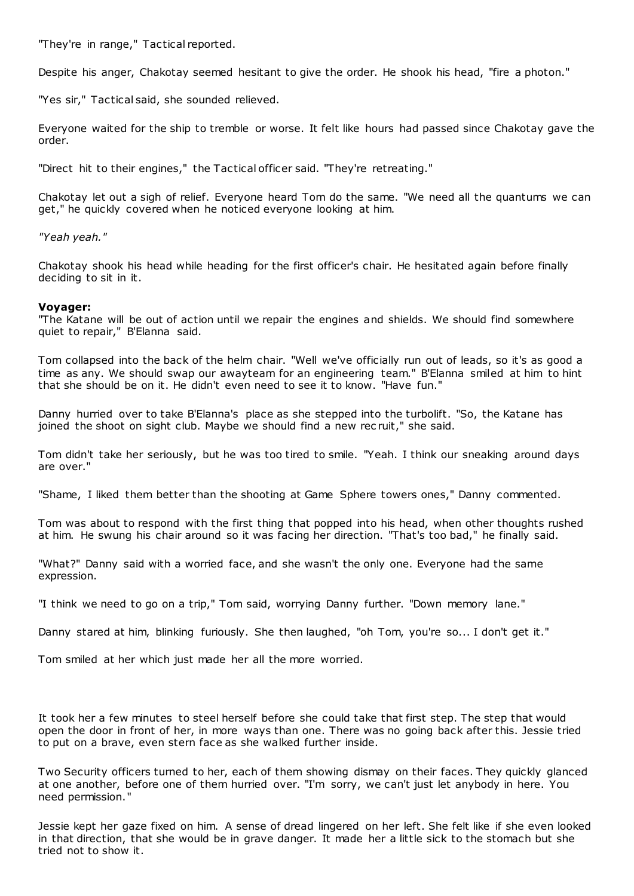"They're in range," Tactical reported.

Despite his anger, Chakotay seemed hesitant to give the order. He shook his head, "fire a photon."

"Yes sir," Tactical said, she sounded relieved.

Everyone waited for the ship to tremble or worse. It felt like hours had passed since Chakotay gave the order.

"Direct hit to their engines," the Tactical officer said. "They're retreating."

Chakotay let out a sigh of relief. Everyone heard Tom do the same. "We need all the quantums we can get," he quickly covered when he noticed everyone looking at him.

*"Yeah yeah."*

Chakotay shook his head while heading for the first officer's chair. He hesitated again before finally deciding to sit in it.

**Voyager:**
"The Katane will be out of action until we repair the engines and shields. We should find somewhere quiet to repair," B'Elanna said.

Tom collapsed into the back of the helm chair. "Well we've officially run out of leads, so it's as good a time as any. We should swap our awayteam for an engineering team." B'Elanna smiled at him to hint that she should be on it. He didn't even need to see it to know. "Have fun."

Danny hurried over to take B'Elanna's place as she stepped into the turbolift. "So, the Katane has joined the shoot on sight club. Maybe we should find a new recruit," she said.

Tom didn't take her seriously, but he was too tired to smile. "Yeah. I think our sneaking around days are over."

"Shame, I liked them better than the shooting at Game Sphere towers ones," Danny commented.

Tom was about to respond with the first thing that popped into his head, when other thoughts rushed at him. He swung his chair around so it was facing her direction. "That's too bad," he finally said.

"What?" Danny said with a worried face, and she wasn't the only one. Everyone had the same expression.

"I think we need to go on a trip," Tom said, worrying Danny further. "Down memory lane."

Danny stared at him, blinking furiously. She then laughed, "oh Tom, you're so... I don't get it."

Tom smiled at her which just made her all the more worried.

It took her a few minutes to steel herself before she could take that first step. The step that would open the door in front of her, in more ways than one. There was no going back after this. Jessie tried to put on a brave, even stern face as she walked further inside.

Two Security officers turned to her, each of them showing dismay on their faces. They quickly glanced at one another, before one of them hurried over. "I'm sorry, we can't just let anybody in here. You need permission."

Jessie kept her gaze fixed on him. A sense of dread lingered on her left. She felt like if she even looked in that direction, that she would be in grave danger. It made her a little sick to the stomach but she tried not to show it.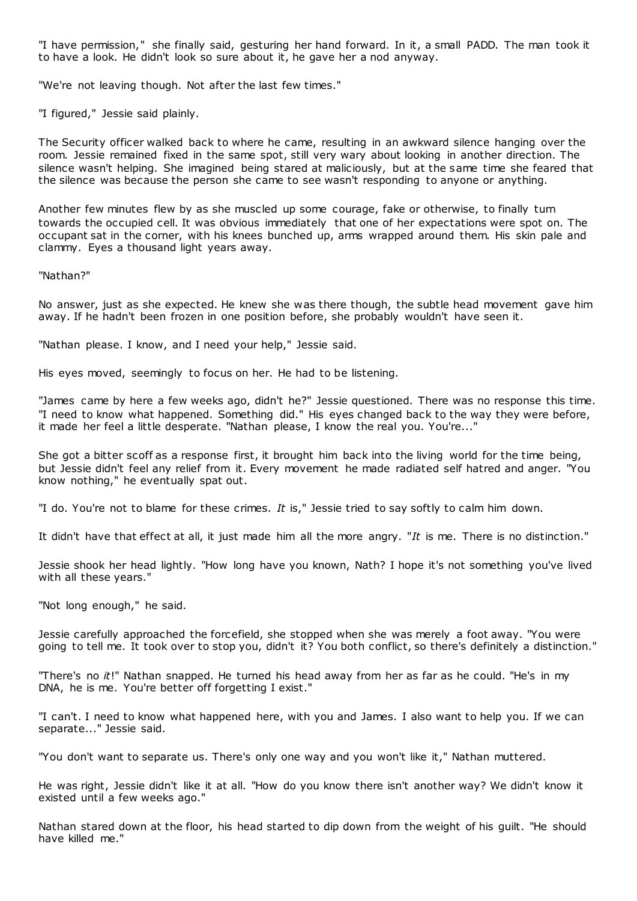"I have permission," she finally said, gesturing her hand forward. In it, a small PADD. The man took it to have a look. He didn't look so sure about it, he gave her a nod anyway.

"We're not leaving though. Not after the last few times."

"I figured," Jessie said plainly.

The Security officer walked back to where he came, resulting in an awkward silence hanging over the room. Jessie remained fixed in the same spot, still very wary about looking in another direction. The silence wasn't helping. She imagined being stared at maliciously, but at the same time she feared that the silence was because the person she came to see wasn't responding to anyone or anything.

Another few minutes flew by as she muscled up some courage, fake or otherwise, to finally turn towards the occupied cell. It was obvious immediately that one of her expectations were spot on. The occupant sat in the corner, with his knees bunched up, arms wrapped around them. His skin pale and clammy. Eyes a thousand light years away.

"Nathan?"

No answer, just as she expected. He knew she was there though, the subtle head movement gave him away. If he hadn't been frozen in one position before, she probably wouldn't have seen it.

"Nathan please. I know, and I need your help," Jessie said.

His eyes moved, seemingly to focus on her. He had to be listening.

"James came by here a few weeks ago, didn't he?" Jessie questioned. There was no response this time. "I need to know what happened. Something did." His eyes changed back to the way they were before, it made her feel a little desperate. "Nathan please, I know the real you. You're..."

She got a bitter scoff as a response first, it brought him back into the living world for the time being, but Jessie didn't feel any relief from it. Every movement he made radiated self hatred and anger. "You know nothing," he eventually spat out.

"I do. You're not to blame for these crimes. *It* is," Jessie tried to say softly to calm him down.

It didn't have that effect at all, it just made him all the more angry. "*It* is me. There is no distinction."

Jessie shook her head lightly. "How long have you known, Nath? I hope it's not something you've lived with all these years."

"Not long enough," he said.

Jessie carefully approached the forcefield, she stopped when she was merely a foot away. "You were going to tell me. It took over to stop you, didn't it? You both conflict, so there's definitely a distinction."

"There's no *it*!" Nathan snapped. He turned his head away from her as far as he could. "He's in my DNA, he is me. You're better off forgetting I exist."

"I can't. I need to know what happened here, with you and James. I also want to help you. If we can separate..." Jessie said.

"You don't want to separate us. There's only one way and you won't like it," Nathan muttered.

He was right, Jessie didn't like it at all. "How do you know there isn't another way? We didn't know it existed until a few weeks ago."

Nathan stared down at the floor, his head started to dip down from the weight of his guilt. "He should have killed me."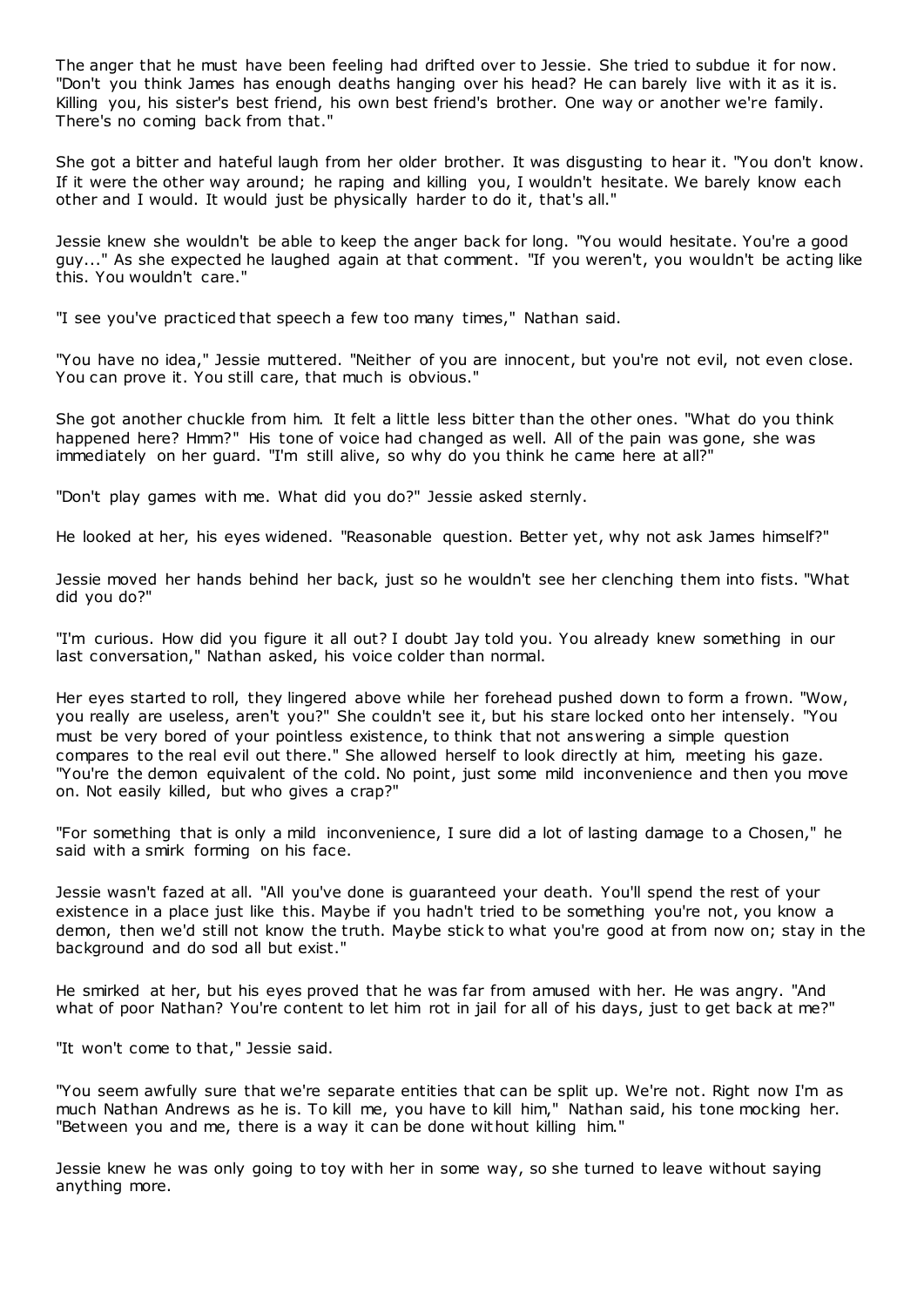The anger that he must have been feeling had drifted over to Jessie. She tried to subdue it for now. "Don't you think James has enough deaths hanging over his head? He can barely live with it as it is. Killing you, his sister's best friend, his own best friend's brother. One way or another we're family. There's no coming back from that."

She got a bitter and hateful laugh from her older brother. It was disgusting to hear it. "You don't know. If it were the other way around; he raping and killing you, I wouldn't hesitate. We barely know each other and I would. It would just be physically harder to do it, that's all."

Jessie knew she wouldn't be able to keep the anger back for long. "You would hesitate. You're a good guy..." As she expected he laughed again at that comment. "If you weren't, you wouldn't be acting like this. You wouldn't care."

"I see you've practiced that speech a few too many times," Nathan said.

"You have no idea," Jessie muttered. "Neither of you are innocent, but you're not evil, not even close. You can prove it. You still care, that much is obvious."

She got another chuckle from him. It felt a little less bitter than the other ones. "What do you think happened here? Hmm?" His tone of voice had changed as well. All of the pain was gone, she was immediately on her guard. "I'm still alive, so why do you think he came here at all?"

"Don't play games with me. What did you do?" Jessie asked sternly.

He looked at her, his eyes widened. "Reasonable question. Better yet, why not ask James himself?"

Jessie moved her hands behind her back, just so he wouldn't see her clenching them into fists. "What did you do?"

"I'm curious. How did you figure it all out? I doubt Jay told you. You already knew something in our last conversation," Nathan asked, his voice colder than normal.

Her eyes started to roll, they lingered above while her forehead pushed down to form a frown. "Wow, you really are useless, aren't you?" She couldn't see it, but his stare locked onto her intensely. "You must be very bored of your pointless existence, to think that not answering a simple question compares to the real evil out there." She allowed herself to look directly at him, meeting his gaze. "You're the demon equivalent of the cold. No point, just some mild inconvenience and then you move on. Not easily killed, but who gives a crap?"

"For something that is only a mild inconvenience, I sure did a lot of lasting damage to a Chosen," he said with a smirk forming on his face.

Jessie wasn't fazed at all. "All you've done is guaranteed your death. You'll spend the rest of your existence in a place just like this. Maybe if you hadn't tried to be something you're not, you know a demon, then we'd still not know the truth. Maybe stick to what you're good at from now on; stay in the background and do sod all but exist."

He smirked at her, but his eyes proved that he was far from amused with her. He was angry. "And what of poor Nathan? You're content to let him rot in jail for all of his days, just to get back at me?"

"It won't come to that," Jessie said.

"You seem awfully sure that we're separate entities that can be split up. We're not. Right now I'm as much Nathan Andrews as he is. To kill me, you have to kill him," Nathan said, his tone mocking her. "Between you and me, there is a way it can be done without killing him."

Jessie knew he was only going to toy with her in some way, so she turned to leave without saying anything more.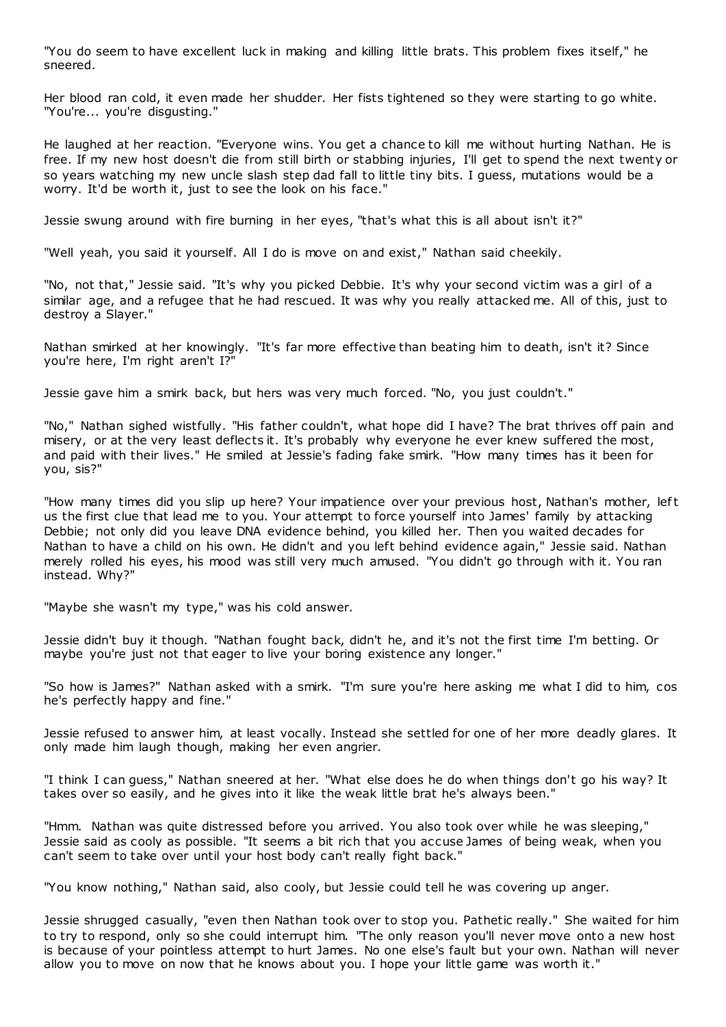"You do seem to have excellent luck in making and killing little brats. This problem fixes itself," he sneered.

Her blood ran cold, it even made her shudder. Her fists tightened so they were starting to go white. "You're... you're disgusting."

He laughed at her reaction. "Everyone wins. You get a chance to kill me without hurting Nathan. He is free. If my new host doesn't die from still birth or stabbing injuries, I'll get to spend the next twenty or so years watching my new uncle slash step dad fall to little tiny bits. I guess, mutations would be a worry. It'd be worth it, just to see the look on his face."

Jessie swung around with fire burning in her eyes, "that's what this is all about isn't it?"

"Well yeah, you said it yourself. All I do is move on and exist," Nathan said cheekily.

"No, not that," Jessie said. "It's why you picked Debbie. It's why your second victim was a girl of a similar age, and a refugee that he had rescued. It was why you really attacked me. All of this, just to destroy a Slayer."

Nathan smirked at her knowingly. "It's far more effective than beating him to death, isn't it? Since you're here, I'm right aren't I?"

Jessie gave him a smirk back, but hers was very much forced. "No, you just couldn't."

"No," Nathan sighed wistfully. "His father couldn't, what hope did I have? The brat thrives off pain and misery, or at the very least deflects it. It's probably why everyone he ever knew suffered the most, and paid with their lives." He smiled at Jessie's fading fake smirk. "How many times has it been for you, sis?"

"How many times did you slip up here? Your impatience over your previous host, Nathan's mother, left us the first clue that lead me to you. Your attempt to force yourself into James' family by attacking Debbie; not only did you leave DNA evidence behind, you killed her. Then you waited decades for Nathan to have a child on his own. He didn't and you left behind evidence again," Jessie said. Nathan merely rolled his eyes, his mood was still very much amused. "You didn't go through with it. You ran instead. Why?"

"Maybe she wasn't my type," was his cold answer.

Jessie didn't buy it though. "Nathan fought back, didn't he, and it's not the first time I'm betting. Or maybe you're just not that eager to live your boring existence any longer."

"So how is James?" Nathan asked with a smirk. "I'm sure you're here asking me what I did to him, cos he's perfectly happy and fine."

Jessie refused to answer him, at least vocally. Instead she settled for one of her more deadly glares. It only made him laugh though, making her even angrier.

"I think I can guess," Nathan sneered at her. "What else does he do when things don't go his way? It takes over so easily, and he gives into it like the weak little brat he's always been."

"Hmm. Nathan was quite distressed before you arrived. You also took over while he was sleeping," Jessie said as cooly as possible. "It seems a bit rich that you accuse James of being weak, when you can't seem to take over until your host body can't really fight back."

"You know nothing," Nathan said, also cooly, but Jessie could tell he was covering up anger.

Jessie shrugged casually, "even then Nathan took over to stop you. Pathetic really." She waited for him to try to respond, only so she could interrupt him. "The only reason you'll never move onto a new host is because of your pointless attempt to hurt James. No one else's fault but your own. Nathan will never allow you to move on now that he knows about you. I hope your little game was worth it."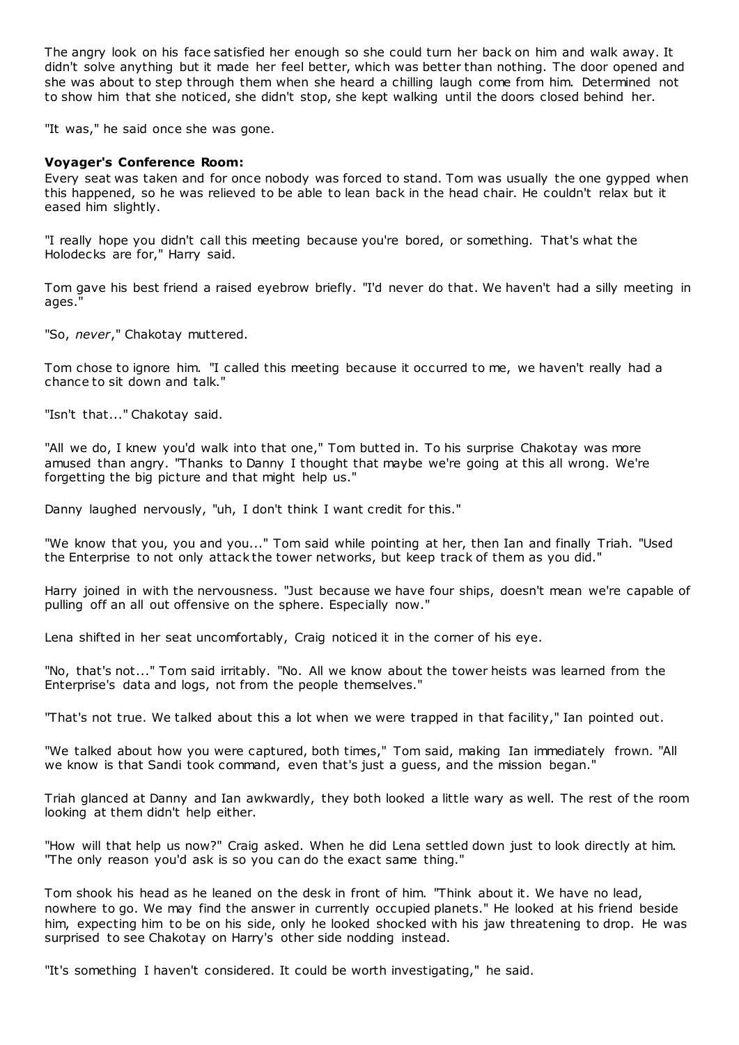The angry look on his face satisfied her enough so she could turn her back on him and walk away. It didn't solve anything but it made her feel better, which was better than nothing. The door opened and she was about to step through them when she heard a chilling laugh come from him. Determined not to show him that she noticed, she didn't stop, she kept walking until the doors closed behind her.

"It was," he said once she was gone.

**Voyager's Conference Room:**

Every seat was taken and for once nobody was forced to stand. Tom was usually the one gypped when this happened, so he was relieved to be able to lean back in the head chair. He couldn't relax but it eased him slightly.

"I really hope you didn't call this meeting because you're bored, or something. That's what the Holodecks are for," Harry said.

Tom gave his best friend a raised eyebrow briefly. "I'd never do that. We haven't had a silly meeting in ages."

"So, *never*," Chakotay muttered.

Tom chose to ignore him. "I called this meeting because it occurred to me, we haven't really had a chance to sit down and talk."

"Isn't that..." Chakotay said.

"All we do, I knew you'd walk into that one," Tom butted in. To his surprise Chakotay was more amused than angry. "Thanks to Danny I thought that maybe we're going at this all wrong. We're forgetting the big picture and that might help us."

Danny laughed nervously, "uh, I don't think I want credit for this."

"We know that you, you and you..." Tom said while pointing at her, then Ian and finally Triah. "Used the Enterprise to not only attack the tower networks, but keep track of them as you did."

Harry joined in with the nervousness. "Just because we have four ships, doesn't mean we're capable of pulling off an all out offensive on the sphere. Especially now."

Lena shifted in her seat uncomfortably, Craig noticed it in the corner of his eye.

"No, that's not..." Tom said irritably. "No. All we know about the tower heists was learned from the Enterprise's data and logs, not from the people themselves."

"That's not true. We talked about this a lot when we were trapped in that facility," Ian pointed out.

"We talked about how you were captured, both times," Tom said, making Ian immediately frown. "All we know is that Sandi took command, even that's just a guess, and the mission began."

Triah glanced at Danny and Ian awkwardly, they both looked a little wary as well. The rest of the room looking at them didn't help either.

"How will that help us now?" Craig asked. When he did Lena settled down just to look directly at him. "The only reason you'd ask is so you can do the exact same thing."

Tom shook his head as he leaned on the desk in front of him. "Think about it. We have no lead, nowhere to go. We may find the answer in currently occupied planets." He looked at his friend beside him, expecting him to be on his side, only he looked shocked with his jaw threatening to drop. He was surprised to see Chakotay on Harry's other side nodding instead.

"It's something I haven't considered. It could be worth investigating," he said.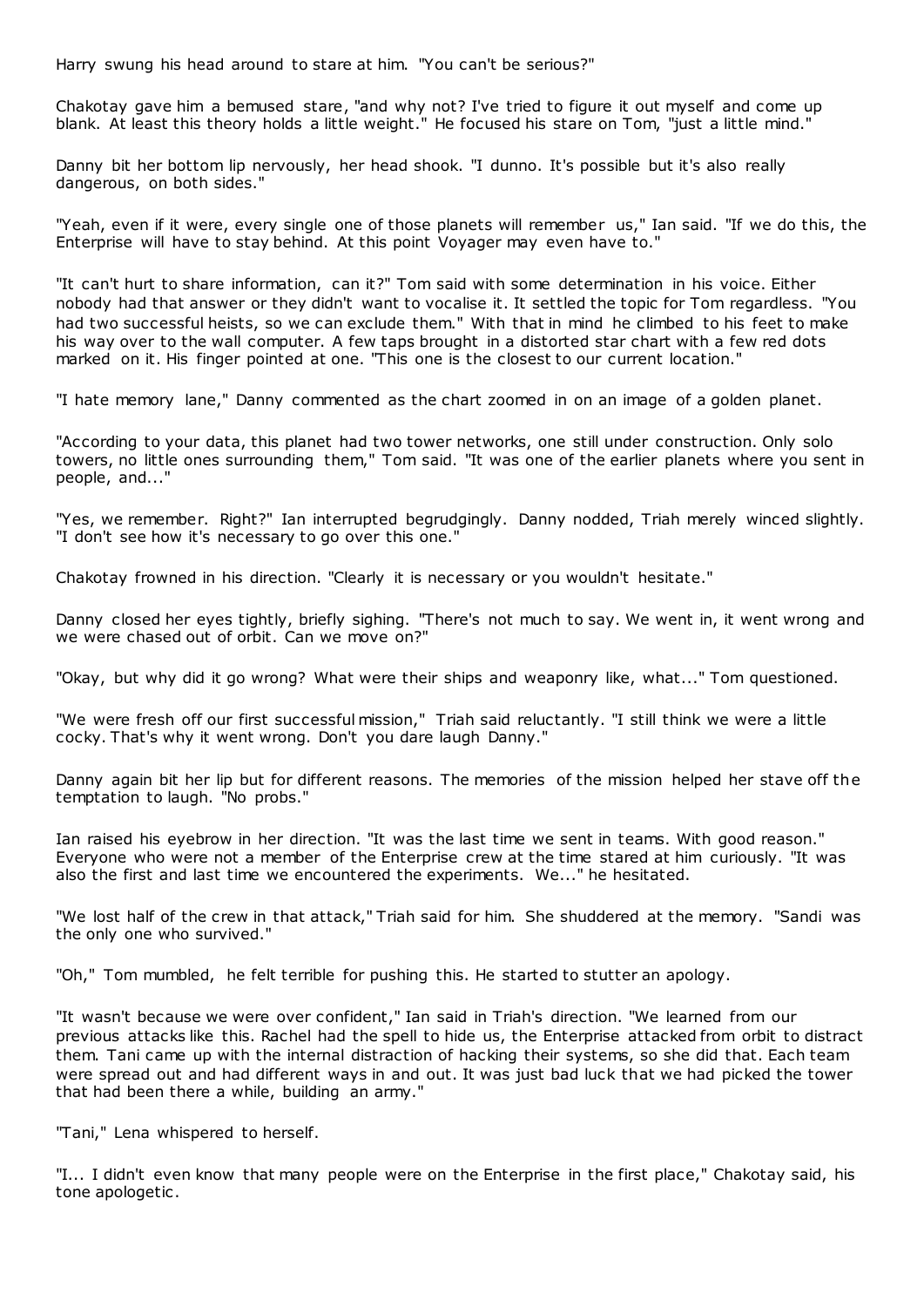Harry swung his head around to stare at him. "You can't be serious?"

Chakotay gave him a bemused stare, "and why not? I've tried to figure it out myself and come up blank. At least this theory holds a little weight." He focused his stare on Tom, "just a little mind."

Danny bit her bottom lip nervously, her head shook. "I dunno. It's possible but it's also really dangerous, on both sides."

"Yeah, even if it were, every single one of those planets will remember us," Ian said. "If we do this, the Enterprise will have to stay behind. At this point Voyager may even have to."

"It can't hurt to share information, can it?" Tom said with some determination in his voice. Either nobody had that answer or they didn't want to vocalise it. It settled the topic for Tom regardless. "You had two successful heists, so we can exclude them." With that in mind he climbed to his feet to make his way over to the wall computer. A few taps brought in a distorted star chart with a few red dots marked on it. His finger pointed at one. "This one is the closest to our current location."

"I hate memory lane," Danny commented as the chart zoomed in on an image of a golden planet.

"According to your data, this planet had two tower networks, one still under construction. Only solo towers, no little ones surrounding them," Tom said. "It was one of the earlier planets where you sent in people, and..."

"Yes, we remember. Right?" Ian interrupted begrudgingly. Danny nodded, Triah merely winced slightly. "I don't see how it's necessary to go over this one."

Chakotay frowned in his direction. "Clearly it is necessary or you wouldn't hesitate."

Danny closed her eyes tightly, briefly sighing. "There's not much to say. We went in, it went wrong and we were chased out of orbit. Can we move on?"

"Okay, but why did it go wrong? What were their ships and weaponry like, what..." Tom questioned.

"We were fresh off our first successful mission," Triah said reluctantly. "I still think we were a little cocky. That's why it went wrong. Don't you dare laugh Danny."

Danny again bit her lip but for different reasons. The memories of the mission helped her stave off the temptation to laugh. "No probs."

Ian raised his eyebrow in her direction. "It was the last time we sent in teams. With good reason." Everyone who were not a member of the Enterprise crew at the time stared at him curiously. "It was also the first and last time we encountered the experiments. We..." he hesitated.

"We lost half of the crew in that attack," Triah said for him. She shuddered at the memory. "Sandi was the only one who survived."

"Oh," Tom mumbled, he felt terrible for pushing this. He started to stutter an apology.

"It wasn't because we were over confident," Ian said in Triah's direction. "We learned from our previous attacks like this. Rachel had the spell to hide us, the Enterprise attacked from orbit to distract them. Tani came up with the internal distraction of hacking their systems, so she did that. Each team were spread out and had different ways in and out. It was just bad luck that we had picked the tower that had been there a while, building an army."

"Tani," Lena whispered to herself.

"I... I didn't even know that many people were on the Enterprise in the first place," Chakotay said, his tone apologetic.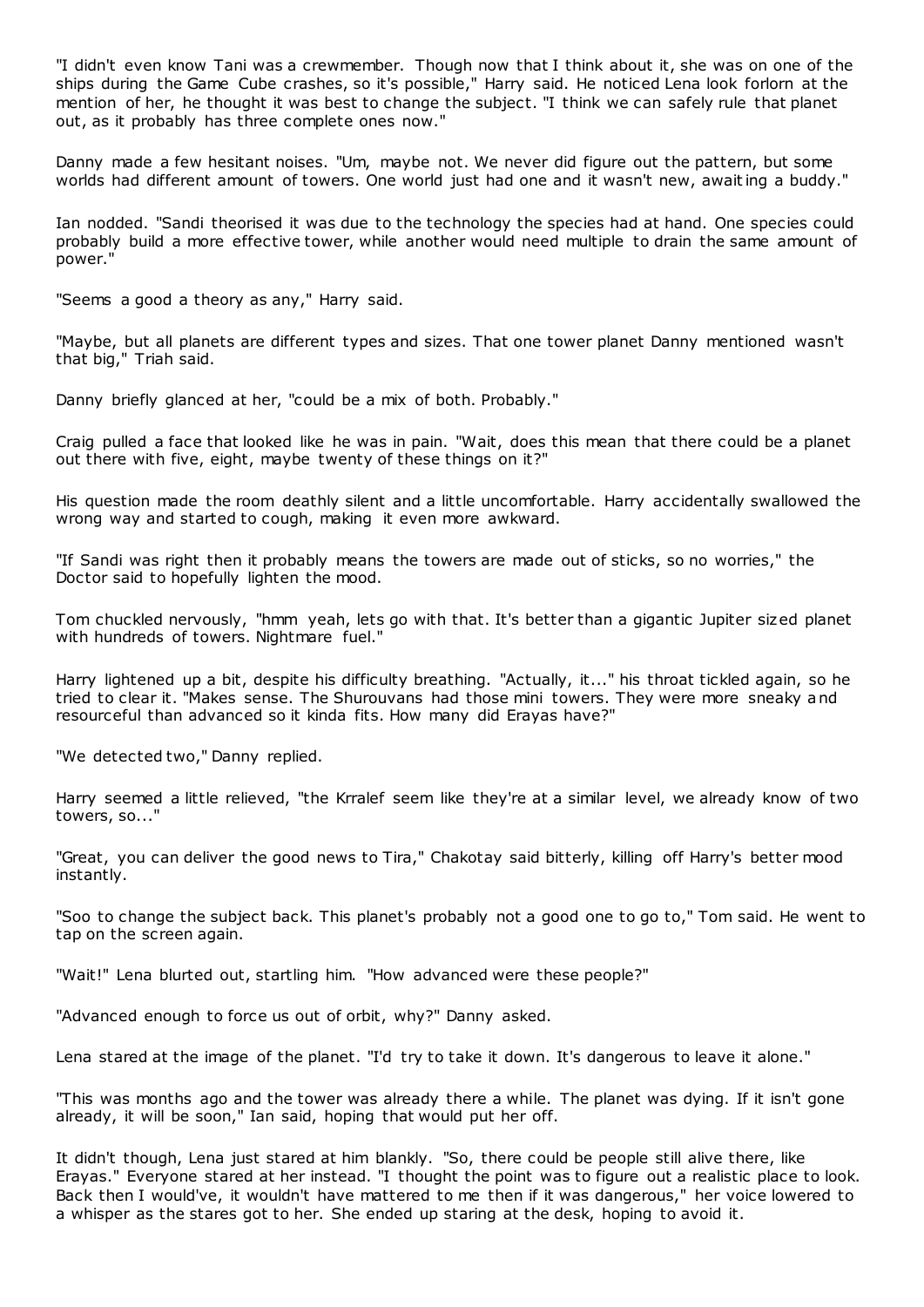"I didn't even know Tani was a crewmember. Though now that I think about it, she was on one of the ships during the Game Cube crashes, so it's possible," Harry said. He noticed Lena look forlorn at the mention of her, he thought it was best to change the subject. "I think we can safely rule that planet out, as it probably has three complete ones now."

Danny made a few hesitant noises. "Um, maybe not. We never did figure out the pattern, but some worlds had different amount of towers. One world just had one and it wasn't new, awaiting a buddy."

Ian nodded. "Sandi theorised it was due to the technology the species had at hand. One species could probably build a more effective tower, while another would need multiple to drain the same amount of power."

"Seems a good a theory as any," Harry said.

"Maybe, but all planets are different types and sizes. That one tower planet Danny mentioned wasn't that big," Triah said.

Danny briefly glanced at her, "could be a mix of both. Probably."

Craig pulled a face that looked like he was in pain. "Wait, does this mean that there could be a planet out there with five, eight, maybe twenty of these things on it?"

His question made the room deathly silent and a little uncomfortable. Harry accidentally swallowed the wrong way and started to cough, making it even more awkward.

"If Sandi was right then it probably means the towers are made out of sticks, so no worries," the Doctor said to hopefully lighten the mood.

Tom chuckled nervously, "hmm yeah, lets go with that. It's better than a gigantic Jupiter sized planet with hundreds of towers. Nightmare fuel."

Harry lightened up a bit, despite his difficulty breathing. "Actually, it..." his throat tickled again, so he tried to clear it. "Makes sense. The Shurouvans had those mini towers. They were more sneaky and resourceful than advanced so it kinda fits. How many did Erayas have?"

"We detected two," Danny replied.

Harry seemed a little relieved, "the Krralef seem like they're at a similar level, we already know of two towers, so..."

"Great, you can deliver the good news to Tira," Chakotay said bitterly, killing off Harry's better mood instantly.

"Soo to change the subject back. This planet's probably not a good one to go to," Tom said. He went to tap on the screen again.

"Wait!" Lena blurted out, startling him. "How advanced were these people?"

"Advanced enough to force us out of orbit, why?" Danny asked.

Lena stared at the image of the planet. "I'd try to take it down. It's dangerous to leave it alone."

"This was months ago and the tower was already there a while. The planet was dying. If it isn't gone already, it will be soon," Ian said, hoping that would put her off.

It didn't though, Lena just stared at him blankly. "So, there could be people still alive there, like Erayas." Everyone stared at her instead. "I thought the point was to figure out a realistic place to look. Back then I would've, it wouldn't have mattered to me then if it was dangerous," her voice lowered to a whisper as the stares got to her. She ended up staring at the desk, hoping to avoid it.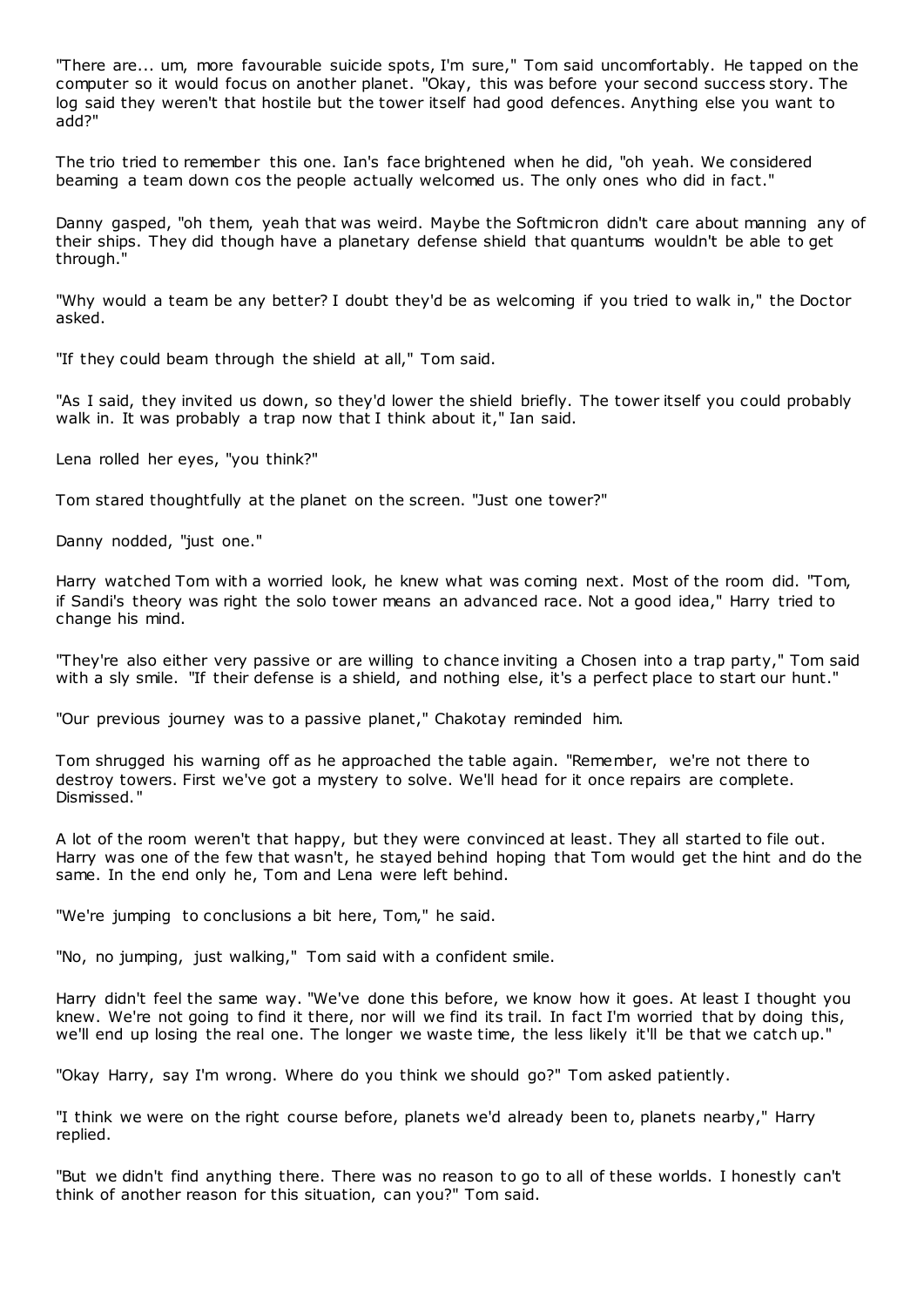"There are... um, more favourable suicide spots, I'm sure," Tom said uncomfortably. He tapped on the computer so it would focus on another planet. "Okay, this was before your second success story. The log said they weren't that hostile but the tower itself had good defences. Anything else you want to add?"

The trio tried to remember this one. Ian's face brightened when he did, "oh yeah. We considered beaming a team down cos the people actually welcomed us. The only ones who did in fact."

Danny gasped, "oh them, yeah that was weird. Maybe the Softmicron didn't care about manning any of their ships. They did though have a planetary defense shield that quantums wouldn't be able to get through."

"Why would a team be any better? I doubt they'd be as welcoming if you tried to walk in," the Doctor asked.

"If they could beam through the shield at all," Tom said.

"As I said, they invited us down, so they'd lower the shield briefly. The tower itself you could probably walk in. It was probably a trap now that I think about it," Ian said.

Lena rolled her eyes, "you think?"

Tom stared thoughtfully at the planet on the screen. "Just one tower?"

Danny nodded, "just one."

Harry watched Tom with a worried look, he knew what was coming next. Most of the room did. "Tom, if Sandi's theory was right the solo tower means an advanced race. Not a good idea," Harry tried to change his mind.

"They're also either very passive or are willing to chance inviting a Chosen into a trap party," Tom said with a sly smile. "If their defense is a shield, and nothing else, it's a perfect place to start our hunt."

"Our previous journey was to a passive planet," Chakotay reminded him.

Tom shrugged his warning off as he approached the table again. "Remember, we're not there to destroy towers. First we've got a mystery to solve. We'll head for it once repairs are complete. Dismissed."

A lot of the room weren't that happy, but they were convinced at least. They all started to file out. Harry was one of the few that wasn't, he stayed behind hoping that Tom would get the hint and do the same. In the end only he, Tom and Lena were left behind.

"We're jumping to conclusions a bit here, Tom," he said.

"No, no jumping, just walking," Tom said with a confident smile.

Harry didn't feel the same way. "We've done this before, we know how it goes. At least I thought you knew. We're not going to find it there, nor will we find its trail. In fact I'm worried that by doing this, we'll end up losing the real one. The longer we waste time, the less likely it'll be that we catch up."

"Okay Harry, say I'm wrong. Where do you think we should go?" Tom asked patiently.

"I think we were on the right course before, planets we'd already been to, planets nearby," Harry replied.

"But we didn't find anything there. There was no reason to go to all of these worlds. I honestly can't think of another reason for this situation, can you?" Tom said.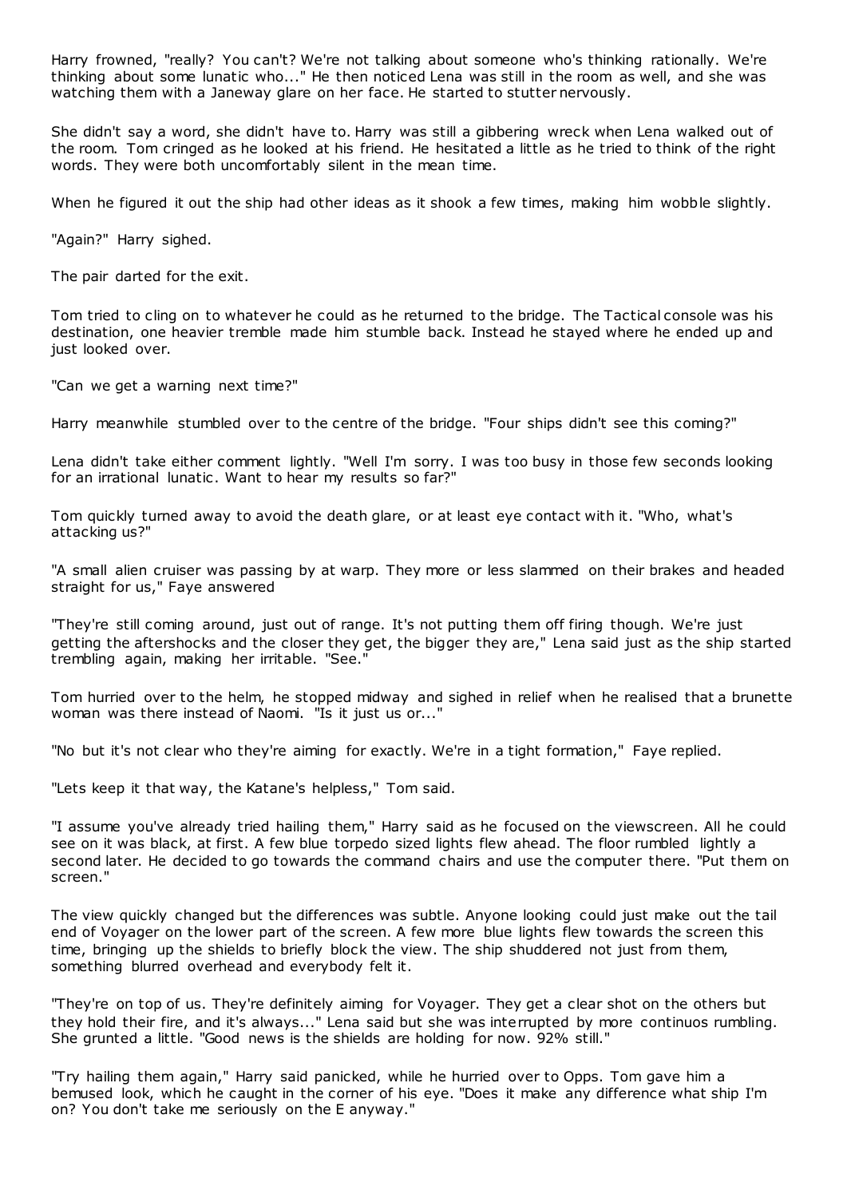Harry frowned, "really? You can't? We're not talking about someone who's thinking rationally. We're thinking about some lunatic who..." He then noticed Lena was still in the room as well, and she was watching them with a Janeway glare on her face. He started to stutter nervously.

She didn't say a word, she didn't have to. Harry was still a gibbering wreck when Lena walked out of the room. Tom cringed as he looked at his friend. He hesitated a little as he tried to think of the right words. They were both uncomfortably silent in the mean time.

When he figured it out the ship had other ideas as it shook a few times, making him wobble slightly.

"Again?" Harry sighed.

The pair darted for the exit.

Tom tried to cling on to whatever he could as he returned to the bridge. The Tactical console was his destination, one heavier tremble made him stumble back. Instead he stayed where he ended up and just looked over.

"Can we get a warning next time?"

Harry meanwhile stumbled over to the centre of the bridge. "Four ships didn't see this coming?"

Lena didn't take either comment lightly. "Well I'm sorry. I was too busy in those few seconds looking for an irrational lunatic. Want to hear my results so far?"

Tom quickly turned away to avoid the death glare, or at least eye contact with it. "Who, what's attacking us?"

"A small alien cruiser was passing by at warp. They more or less slammed on their brakes and headed straight for us," Faye answered

"They're still coming around, just out of range. It's not putting them off firing though. We're just getting the aftershocks and the closer they get, the bigger they are," Lena said just as the ship started trembling again, making her irritable. "See."

Tom hurried over to the helm, he stopped midway and sighed in relief when he realised that a brunette woman was there instead of Naomi. "Is it just us or..."

"No but it's not clear who they're aiming for exactly. We're in a tight formation," Faye replied.

"Lets keep it that way, the Katane's helpless," Tom said.

"I assume you've already tried hailing them," Harry said as he focused on the viewscreen. All he could see on it was black, at first. A few blue torpedo sized lights flew ahead. The floor rumbled lightly a second later. He decided to go towards the command chairs and use the computer there. "Put them on screen."

The view quickly changed but the differences was subtle. Anyone looking could just make out the tail end of Voyager on the lower part of the screen. A few more blue lights flew towards the screen this time, bringing up the shields to briefly block the view. The ship shuddered not just from them, something blurred overhead and everybody felt it.

"They're on top of us. They're definitely aiming for Voyager. They get a clear shot on the others but they hold their fire, and it's always..." Lena said but she was interrupted by more continuos rumbling. She grunted a little. "Good news is the shields are holding for now. 92% still."

"Try hailing them again," Harry said panicked, while he hurried over to Opps. Tom gave him a bemused look, which he caught in the corner of his eye. "Does it make any difference what ship I'm on? You don't take me seriously on the E anyway."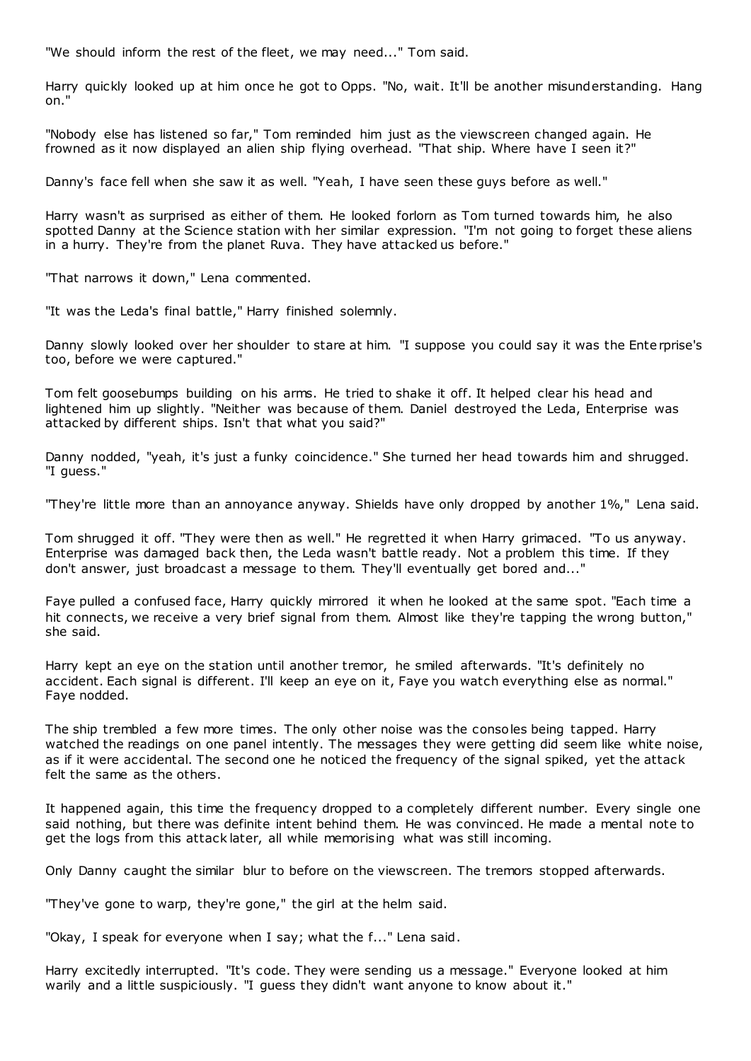"We should inform the rest of the fleet, we may need..." Tom said.

Harry quickly looked up at him once he got to Opps. "No, wait. It'll be another misunderstanding. Hang on."

"Nobody else has listened so far," Tom reminded him just as the viewscreen changed again. He frowned as it now displayed an alien ship flying overhead. "That ship. Where have I seen it?"

Danny's face fell when she saw it as well. "Yeah, I have seen these guys before as well."

Harry wasn't as surprised as either of them. He looked forlorn as Tom turned towards him, he also spotted Danny at the Science station with her similar expression. "I'm not going to forget these aliens in a hurry. They're from the planet Ruva. They have attacked us before."

"That narrows it down," Lena commented.

"It was the Leda's final battle," Harry finished solemnly.

Danny slowly looked over her shoulder to stare at him. "I suppose you could say it was the Enterprise's too, before we were captured."

Tom felt goosebumps building on his arms. He tried to shake it off. It helped clear his head and lightened him up slightly. "Neither was because of them. Daniel destroyed the Leda, Enterprise was attacked by different ships. Isn't that what you said?"

Danny nodded, "yeah, it's just a funky coincidence." She turned her head towards him and shrugged. "I guess."

"They're little more than an annoyance anyway. Shields have only dropped by another 1%," Lena said.

Tom shrugged it off. "They were then as well." He regretted it when Harry grimaced. "To us anyway. Enterprise was damaged back then, the Leda wasn't battle ready. Not a problem this time. If they don't answer, just broadcast a message to them. They'll eventually get bored and..."

Faye pulled a confused face, Harry quickly mirrored it when he looked at the same spot. "Each time a hit connects, we receive a very brief signal from them. Almost like they're tapping the wrong button," she said.

Harry kept an eye on the station until another tremor, he smiled afterwards. "It's definitely no accident. Each signal is different. I'll keep an eye on it, Faye you watch everything else as normal." Faye nodded.

The ship trembled a few more times. The only other noise was the consoles being tapped. Harry watched the readings on one panel intently. The messages they were getting did seem like white noise, as if it were accidental. The second one he noticed the frequency of the signal spiked, yet the attack felt the same as the others.

It happened again, this time the frequency dropped to a completely different number. Every single one said nothing, but there was definite intent behind them. He was convinced. He made a mental note to get the logs from this attack later, all while memorising what was still incoming.

Only Danny caught the similar blur to before on the viewscreen. The tremors stopped afterwards.

"They've gone to warp, they're gone," the girl at the helm said.

"Okay, I speak for everyone when I say; what the f..." Lena said.

Harry excitedly interrupted. "It's code. They were sending us a message." Everyone looked at him warily and a little suspiciously. "I guess they didn't want anyone to know about it."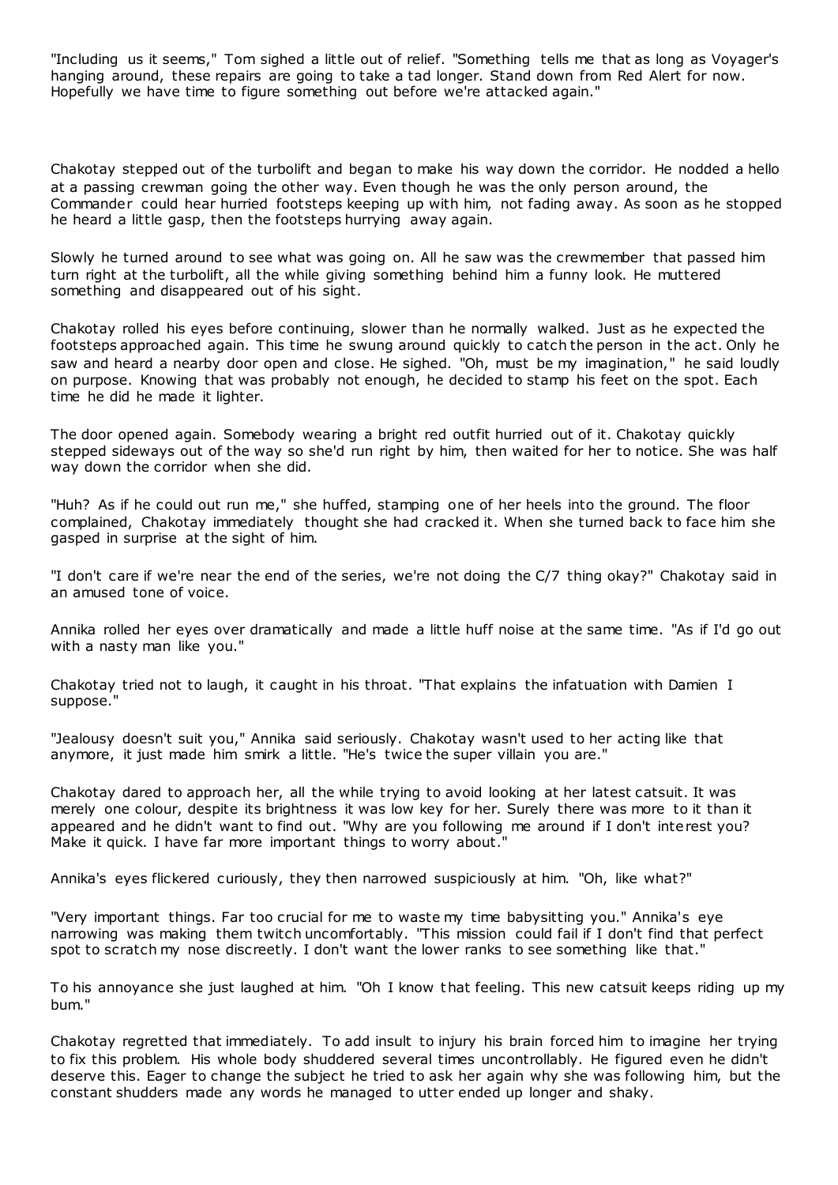"Including us it seems," Tom sighed a little out of relief. "Something tells me that as long as Voyager's hanging around, these repairs are going to take a tad longer. Stand down from Red Alert for now. Hopefully we have time to figure something out before we're attacked again."

Chakotay stepped out of the turbolift and began to make his way down the corridor. He nodded a hello at a passing crewman going the other way. Even though he was the only person around, the Commander could hear hurried footsteps keeping up with him, not fading away. As soon as he stopped he heard a little gasp, then the footsteps hurrying away again.

Slowly he turned around to see what was going on. All he saw was the crewmember that passed him turn right at the turbolift, all the while giving something behind him a funny look. He muttered something and disappeared out of his sight.

Chakotay rolled his eyes before continuing, slower than he normally walked. Just as he expected the footsteps approached again. This time he swung around quickly to catch the person in the act. Only he saw and heard a nearby door open and close. He sighed. "Oh, must be my imagination," he said loudly on purpose. Knowing that was probably not enough, he decided to stamp his feet on the spot. Each time he did he made it lighter.

The door opened again. Somebody wearing a bright red outfit hurried out of it. Chakotay quickly stepped sideways out of the way so she'd run right by him, then waited for her to notice. She was half way down the corridor when she did.

"Huh? As if he could out run me," she huffed, stamping one of her heels into the ground. The floor complained, Chakotay immediately thought she had cracked it. When she turned back to face him she gasped in surprise at the sight of him.

"I don't care if we're near the end of the series, we're not doing the C/7 thing okay?" Chakotay said in an amused tone of voice.

Annika rolled her eyes over dramatically and made a little huff noise at the same time. "As if I'd go out with a nasty man like you."

Chakotay tried not to laugh, it caught in his throat. "That explains the infatuation with Damien I suppose."

"Jealousy doesn't suit you," Annika said seriously. Chakotay wasn't used to her acting like that anymore, it just made him smirk a little. "He's twice the super villain you are."

Chakotay dared to approach her, all the while trying to avoid looking at her latest catsuit. It was merely one colour, despite its brightness it was low key for her. Surely there was more to it than it appeared and he didn't want to find out. "Why are you following me around if I don't interest you? Make it quick. I have far more important things to worry about."

Annika's eyes flickered curiously, they then narrowed suspiciously at him. "Oh, like what?"

"Very important things. Far too crucial for me to waste my time babysitting you." Annika's eye narrowing was making them twitch uncomfortably. "This mission could fail if I don't find that perfect spot to scratch my nose discreetly. I don't want the lower ranks to see something like that."

To his annoyance she just laughed at him. "Oh I know that feeling. This new catsuit keeps riding up my bum."

Chakotay regretted that immediately. To add insult to injury his brain forced him to imagine her trying to fix this problem. His whole body shuddered several times uncontrollably. He figured even he didn't deserve this. Eager to change the subject he tried to ask her again why she was following him, but the constant shudders made any words he managed to utter ended up longer and shaky.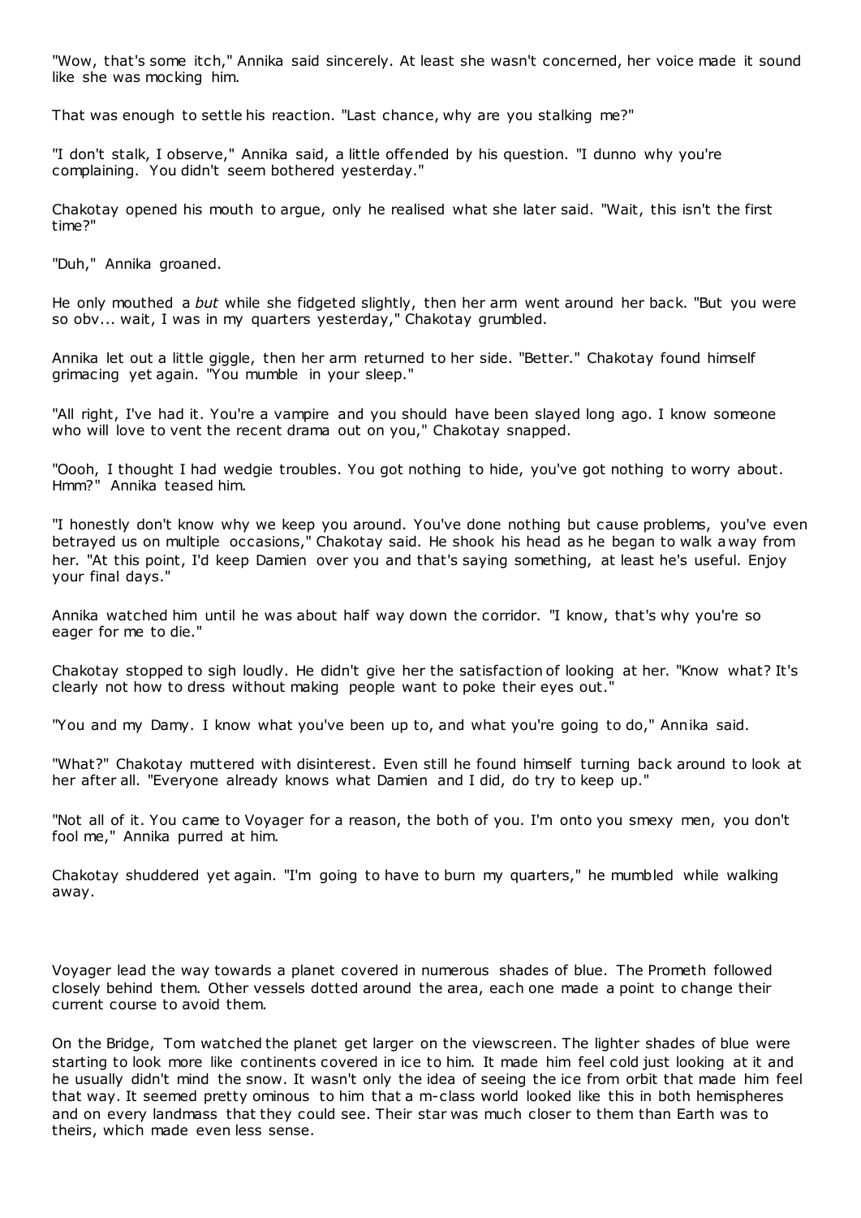"Wow, that's some itch," Annika said sincerely. At least she wasn't concerned, her voice made it sound like she was mocking him.

That was enough to settle his reaction. "Last chance, why are you stalking me?"

"I don't stalk, I observe," Annika said, a little offended by his question. "I dunno why you're complaining. You didn't seem bothered yesterday."

Chakotay opened his mouth to argue, only he realised what she later said. "Wait, this isn't the first time?"

"Duh," Annika groaned.

He only mouthed a *but* while she fidgeted slightly, then her arm went around her back. "But you were so obv... wait, I was in my quarters yesterday," Chakotay grumbled.

Annika let out a little giggle, then her arm returned to her side. "Better." Chakotay found himself grimacing yet again. "You mumble in your sleep."

"All right, I've had it. You're a vampire and you should have been slayed long ago. I know someone who will love to vent the recent drama out on you," Chakotay snapped.

"Oooh, I thought I had wedgie troubles. You got nothing to hide, you've got nothing to worry about. Hmm?" Annika teased him.

"I honestly don't know why we keep you around. You've done nothing but cause problems, you've even betrayed us on multiple occasions," Chakotay said. He shook his head as he began to walk away from her. "At this point, I'd keep Damien over you and that's saying something, at least he's useful. Enjoy your final days."

Annika watched him until he was about half way down the corridor. "I know, that's why you're so eager for me to die."

Chakotay stopped to sigh loudly. He didn't give her the satisfaction of looking at her. "Know what? It's clearly not how to dress without making people want to poke their eyes out."

"You and my Damy. I know what you've been up to, and what you're going to do," Annika said.

"What?" Chakotay muttered with disinterest. Even still he found himself turning back around to look at her after all. "Everyone already knows what Damien and I did, do try to keep up."

"Not all of it. You came to Voyager for a reason, the both of you. I'm onto you smexy men, you don't fool me," Annika purred at him.

Chakotay shuddered yet again. "I'm going to have to burn my quarters," he mumbled while walking away.

Voyager lead the way towards a planet covered in numerous shades of blue. The Prometh followed closely behind them. Other vessels dotted around the area, each one made a point to change their current course to avoid them.

On the Bridge, Tom watched the planet get larger on the viewscreen. The lighter shades of blue were starting to look more like continents covered in ice to him. It made him feel cold just looking at it and he usually didn't mind the snow. It wasn't only the idea of seeing the ice from orbit that made him feel that way. It seemed pretty ominous to him that a m-class world looked like this in both hemispheres and on every landmass that they could see. Their star was much closer to them than Earth was to theirs, which made even less sense.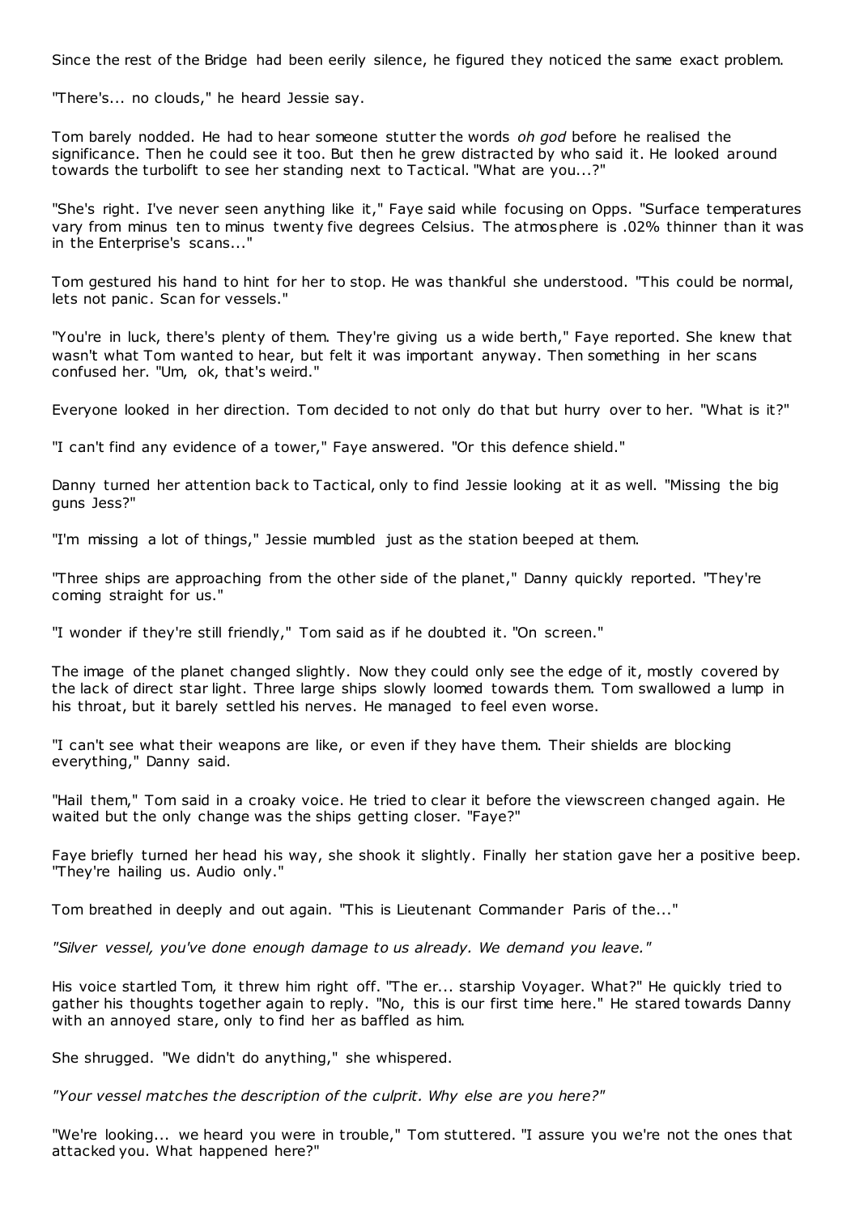Since the rest of the Bridge had been eerily silence, he figured they noticed the same exact problem.

"There's... no clouds," he heard Jessie say.

Tom barely nodded. He had to hear someone stutter the words *oh god* before he realised the significance. Then he could see it too. But then he grew distracted by who said it. He looked around towards the turbolift to see her standing next to Tactical. "What are you...?"

"She's right. I've never seen anything like it," Faye said while focusing on Opps. "Surface temperatures vary from minus ten to minus twenty five degrees Celsius. The atmosphere is .02% thinner than it was in the Enterprise's scans..."

Tom gestured his hand to hint for her to stop. He was thankful she understood. "This could be normal, lets not panic. Scan for vessels."

"You're in luck, there's plenty of them. They're giving us a wide berth," Faye reported. She knew that wasn't what Tom wanted to hear, but felt it was important anyway. Then something in her scans confused her. "Um, ok, that's weird."

Everyone looked in her direction. Tom decided to not only do that but hurry over to her. "What is it?"

"I can't find any evidence of a tower," Faye answered. "Or this defence shield."

Danny turned her attention back to Tactical, only to find Jessie looking at it as well. "Missing the big guns Jess?"

"I'm missing a lot of things," Jessie mumbled just as the station beeped at them.

"Three ships are approaching from the other side of the planet," Danny quickly reported. "They're coming straight for us."

"I wonder if they're still friendly," Tom said as if he doubted it. "On screen."

The image of the planet changed slightly. Now they could only see the edge of it, mostly covered by the lack of direct star light. Three large ships slowly loomed towards them. Tom swallowed a lump in his throat, but it barely settled his nerves. He managed to feel even worse.

"I can't see what their weapons are like, or even if they have them. Their shields are blocking everything," Danny said.

"Hail them," Tom said in a croaky voice. He tried to clear it before the viewscreen changed again. He waited but the only change was the ships getting closer. "Faye?"

Faye briefly turned her head his way, she shook it slightly. Finally her station gave her a positive beep. "They're hailing us. Audio only."

Tom breathed in deeply and out again. "This is Lieutenant Commander Paris of the..."

*"Silver vessel, you've done enough damage to us already. We demand you leave."*

His voice startled Tom, it threw him right off. "The er... starship Voyager. What?" He quickly tried to gather his thoughts together again to reply. "No, this is our first time here." He stared towards Danny with an annoyed stare, only to find her as baffled as him.

She shrugged. "We didn't do anything," she whispered.

*"Your vessel matches the description of the culprit. Why else are you here?"*

"We're looking... we heard you were in trouble," Tom stuttered. "I assure you we're not the ones that attacked you. What happened here?"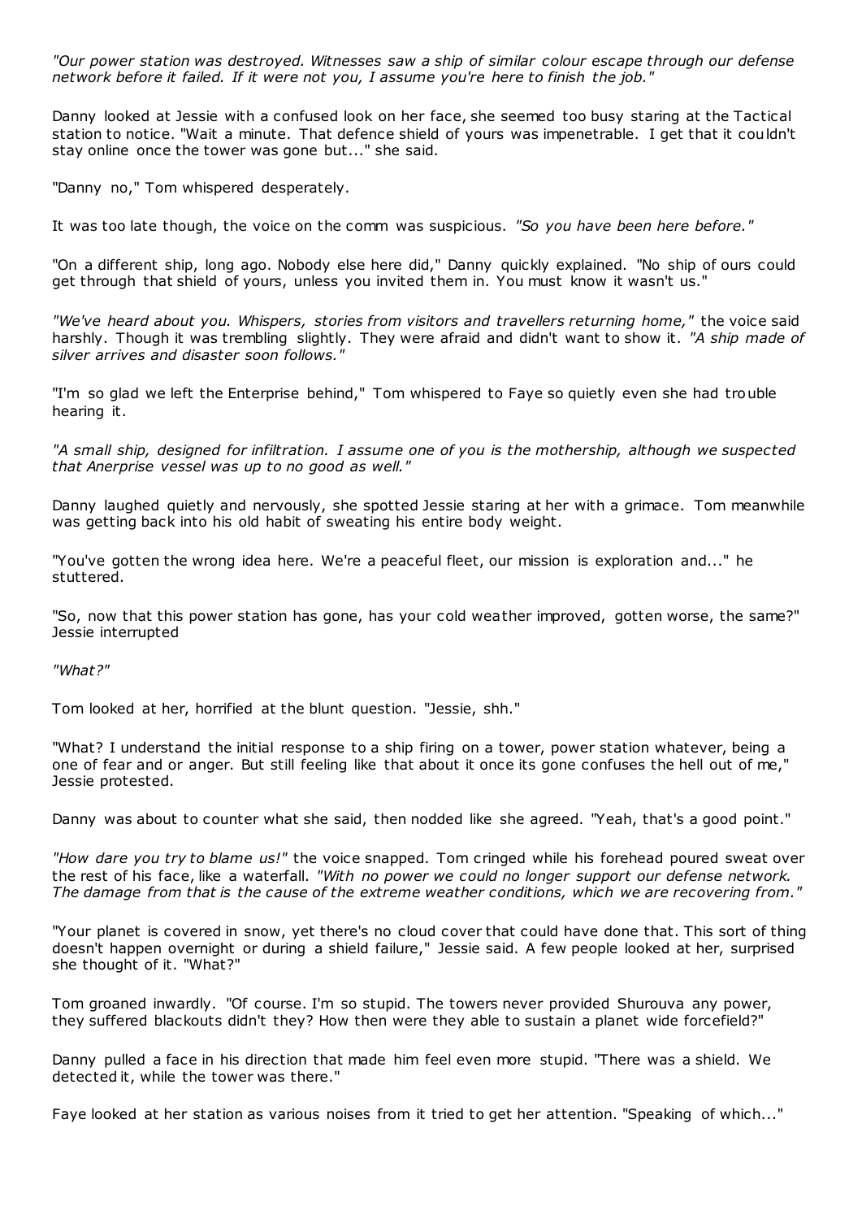*"Our power station was destroyed. Witnesses saw a ship of similar colour escape through our defense network before it failed. If it were not you, I assume you're here to finish the job."*

Danny looked at Jessie with a confused look on her face, she seemed too busy staring at the Tactical station to notice. "Wait a minute. That defence shield of yours was impenetrable. I get that it couldn't stay online once the tower was gone but..." she said.

"Danny no," Tom whispered desperately.

It was too late though, the voice on the comm was suspicious. *"So you have been here before."*

"On a different ship, long ago. Nobody else here did," Danny quickly explained. "No ship of ours could get through that shield of yours, unless you invited them in. You must know it wasn't us."

*"We've heard about you. Whispers, stories from visitors and travellers returning home,"* the voice said harshly. Though it was trembling slightly. They were afraid and didn't want to show it. *"A ship made of silver arrives and disaster soon follows."*

"I'm so glad we left the Enterprise behind," Tom whispered to Faye so quietly even she had trouble hearing it.

*"A small ship, designed for infiltration. I assume one of you is the mothership, although we suspected that Anerprise vessel was up to no good as well."*

Danny laughed quietly and nervously, she spotted Jessie staring at her with a grimace. Tom meanwhile was getting back into his old habit of sweating his entire body weight.

"You've gotten the wrong idea here. We're a peaceful fleet, our mission is exploration and..." he stuttered.

"So, now that this power station has gone, has your cold weather improved, gotten worse, the same?" Jessie interrupted

*"What?"*

Tom looked at her, horrified at the blunt question. "Jessie, shh."

"What? I understand the initial response to a ship firing on a tower, power station whatever, being a one of fear and or anger. But still feeling like that about it once its gone confuses the hell out of me," Jessie protested.

Danny was about to counter what she said, then nodded like she agreed. "Yeah, that's a good point."

*"How dare you try to blame us!"* the voice snapped. Tom cringed while his forehead poured sweat over the rest of his face, like a waterfall. *"With no power we could no longer support our defense network. The damage from that is the cause of the extreme weather conditions, which we are recovering from."*

"Your planet is covered in snow, yet there's no cloud cover that could have done that. This sort of thing doesn't happen overnight or during a shield failure," Jessie said. A few people looked at her, surprised she thought of it. "What?"

Tom groaned inwardly. "Of course. I'm so stupid. The towers never provided Shurouva any power, they suffered blackouts didn't they? How then were they able to sustain a planet wide forcefield?"

Danny pulled a face in his direction that made him feel even more stupid. "There was a shield. We detected it, while the tower was there."

Faye looked at her station as various noises from it tried to get her attention. "Speaking of which..."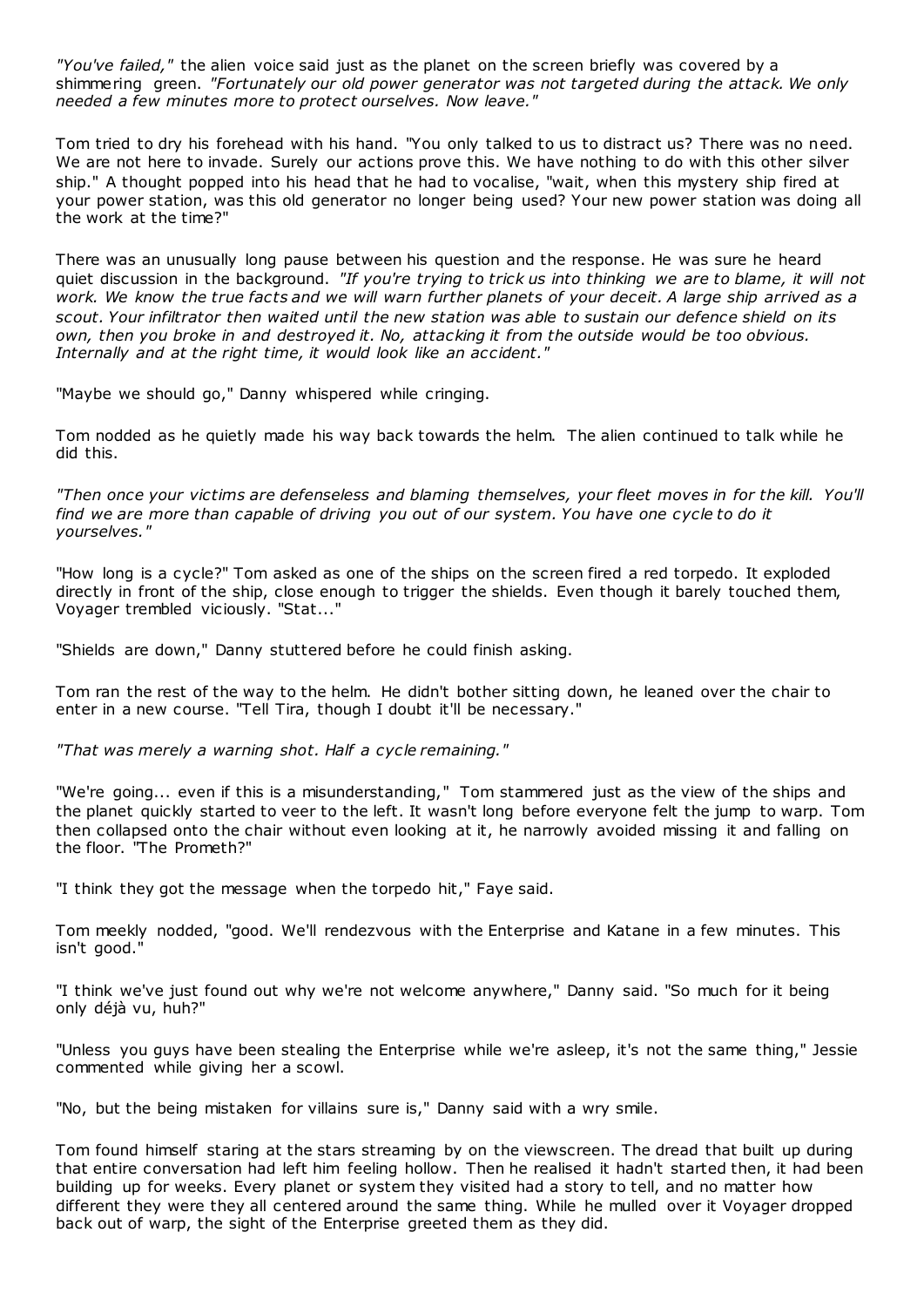*"You've failed,"* the alien voice said just as the planet on the screen briefly was covered by a shimmering green. *"Fortunately our old power generator was not targeted during the attack. We only needed a few minutes more to protect ourselves. Now leave."*

Tom tried to dry his forehead with his hand. "You only talked to us to distract us? There was no need. We are not here to invade. Surely our actions prove this. We have nothing to do with this other silver ship." A thought popped into his head that he had to vocalise, "wait, when this mystery ship fired at your power station, was this old generator no longer being used? Your new power station was doing all the work at the time?"

There was an unusually long pause between his question and the response. He was sure he heard quiet discussion in the background. *"If you're trying to trick us into thinking we are to blame, it will not work. We know the true facts and we will warn further planets of your deceit. A large ship arrived as a scout. Your infiltrator then waited until the new station was able to sustain our defence shield on its own, then you broke in and destroyed it. No, attacking it from the outside would be too obvious. Internally and at the right time, it would look like an accident."*

"Maybe we should go," Danny whispered while cringing.

Tom nodded as he quietly made his way back towards the helm. The alien continued to talk while he did this.

*"Then once your victims are defenseless and blaming themselves, your fleet moves in for the kill. You'll find we are more than capable of driving you out of our system. You have one cycle to do it yourselves."*

"How long is a cycle?" Tom asked as one of the ships on the screen fired a red torpedo. It exploded directly in front of the ship, close enough to trigger the shields. Even though it barely touched them, Voyager trembled viciously. "Stat..."

"Shields are down," Danny stuttered before he could finish asking.

Tom ran the rest of the way to the helm. He didn't bother sitting down, he leaned over the chair to enter in a new course. "Tell Tira, though I doubt it'll be necessary."

*"That was merely a warning shot. Half a cycle remaining."*

"We're going... even if this is a misunderstanding," Tom stammered just as the view of the ships and the planet quickly started to veer to the left. It wasn't long before everyone felt the jump to warp. Tom then collapsed onto the chair without even looking at it, he narrowly avoided missing it and falling on the floor. "The Prometh?"

"I think they got the message when the torpedo hit," Faye said.

Tom meekly nodded, "good. We'll rendezvous with the Enterprise and Katane in a few minutes. This isn't good."

"I think we've just found out why we're not welcome anywhere," Danny said. "So much for it being only déjà vu, huh?"

"Unless you guys have been stealing the Enterprise while we're asleep, it's not the same thing," Jessie commented while giving her a scowl.

"No, but the being mistaken for villains sure is," Danny said with a wry smile.

Tom found himself staring at the stars streaming by on the viewscreen. The dread that built up during that entire conversation had left him feeling hollow. Then he realised it hadn't started then, it had been building up for weeks. Every planet or system they visited had a story to tell, and no matter how different they were they all centered around the same thing. While he mulled over it Voyager dropped back out of warp, the sight of the Enterprise greeted them as they did.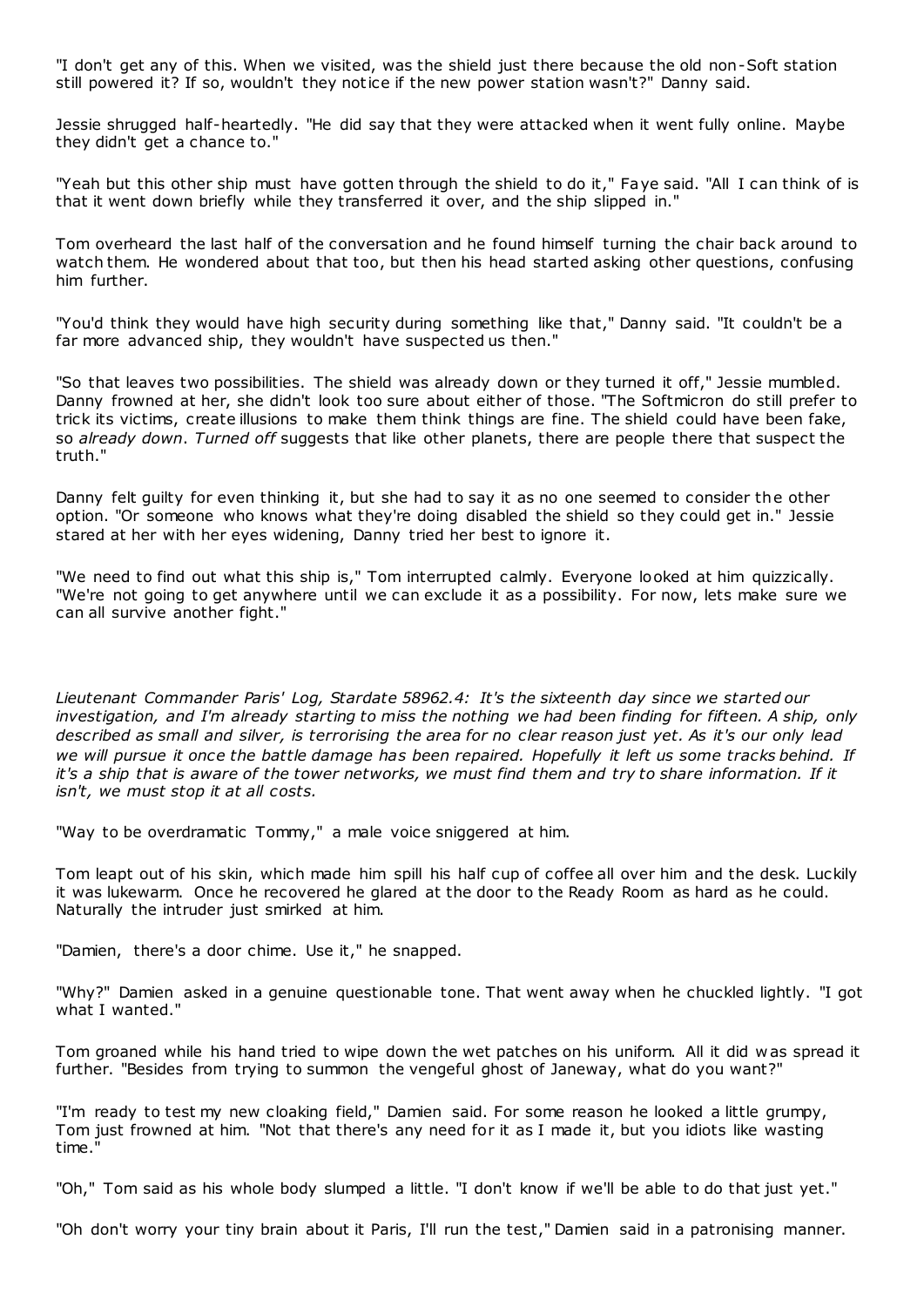"I don't get any of this. When we visited, was the shield just there because the old non-Soft station still powered it? If so, wouldn't they notice if the new power station wasn't?" Danny said.

Jessie shrugged half-heartedly. "He did say that they were attacked when it went fully online. Maybe they didn't get a chance to."

"Yeah but this other ship must have gotten through the shield to do it," Faye said. "All I can think of is that it went down briefly while they transferred it over, and the ship slipped in."

Tom overheard the last half of the conversation and he found himself turning the chair back around to watch them. He wondered about that too, but then his head started asking other questions, confusing him further.

"You'd think they would have high security during something like that," Danny said. "It couldn't be a far more advanced ship, they wouldn't have suspected us then."

"So that leaves two possibilities. The shield was already down or they turned it off," Jessie mumbled. Danny frowned at her, she didn't look too sure about either of those. "The Softmicron do still prefer to trick its victims, create illusions to make them think things are fine. The shield could have been fake, so *already down*. *Turned off* suggests that like other planets, there are people there that suspect the truth."

Danny felt guilty for even thinking it, but she had to say it as no one seemed to consider the other option. "Or someone who knows what they're doing disabled the shield so they could get in." Jessie stared at her with her eyes widening, Danny tried her best to ignore it.

"We need to find out what this ship is," Tom interrupted calmly. Everyone looked at him quizzically. "We're not going to get anywhere until we can exclude it as a possibility. For now, lets make sure we can all survive another fight."

*Lieutenant Commander Paris' Log, Stardate 58962.4: It's the sixteenth day since we started our investigation, and I'm already starting to miss the nothing we had been finding for fifteen. A ship, only described as small and silver, is terrorising the area for no clear reason just yet. As it's our only lead we will pursue it once the battle damage has been repaired. Hopefully it left us some tracks behind. If it's a ship that is aware of the tower networks, we must find them and try to share information. If it isn't, we must stop it at all costs.*

"Way to be overdramatic Tommy," a male voice sniggered at him.

Tom leapt out of his skin, which made him spill his half cup of coffee all over him and the desk. Luckily it was lukewarm. Once he recovered he glared at the door to the Ready Room as hard as he could. Naturally the intruder just smirked at him.

"Damien, there's a door chime. Use it," he snapped.

"Why?" Damien asked in a genuine questionable tone. That went away when he chuckled lightly. "I got what I wanted."

Tom groaned while his hand tried to wipe down the wet patches on his uniform. All it did was spread it further. "Besides from trying to summon the vengeful ghost of Janeway, what do you want?"

"I'm ready to test my new cloaking field," Damien said. For some reason he looked a little grumpy, Tom just frowned at him. "Not that there's any need for it as I made it, but you idiots like wasting time."

"Oh," Tom said as his whole body slumped a little. "I don't know if we'll be able to do that just yet."

"Oh don't worry your tiny brain about it Paris, I'll run the test," Damien said in a patronising manner.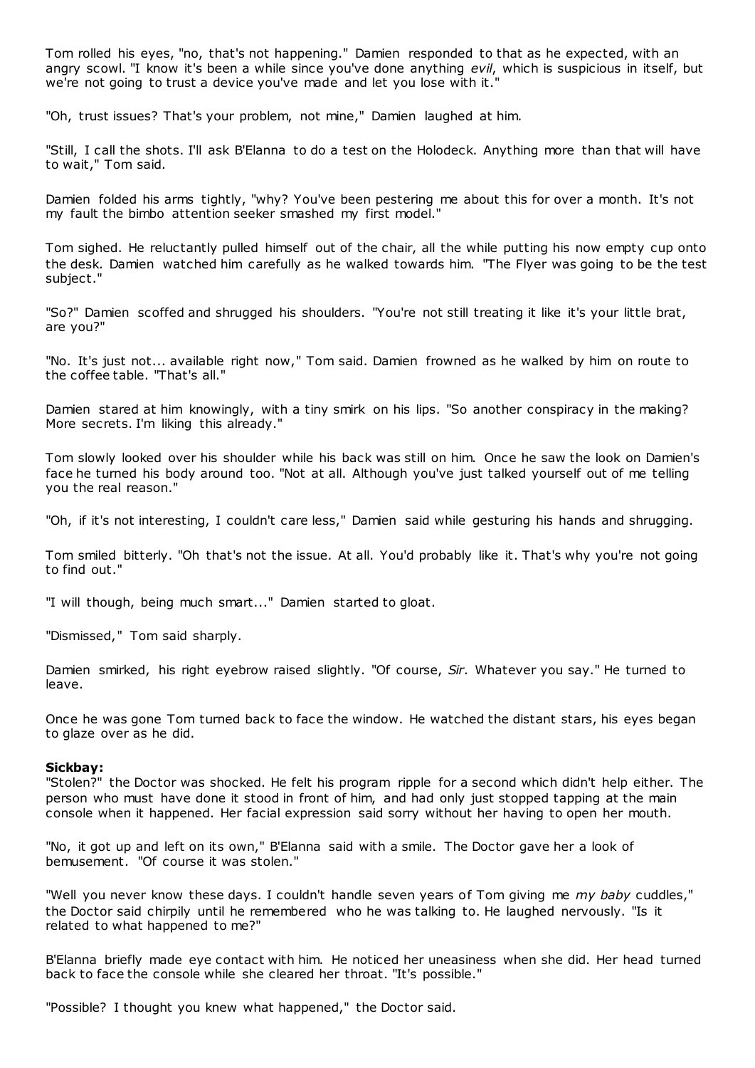Tom rolled his eyes, "no, that's not happening." Damien responded to that as he expected, with an angry scowl. "I know it's been a while since you've done anything *evil*, which is suspicious in itself, but we're not going to trust a device you've made and let you lose with it."

"Oh, trust issues? That's your problem, not mine," Damien laughed at him.

"Still, I call the shots. I'll ask B'Elanna to do a test on the Holodeck. Anything more than that will have to wait," Tom said.

Damien folded his arms tightly, "why? You've been pestering me about this for over a month. It's not my fault the bimbo attention seeker smashed my first model."

Tom sighed. He reluctantly pulled himself out of the chair, all the while putting his now empty cup onto the desk. Damien watched him carefully as he walked towards him. "The Flyer was going to be the test subject."

"So?" Damien scoffed and shrugged his shoulders. "You're not still treating it like it's your little brat, are you?"

"No. It's just not... available right now," Tom said. Damien frowned as he walked by him on route to the coffee table. "That's all."

Damien stared at him knowingly, with a tiny smirk on his lips. "So another conspiracy in the making? More secrets. I'm liking this already."

Tom slowly looked over his shoulder while his back was still on him. Once he saw the look on Damien's face he turned his body around too. "Not at all. Although you've just talked yourself out of me telling you the real reason."

"Oh, if it's not interesting, I couldn't care less," Damien said while gesturing his hands and shrugging.

Tom smiled bitterly. "Oh that's not the issue. At all. You'd probably like it. That's why you're not going to find out."

"I will though, being much smart..." Damien started to gloat.

"Dismissed," Tom said sharply.

Damien smirked, his right eyebrow raised slightly. "Of course, *Sir.* Whatever you say." He turned to leave.

Once he was gone Tom turned back to face the window. He watched the distant stars, his eyes began to glaze over as he did.

**Sickbay:**

"Stolen?" the Doctor was shocked. He felt his program ripple for a second which didn't help either. The person who must have done it stood in front of him, and had only just stopped tapping at the main console when it happened. Her facial expression said sorry without her having to open her mouth.

"No, it got up and left on its own," B'Elanna said with a smile. The Doctor gave her a look of bemusement. "Of course it was stolen."

"Well you never know these days. I couldn't handle seven years of Tom giving me *my baby* cuddles," the Doctor said chirpily until he remembered who he was talking to. He laughed nervously. "Is it related to what happened to me?"

B'Elanna briefly made eye contact with him. He noticed her uneasiness when she did. Her head turned back to face the console while she cleared her throat. "It's possible."

"Possible? I thought you knew what happened," the Doctor said.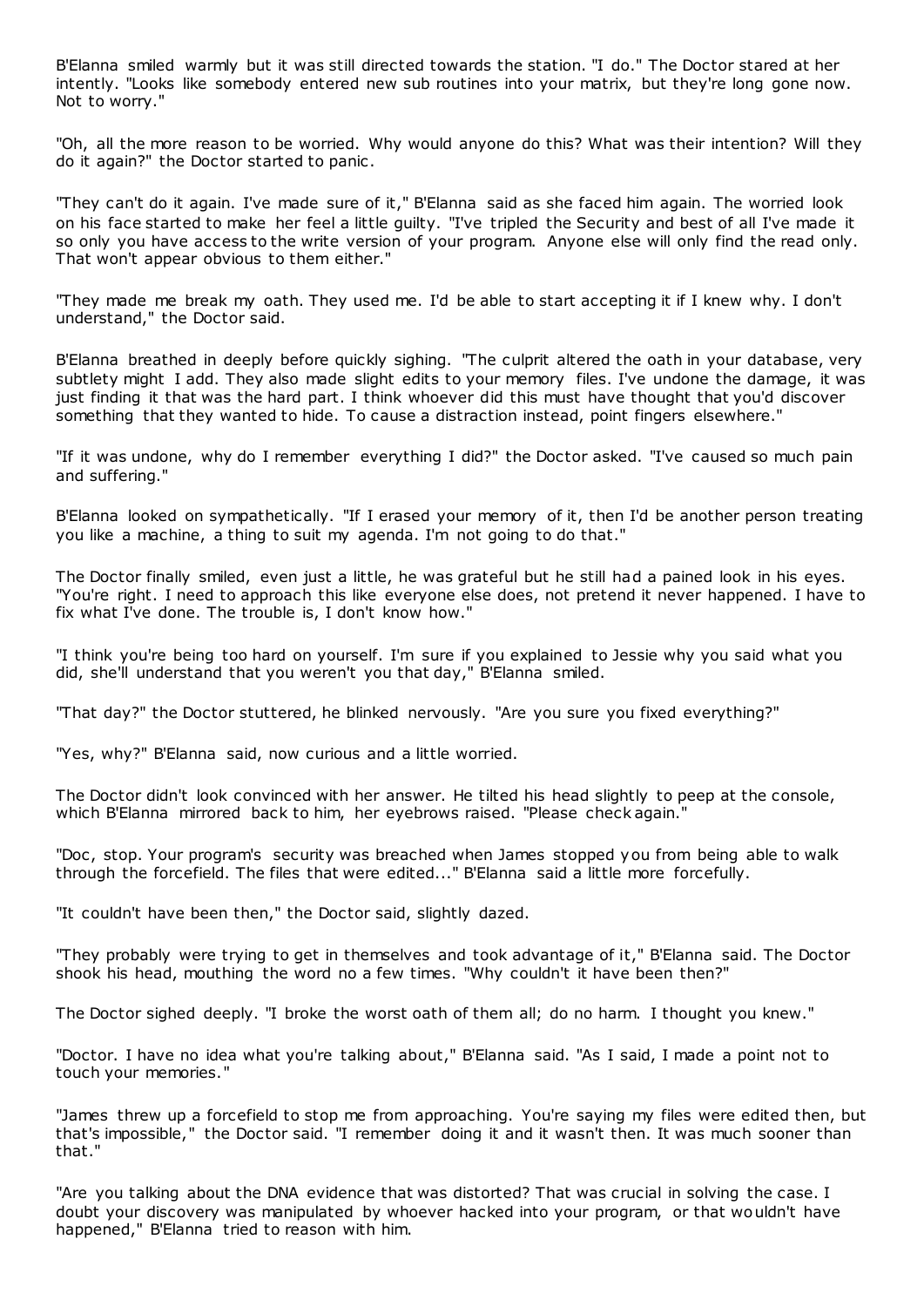B'Elanna smiled warmly but it was still directed towards the station. "I do." The Doctor stared at her intently. "Looks like somebody entered new sub routines into your matrix, but they're long gone now. Not to worry."

"Oh, all the more reason to be worried. Why would anyone do this? What was their intention? Will they do it again?" the Doctor started to panic.

"They can't do it again. I've made sure of it," B'Elanna said as she faced him again. The worried look on his face started to make her feel a little guilty. "I've tripled the Security and best of all I've made it so only you have access to the write version of your program. Anyone else will only find the read only. That won't appear obvious to them either."

"They made me break my oath. They used me. I'd be able to start accepting it if I knew why. I don't understand," the Doctor said.

B'Elanna breathed in deeply before quickly sighing. "The culprit altered the oath in your database, very subtlety might I add. They also made slight edits to your memory files. I've undone the damage, it was just finding it that was the hard part. I think whoever did this must have thought that you'd discover something that they wanted to hide. To cause a distraction instead, point fingers elsewhere."

"If it was undone, why do I remember everything I did?" the Doctor asked. "I've caused so much pain and suffering."

B'Elanna looked on sympathetically. "If I erased your memory of it, then I'd be another person treating you like a machine, a thing to suit my agenda. I'm not going to do that."

The Doctor finally smiled, even just a little, he was grateful but he still had a pained look in his eyes. "You're right. I need to approach this like everyone else does, not pretend it never happened. I have to fix what I've done. The trouble is, I don't know how."

"I think you're being too hard on yourself. I'm sure if you explained to Jessie why you said what you did, she'll understand that you weren't you that day," B'Elanna smiled.

"That day?" the Doctor stuttered, he blinked nervously. "Are you sure you fixed everything?"

"Yes, why?" B'Elanna said, now curious and a little worried.

The Doctor didn't look convinced with her answer. He tilted his head slightly to peep at the console, which B'Elanna mirrored back to him, her eyebrows raised. "Please check again."

"Doc, stop. Your program's security was breached when James stopped you from being able to walk through the forcefield. The files that were edited..." B'Elanna said a little more forcefully.

"It couldn't have been then," the Doctor said, slightly dazed.

"They probably were trying to get in themselves and took advantage of it," B'Elanna said. The Doctor shook his head, mouthing the word no a few times. "Why couldn't it have been then?"

The Doctor sighed deeply. "I broke the worst oath of them all; do no harm. I thought you knew."

"Doctor. I have no idea what you're talking about," B'Elanna said. "As I said, I made a point not to touch your memories."

"James threw up a forcefield to stop me from approaching. You're saying my files were edited then, but that's impossible," the Doctor said. "I remember doing it and it wasn't then. It was much sooner than that."

"Are you talking about the DNA evidence that was distorted? That was crucial in solving the case. I doubt your discovery was manipulated by whoever hacked into your program, or that wouldn't have happened," B'Elanna tried to reason with him.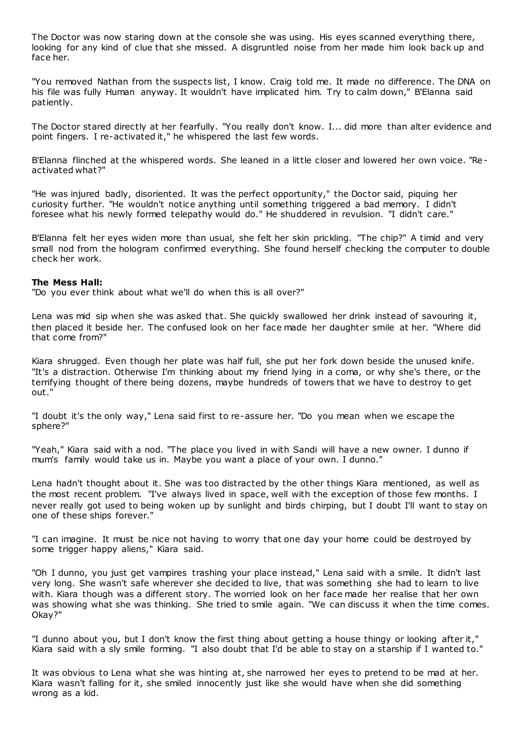The Doctor was now staring down at the console she was using. His eyes scanned everything there, looking for any kind of clue that she missed. A disgruntled noise from her made him look back up and face her.

"You removed Nathan from the suspects list, I know. Craig told me. It made no difference. The DNA on his file was fully Human anyway. It wouldn't have implicated him. Try to calm down," B'Elanna said patiently.

The Doctor stared directly at her fearfully. "You really don't know. I... did more than alter evidence and point fingers. I re-activated it," he whispered the last few words.

B'Elanna flinched at the whispered words. She leaned in a little closer and lowered her own voice. "Re-activated what?"

"He was injured badly, disoriented. It was the perfect opportunity," the Doctor said, piquing her curiosity further. "He wouldn't notice anything until something triggered a bad memory. I didn't foresee what his newly formed telepathy would do." He shuddered in revulsion. "I didn't care."

B'Elanna felt her eyes widen more than usual, she felt her skin prickling. "The chip?" A timid and very small nod from the hologram confirmed everything. She found herself checking the computer to double check her work.

**The Mess Hall:**

"Do you ever think about what we'll do when this is all over?"

Lena was mid sip when she was asked that. She quickly swallowed her drink instead of savouring it, then placed it beside her. The confused look on her face made her daughter smile at her. "Where did that come from?"

Kiara shrugged. Even though her plate was half full, she put her fork down beside the unused knife. "It's a distraction. Otherwise I'm thinking about my friend lying in a coma, or why she's there, or the terrifying thought of there being dozens, maybe hundreds of towers that we have to destroy to get out."

"I doubt it's the only way," Lena said first to re-assure her. "Do you mean when we escape the sphere?"

"Yeah," Kiara said with a nod. "The place you lived in with Sandi will have a new owner. I dunno if mum's family would take us in. Maybe you want a place of your own. I dunno."

Lena hadn't thought about it. She was too distracted by the other things Kiara mentioned, as well as the most recent problem. "I've always lived in space, well with the exception of those few months. I never really got used to being woken up by sunlight and birds chirping, but I doubt I'll want to stay on one of these ships forever."

"I can imagine. It must be nice not having to worry that one day your home could be destroyed by some trigger happy aliens," Kiara said.

"Oh I dunno, you just get vampires trashing your place instead," Lena said with a smile. It didn't last very long. She wasn't safe wherever she decided to live, that was something she had to learn to live with. Kiara though was a different story. The worried look on her face made her realise that her own was showing what she was thinking. She tried to smile again. "We can discuss it when the time comes. Okay?"

"I dunno about you, but I don't know the first thing about getting a house thingy or looking after it," Kiara said with a sly smile forming. "I also doubt that I'd be able to stay on a starship if I wanted to."

It was obvious to Lena what she was hinting at, she narrowed her eyes to pretend to be mad at her. Kiara wasn't falling for it, she smiled innocently just like she would have when she did something wrong as a kid.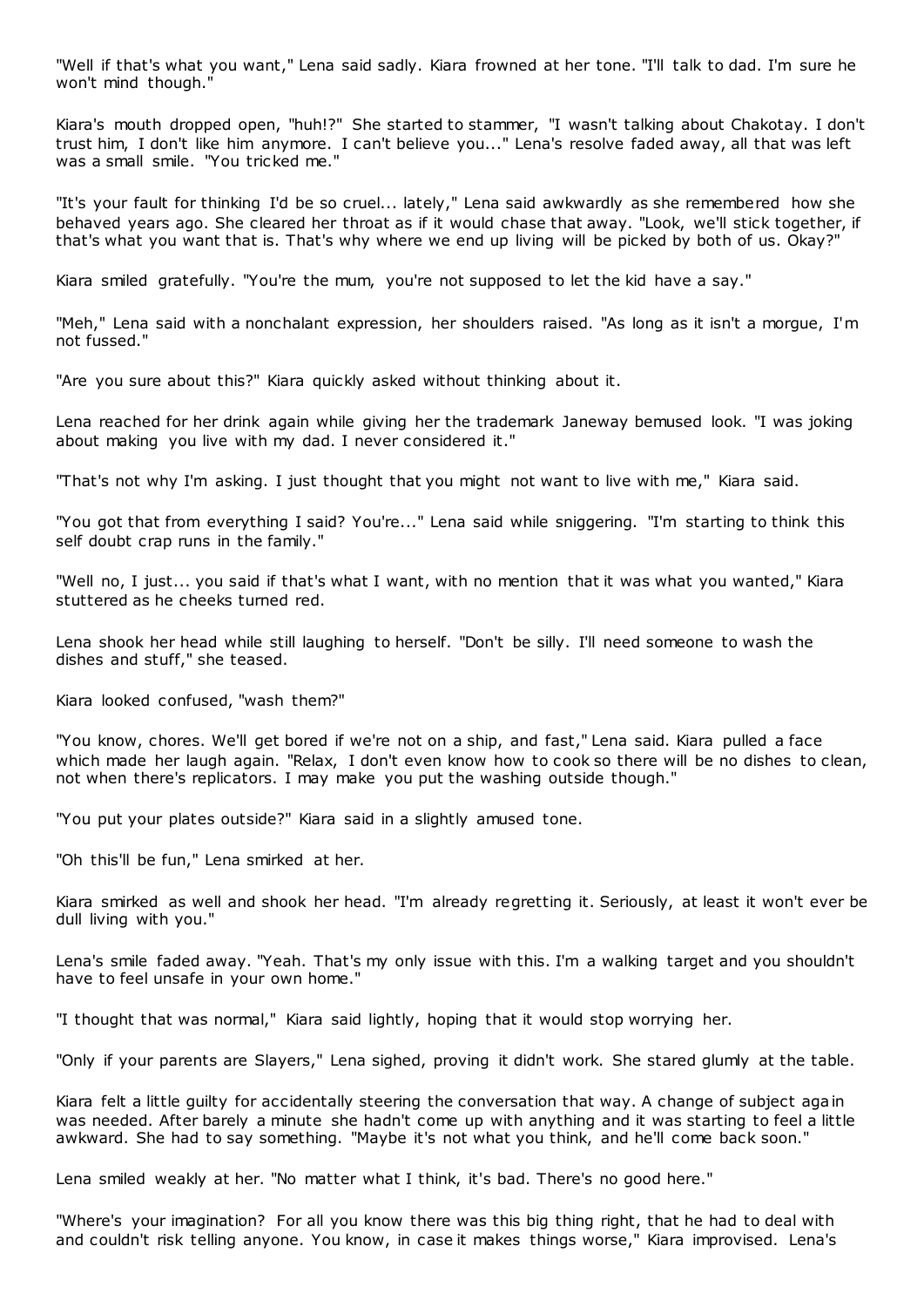"Well if that's what you want," Lena said sadly. Kiara frowned at her tone. "I'll talk to dad. I'm sure he won't mind though."

Kiara's mouth dropped open, "huh!?" She started to stammer, "I wasn't talking about Chakotay. I don't trust him, I don't like him anymore. I can't believe you..." Lena's resolve faded away, all that was left was a small smile. "You tricked me."

"It's your fault for thinking I'd be so cruel... lately," Lena said awkwardly as she remembered how she behaved years ago. She cleared her throat as if it would chase that away. "Look, we'll stick together, if that's what you want that is. That's why where we end up living will be picked by both of us. Okay?"

Kiara smiled gratefully. "You're the mum, you're not supposed to let the kid have a say."

"Meh," Lena said with a nonchalant expression, her shoulders raised. "As long as it isn't a morgue, I'm not fussed."

"Are you sure about this?" Kiara quickly asked without thinking about it.

Lena reached for her drink again while giving her the trademark Janeway bemused look. "I was joking about making you live with my dad. I never considered it."

"That's not why I'm asking. I just thought that you might not want to live with me," Kiara said.

"You got that from everything I said? You're..." Lena said while sniggering. "I'm starting to think this self doubt crap runs in the family."

"Well no, I just... you said if that's what I want, with no mention that it was what you wanted," Kiara stuttered as he cheeks turned red.

Lena shook her head while still laughing to herself. "Don't be silly. I'll need someone to wash the dishes and stuff," she teased.

Kiara looked confused, "wash them?"

"You know, chores. We'll get bored if we're not on a ship, and fast," Lena said. Kiara pulled a face which made her laugh again. "Relax, I don't even know how to cook so there will be no dishes to clean, not when there's replicators. I may make you put the washing outside though."

"You put your plates outside?" Kiara said in a slightly amused tone.

"Oh this'll be fun," Lena smirked at her.

Kiara smirked as well and shook her head. "I'm already regretting it. Seriously, at least it won't ever be dull living with you."

Lena's smile faded away. "Yeah. That's my only issue with this. I'm a walking target and you shouldn't have to feel unsafe in your own home."

"I thought that was normal," Kiara said lightly, hoping that it would stop worrying her.

"Only if your parents are Slayers," Lena sighed, proving it didn't work. She stared glumly at the table.

Kiara felt a little guilty for accidentally steering the conversation that way. A change of subject again was needed. After barely a minute she hadn't come up with anything and it was starting to feel a little awkward. She had to say something. "Maybe it's not what you think, and he'll come back soon."

Lena smiled weakly at her. "No matter what I think, it's bad. There's no good here."

"Where's your imagination? For all you know there was this big thing right, that he had to deal with and couldn't risk telling anyone. You know, in case it makes things worse," Kiara improvised. Lena's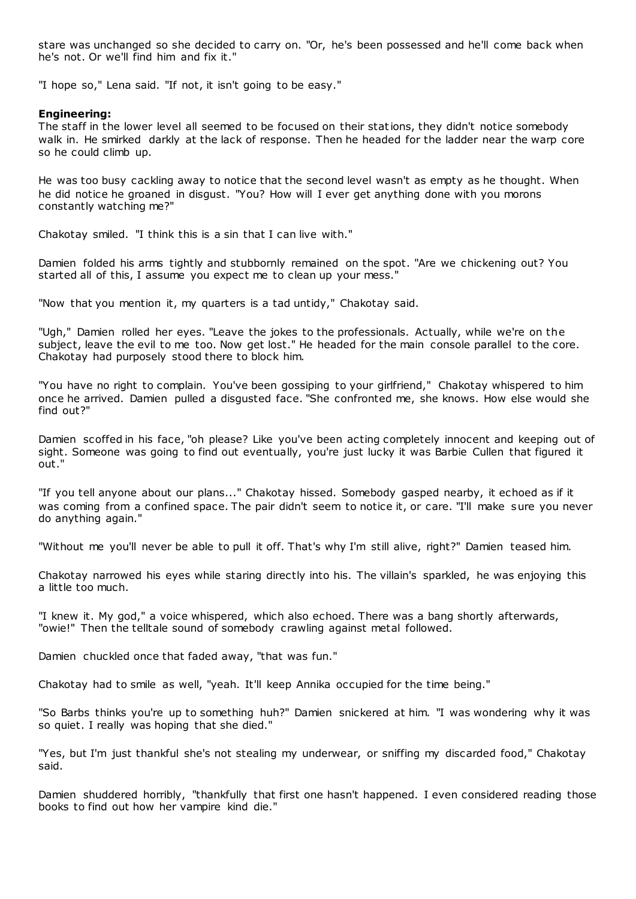stare was unchanged so she decided to carry on. "Or, he's been possessed and he'll come back when he's not. Or we'll find him and fix it."

"I hope so," Lena said. "If not, it isn't going to be easy."

**Engineering:**
The staff in the lower level all seemed to be focused on their stations, they didn't notice somebody walk in. He smirked darkly at the lack of response. Then he headed for the ladder near the warp core so he could climb up.

He was too busy cackling away to notice that the second level wasn't as empty as he thought. When he did notice he groaned in disgust. "You? How will I ever get anything done with you morons constantly watching me?"

Chakotay smiled. "I think this is a sin that I can live with."

Damien folded his arms tightly and stubbornly remained on the spot. "Are we chickening out? You started all of this, I assume you expect me to clean up your mess."

"Now that you mention it, my quarters is a tad untidy," Chakotay said.

"Ugh," Damien rolled her eyes. "Leave the jokes to the professionals. Actually, while we're on the subject, leave the evil to me too. Now get lost." He headed for the main console parallel to the core. Chakotay had purposely stood there to block him.

"You have no right to complain. You've been gossiping to your girlfriend," Chakotay whispered to him once he arrived. Damien pulled a disgusted face. "She confronted me, she knows. How else would she find out?"

Damien scoffed in his face, "oh please? Like you've been acting completely innocent and keeping out of sight. Someone was going to find out eventually, you're just lucky it was Barbie Cullen that figured it out."

"If you tell anyone about our plans..." Chakotay hissed. Somebody gasped nearby, it echoed as if it was coming from a confined space. The pair didn't seem to notice it, or care. "I'll make sure you never do anything again."

"Without me you'll never be able to pull it off. That's why I'm still alive, right?" Damien teased him.

Chakotay narrowed his eyes while staring directly into his. The villain's sparkled, he was enjoying this a little too much.

"I knew it. My god," a voice whispered, which also echoed. There was a bang shortly afterwards, "owie!" Then the telltale sound of somebody crawling against metal followed.

Damien chuckled once that faded away, "that was fun."

Chakotay had to smile as well, "yeah. It'll keep Annika occupied for the time being."

"So Barbs thinks you're up to something huh?" Damien snickered at him. "I was wondering why it was so quiet. I really was hoping that she died."

"Yes, but I'm just thankful she's not stealing my underwear, or sniffing my discarded food," Chakotay said.

Damien shuddered horribly, "thankfully that first one hasn't happened. I even considered reading those books to find out how her vampire kind die."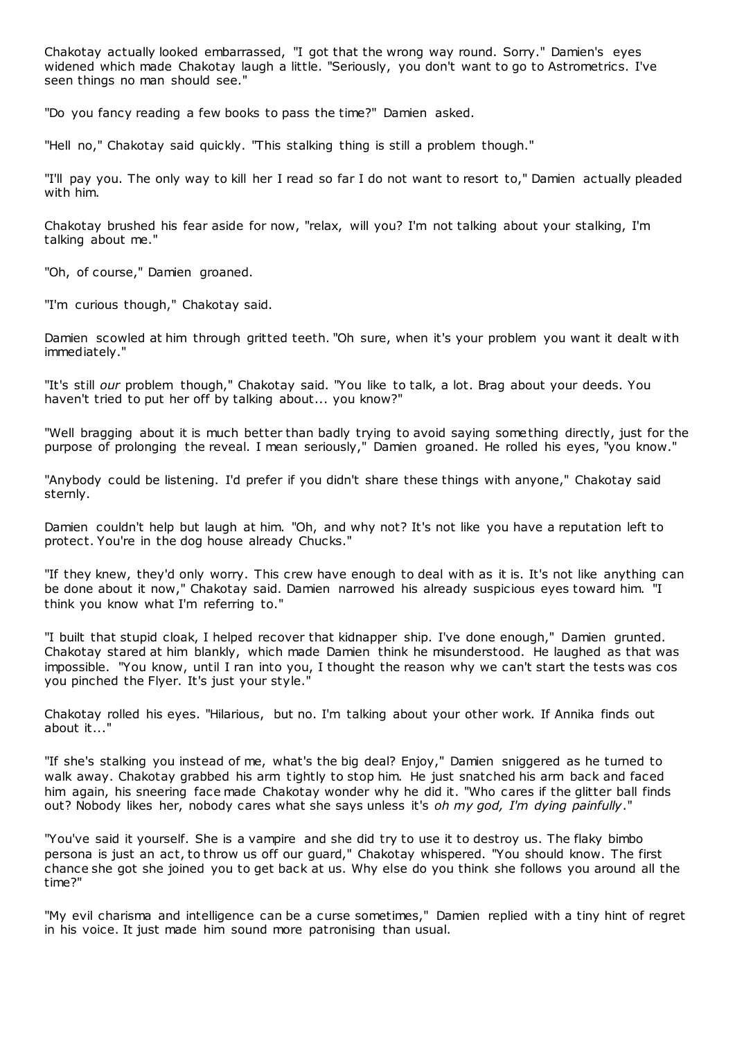Chakotay actually looked embarrassed, "I got that the wrong way round. Sorry." Damien's eyes widened which made Chakotay laugh a little. "Seriously, you don't want to go to Astrometrics. I've seen things no man should see."

"Do you fancy reading a few books to pass the time?" Damien asked.

"Hell no," Chakotay said quickly. "This stalking thing is still a problem though."

"I'll pay you. The only way to kill her I read so far I do not want to resort to," Damien actually pleaded with him.

Chakotay brushed his fear aside for now, "relax, will you? I'm not talking about your stalking, I'm talking about me."

"Oh, of course," Damien groaned.

"I'm curious though," Chakotay said.

Damien scowled at him through gritted teeth. "Oh sure, when it's your problem you want it dealt with immediately."

"It's still *our* problem though," Chakotay said. "You like to talk, a lot. Brag about your deeds. You haven't tried to put her off by talking about... you know?"

"Well bragging about it is much better than badly trying to avoid saying something directly, just for the purpose of prolonging the reveal. I mean seriously," Damien groaned. He rolled his eyes, "you know."

"Anybody could be listening. I'd prefer if you didn't share these things with anyone," Chakotay said sternly.

Damien couldn't help but laugh at him. "Oh, and why not? It's not like you have a reputation left to protect. You're in the dog house already Chucks."

"If they knew, they'd only worry. This crew have enough to deal with as it is. It's not like anything can be done about it now," Chakotay said. Damien narrowed his already suspicious eyes toward him. "I think you know what I'm referring to."

"I built that stupid cloak, I helped recover that kidnapper ship. I've done enough," Damien grunted. Chakotay stared at him blankly, which made Damien think he misunderstood. He laughed as that was impossible. "You know, until I ran into you, I thought the reason why we can't start the tests was cos you pinched the Flyer. It's just your style."

Chakotay rolled his eyes. "Hilarious, but no. I'm talking about your other work. If Annika finds out about it..."

"If she's stalking you instead of me, what's the big deal? Enjoy," Damien sniggered as he turned to walk away. Chakotay grabbed his arm tightly to stop him. He just snatched his arm back and faced him again, his sneering face made Chakotay wonder why he did it. "Who cares if the glitter ball finds out? Nobody likes her, nobody cares what she says unless it's *oh my god, I'm dying painfully*."

"You've said it yourself. She is a vampire and she did try to use it to destroy us. The flaky bimbo persona is just an act, to throw us off our guard," Chakotay whispered. "You should know. The first chance she got she joined you to get back at us. Why else do you think she follows you around all the time?"

"My evil charisma and intelligence can be a curse sometimes," Damien replied with a tiny hint of regret in his voice. It just made him sound more patronising than usual.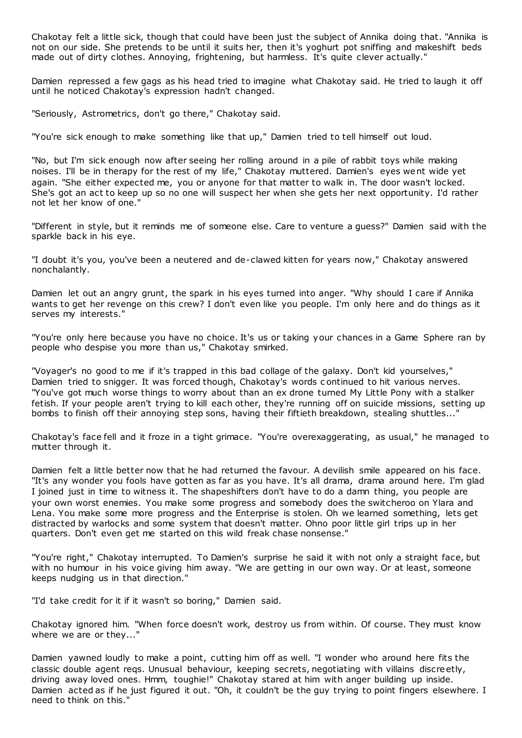Chakotay felt a little sick, though that could have been just the subject of Annika doing that. "Annika is not on our side. She pretends to be until it suits her, then it's yoghurt pot sniffing and makeshift beds made out of dirty clothes. Annoying, frightening, but harmless. It's quite clever actually."

Damien repressed a few gags as his head tried to imagine what Chakotay said. He tried to laugh it off until he noticed Chakotay's expression hadn't changed.

"Seriously, Astrometrics, don't go there," Chakotay said.

"You're sick enough to make something like that up," Damien tried to tell himself out loud.

"No, but I'm sick enough now after seeing her rolling around in a pile of rabbit toys while making noises. I'll be in therapy for the rest of my life," Chakotay muttered. Damien's eyes went wide yet again. "She either expected me, you or anyone for that matter to walk in. The door wasn't locked. She's got an act to keep up so no one will suspect her when she gets her next opportunity. I'd rather not let her know of one."

"Different in style, but it reminds me of someone else. Care to venture a guess?" Damien said with the sparkle back in his eye.

"I doubt it's you, you've been a neutered and de-clawed kitten for years now," Chakotay answered nonchalantly.

Damien let out an angry grunt, the spark in his eyes turned into anger. "Why should I care if Annika wants to get her revenge on this crew? I don't even like you people. I'm only here and do things as it serves my interests."

"You're only here because you have no choice. It's us or taking your chances in a Game Sphere ran by people who despise you more than us," Chakotay smirked.

"Voyager's no good to me if it's trapped in this bad collage of the galaxy. Don't kid yourselves," Damien tried to snigger. It was forced though, Chakotay's words continued to hit various nerves. "You've got much worse things to worry about than an ex drone turned My Little Pony with a stalker fetish. If your people aren't trying to kill each other, they're running off on suicide missions, setting up bombs to finish off their annoying step sons, having their fiftieth breakdown, stealing shuttles..."

Chakotay's face fell and it froze in a tight grimace. "You're overexaggerating, as usual," he managed to mutter through it.

Damien felt a little better now that he had returned the favour. A devilish smile appeared on his face. "It's any wonder you fools have gotten as far as you have. It's all drama, drama around here. I'm glad I joined just in time to witness it. The shapeshifters don't have to do a damn thing, you people are your own worst enemies. You make some progress and somebody does the switcheroo on Ylara and Lena. You make some more progress and the Enterprise is stolen. Oh we learned something, lets get distracted by warlocks and some system that doesn't matter. Ohno poor little girl trips up in her quarters. Don't even get me started on this wild freak chase nonsense."

"You're right," Chakotay interrupted. To Damien's surprise he said it with not only a straight face, but with no humour in his voice giving him away. "We are getting in our own way. Or at least, someone keeps nudging us in that direction."

"I'd take credit for it if it wasn't so boring," Damien said.

Chakotay ignored him. "When force doesn't work, destroy us from within. Of course. They must know where we are or they..."

Damien yawned loudly to make a point, cutting him off as well. "I wonder who around here fits the classic double agent reqs. Unusual behaviour, keeping secrets, negotiating with villains discreetly, driving away loved ones. Hmm, toughie!" Chakotay stared at him with anger building up inside. Damien acted as if he just figured it out. "Oh, it couldn't be the guy trying to point fingers elsewhere. I need to think on this."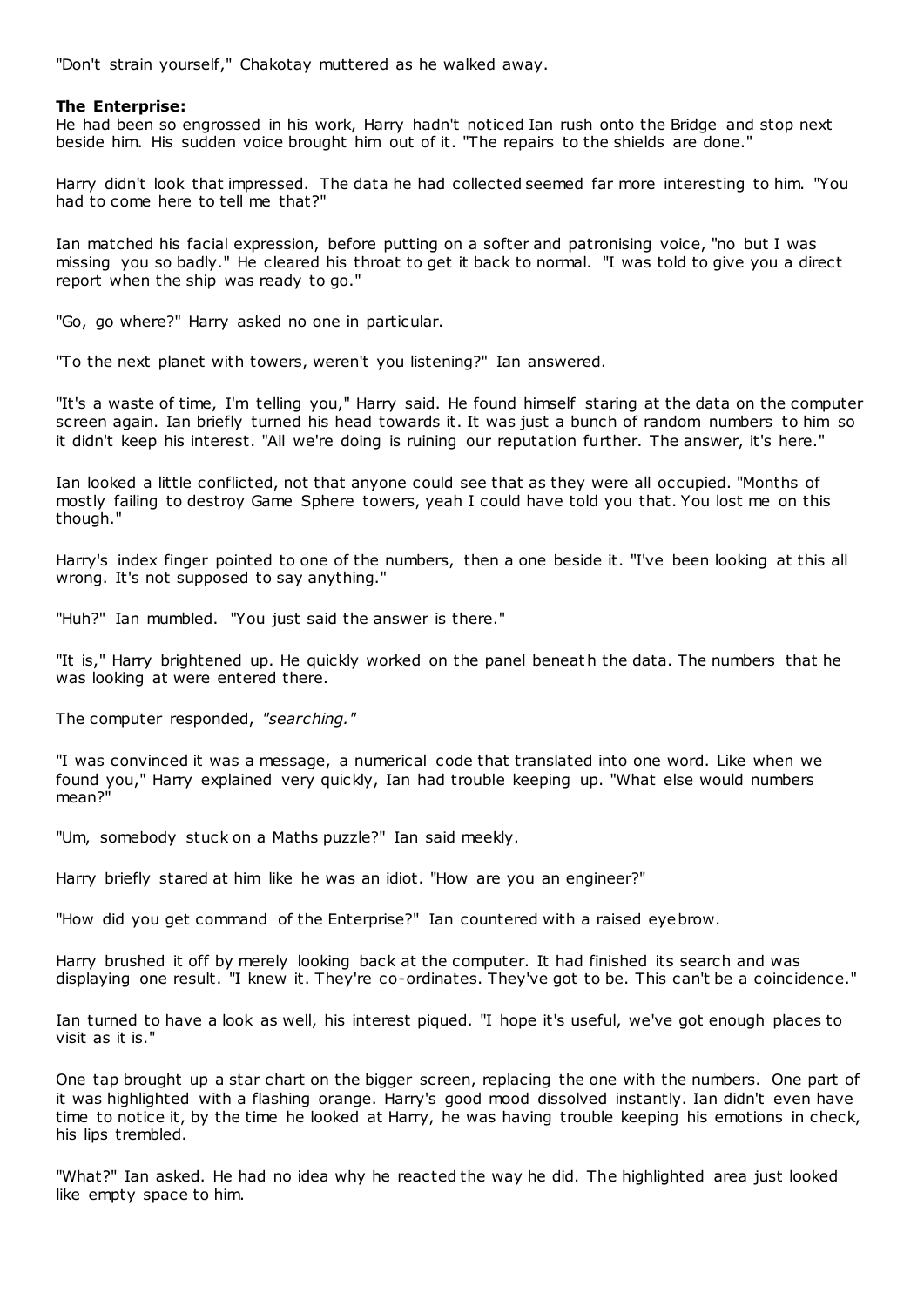"Don't strain yourself," Chakotay muttered as he walked away.

**The Enterprise:**

He had been so engrossed in his work, Harry hadn't noticed Ian rush onto the Bridge and stop next beside him. His sudden voice brought him out of it. "The repairs to the shields are done."

Harry didn't look that impressed. The data he had collected seemed far more interesting to him. "You had to come here to tell me that?"

Ian matched his facial expression, before putting on a softer and patronising voice, "no but I was missing you so badly." He cleared his throat to get it back to normal. "I was told to give you a direct report when the ship was ready to go."

"Go, go where?" Harry asked no one in particular.

"To the next planet with towers, weren't you listening?" Ian answered.

"It's a waste of time, I'm telling you," Harry said. He found himself staring at the data on the computer screen again. Ian briefly turned his head towards it. It was just a bunch of random numbers to him so it didn't keep his interest. "All we're doing is ruining our reputation further. The answer, it's here."

Ian looked a little conflicted, not that anyone could see that as they were all occupied. "Months of mostly failing to destroy Game Sphere towers, yeah I could have told you that. You lost me on this though."

Harry's index finger pointed to one of the numbers, then a one beside it. "I've been looking at this all wrong. It's not supposed to say anything."

"Huh?" Ian mumbled. "You just said the answer is there."

"It is," Harry brightened up. He quickly worked on the panel beneath the data. The numbers that he was looking at were entered there.

The computer responded, *"searching."*

"I was convinced it was a message, a numerical code that translated into one word. Like when we found you," Harry explained very quickly, Ian had trouble keeping up. "What else would numbers mean?"

"Um, somebody stuck on a Maths puzzle?" Ian said meekly.

Harry briefly stared at him like he was an idiot. "How are you an engineer?"

"How did you get command of the Enterprise?" Ian countered with a raised eyebrow.

Harry brushed it off by merely looking back at the computer. It had finished its search and was displaying one result. "I knew it. They're co-ordinates. They've got to be. This can't be a coincidence."

Ian turned to have a look as well, his interest piqued. "I hope it's useful, we've got enough places to visit as it is."

One tap brought up a star chart on the bigger screen, replacing the one with the numbers. One part of it was highlighted with a flashing orange. Harry's good mood dissolved instantly. Ian didn't even have time to notice it, by the time he looked at Harry, he was having trouble keeping his emotions in check, his lips trembled.

"What?" Ian asked. He had no idea why he reacted the way he did. The highlighted area just looked like empty space to him.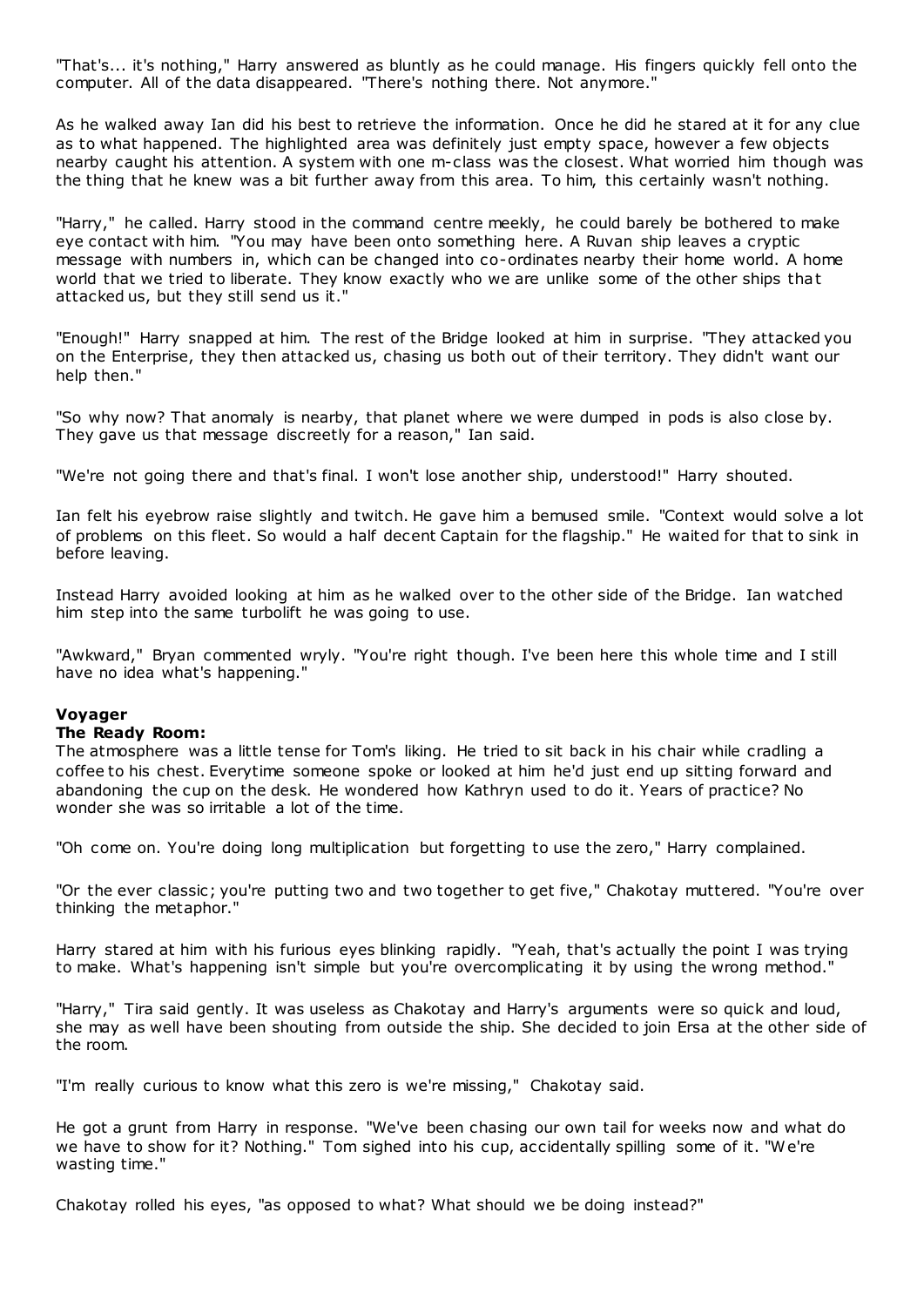"That's... it's nothing," Harry answered as bluntly as he could manage. His fingers quickly fell onto the computer. All of the data disappeared. "There's nothing there. Not anymore."

As he walked away Ian did his best to retrieve the information. Once he did he stared at it for any clue as to what happened. The highlighted area was definitely just empty space, however a few objects nearby caught his attention. A system with one m-class was the closest. What worried him though was the thing that he knew was a bit further away from this area. To him, this certainly wasn't nothing.

"Harry," he called. Harry stood in the command centre meekly, he could barely be bothered to make eye contact with him. "You may have been onto something here. A Ruvan ship leaves a cryptic message with numbers in, which can be changed into co-ordinates nearby their home world. A home world that we tried to liberate. They know exactly who we are unlike some of the other ships that attacked us, but they still send us it."

"Enough!" Harry snapped at him. The rest of the Bridge looked at him in surprise. "They attacked you on the Enterprise, they then attacked us, chasing us both out of their territory. They didn't want our help then."

"So why now? That anomaly is nearby, that planet where we were dumped in pods is also close by. They gave us that message discreetly for a reason," Ian said.

"We're not going there and that's final. I won't lose another ship, understood!" Harry shouted.

Ian felt his eyebrow raise slightly and twitch. He gave him a bemused smile. "Context would solve a lot of problems on this fleet. So would a half decent Captain for the flagship." He waited for that to sink in before leaving.

Instead Harry avoided looking at him as he walked over to the other side of the Bridge. Ian watched him step into the same turbolift he was going to use.

"Awkward," Bryan commented wryly. "You're right though. I've been here this whole time and I still have no idea what's happening."

**Voyager**
**The Ready Room:**
The atmosphere was a little tense for Tom's liking. He tried to sit back in his chair while cradling a coffee to his chest. Everytime someone spoke or looked at him he'd just end up sitting forward and abandoning the cup on the desk. He wondered how Kathryn used to do it. Years of practice? No wonder she was so irritable a lot of the time.

"Oh come on. You're doing long multiplication but forgetting to use the zero," Harry complained.

"Or the ever classic; you're putting two and two together to get five," Chakotay muttered. "You're over thinking the metaphor."

Harry stared at him with his furious eyes blinking rapidly. "Yeah, that's actually the point I was trying to make. What's happening isn't simple but you're overcomplicating it by using the wrong method."

"Harry," Tira said gently. It was useless as Chakotay and Harry's arguments were so quick and loud, she may as well have been shouting from outside the ship. She decided to join Ersa at the other side of the room.

"I'm really curious to know what this zero is we're missing," Chakotay said.

He got a grunt from Harry in response. "We've been chasing our own tail for weeks now and what do we have to show for it? Nothing." Tom sighed into his cup, accidentally spilling some of it. "We're wasting time."

Chakotay rolled his eyes, "as opposed to what? What should we be doing instead?"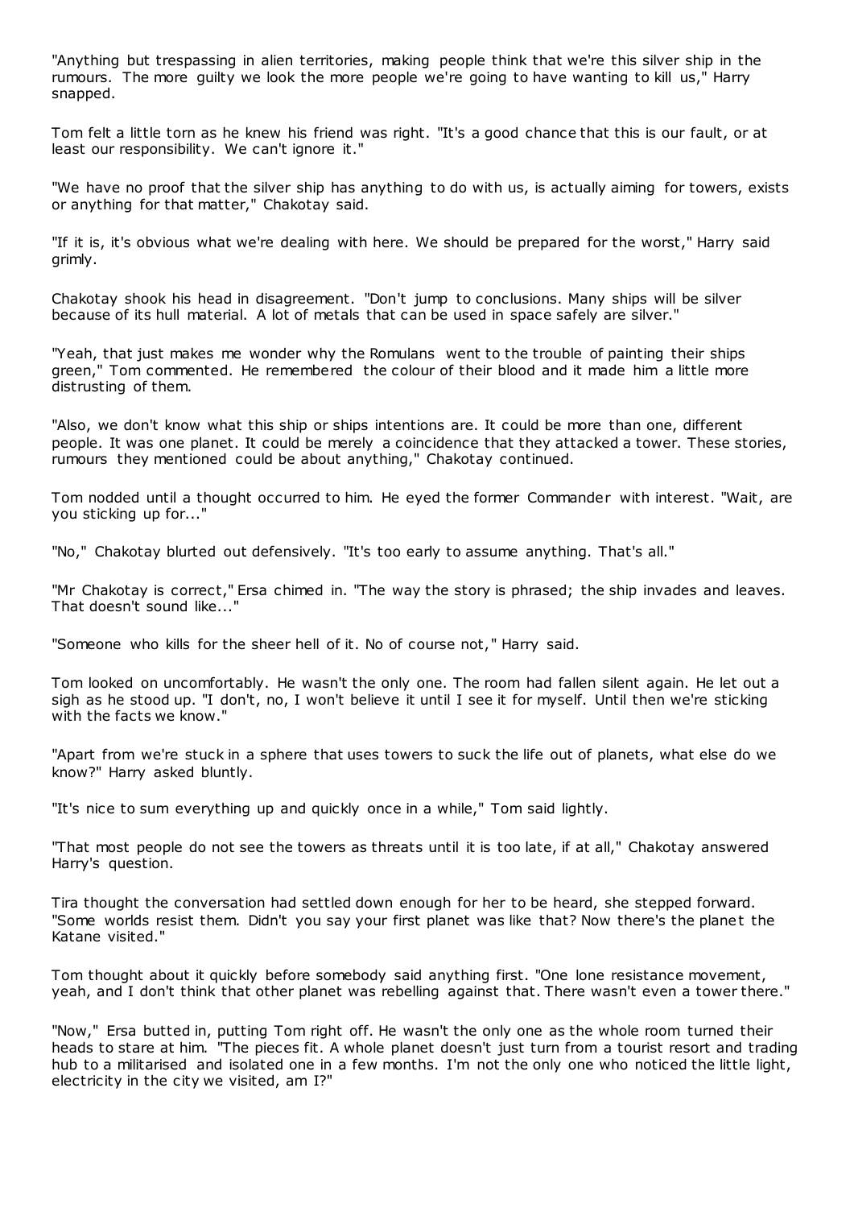"Anything but trespassing in alien territories, making people think that we're this silver ship in the rumours. The more guilty we look the more people we're going to have wanting to kill us," Harry snapped.

Tom felt a little torn as he knew his friend was right. "It's a good chance that this is our fault, or at least our responsibility. We can't ignore it."

"We have no proof that the silver ship has anything to do with us, is actually aiming for towers, exists or anything for that matter," Chakotay said.

"If it is, it's obvious what we're dealing with here. We should be prepared for the worst," Harry said grimly.

Chakotay shook his head in disagreement. "Don't jump to conclusions. Many ships will be silver because of its hull material. A lot of metals that can be used in space safely are silver."

"Yeah, that just makes me wonder why the Romulans went to the trouble of painting their ships green," Tom commented. He remembered the colour of their blood and it made him a little more distrusting of them.

"Also, we don't know what this ship or ships intentions are. It could be more than one, different people. It was one planet. It could be merely a coincidence that they attacked a tower. These stories, rumours they mentioned could be about anything," Chakotay continued.

Tom nodded until a thought occurred to him. He eyed the former Commander with interest. "Wait, are you sticking up for..."

"No," Chakotay blurted out defensively. "It's too early to assume anything. That's all."

"Mr Chakotay is correct," Ersa chimed in. "The way the story is phrased; the ship invades and leaves. That doesn't sound like..."

"Someone who kills for the sheer hell of it. No of course not," Harry said.

Tom looked on uncomfortably. He wasn't the only one. The room had fallen silent again. He let out a sigh as he stood up. "I don't, no, I won't believe it until I see it for myself. Until then we're sticking with the facts we know."

"Apart from we're stuck in a sphere that uses towers to suck the life out of planets, what else do we know?" Harry asked bluntly.

"It's nice to sum everything up and quickly once in a while," Tom said lightly.

"That most people do not see the towers as threats until it is too late, if at all," Chakotay answered Harry's question.

Tira thought the conversation had settled down enough for her to be heard, she stepped forward. "Some worlds resist them. Didn't you say your first planet was like that? Now there's the planet the Katane visited."

Tom thought about it quickly before somebody said anything first. "One lone resistance movement, yeah, and I don't think that other planet was rebelling against that. There wasn't even a tower there."

"Now," Ersa butted in, putting Tom right off. He wasn't the only one as the whole room turned their heads to stare at him. "The pieces fit. A whole planet doesn't just turn from a tourist resort and trading hub to a militarised and isolated one in a few months. I'm not the only one who noticed the little light, electricity in the city we visited, am I?"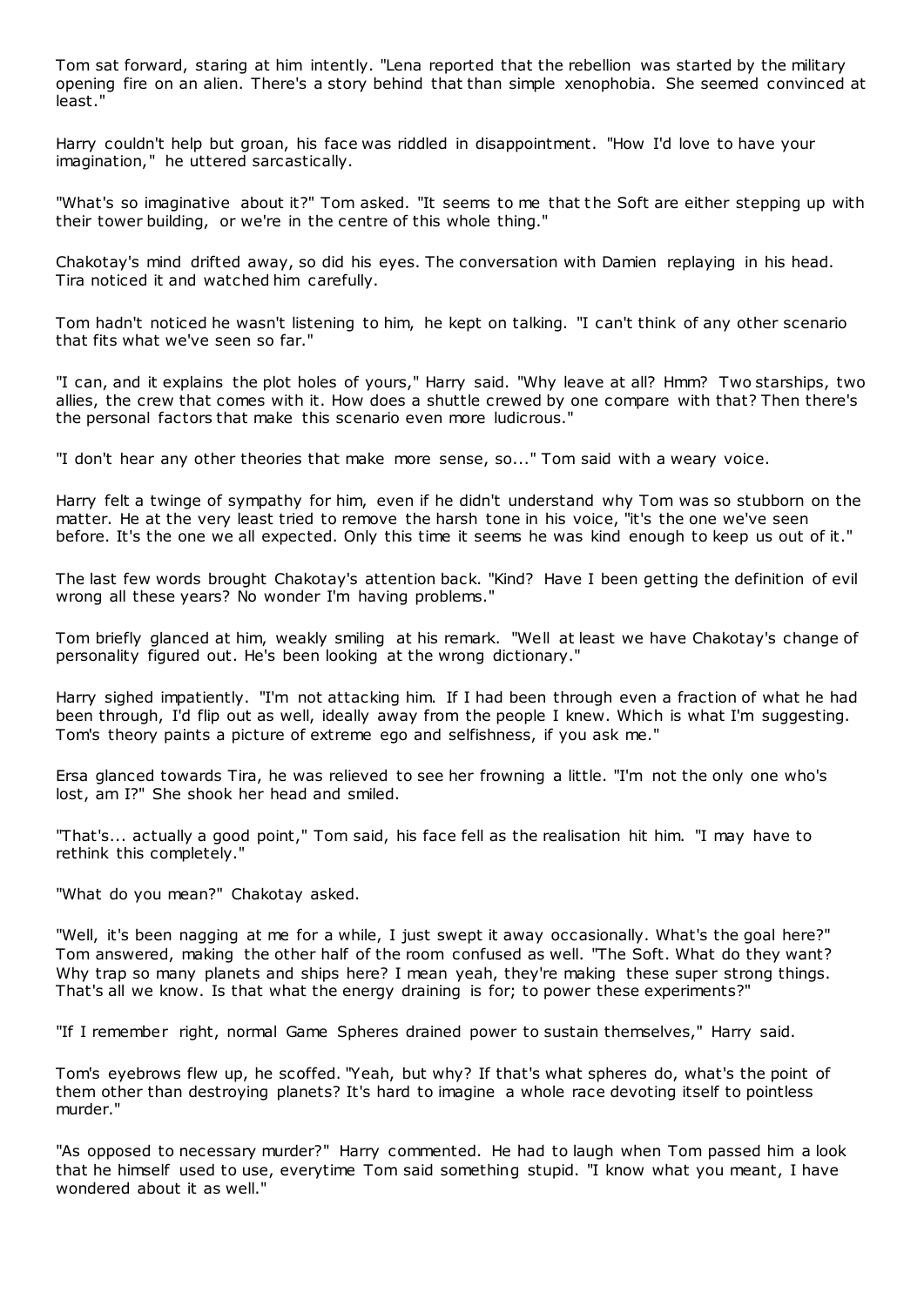Tom sat forward, staring at him intently. "Lena reported that the rebellion was started by the military opening fire on an alien. There's a story behind that than simple xenophobia. She seemed convinced at least."

Harry couldn't help but groan, his face was riddled in disappointment. "How I'd love to have your imagination," he uttered sarcastically.

"What's so imaginative about it?" Tom asked. "It seems to me that the Soft are either stepping up with their tower building, or we're in the centre of this whole thing."

Chakotay's mind drifted away, so did his eyes. The conversation with Damien replaying in his head. Tira noticed it and watched him carefully.

Tom hadn't noticed he wasn't listening to him, he kept on talking. "I can't think of any other scenario that fits what we've seen so far."

"I can, and it explains the plot holes of yours," Harry said. "Why leave at all? Hmm? Two starships, two allies, the crew that comes with it. How does a shuttle crewed by one compare with that? Then there's the personal factors that make this scenario even more ludicrous."

"I don't hear any other theories that make more sense, so..." Tom said with a weary voice.

Harry felt a twinge of sympathy for him, even if he didn't understand why Tom was so stubborn on the matter. He at the very least tried to remove the harsh tone in his voice, "it's the one we've seen before. It's the one we all expected. Only this time it seems he was kind enough to keep us out of it."

The last few words brought Chakotay's attention back. "Kind? Have I been getting the definition of evil wrong all these years? No wonder I'm having problems."

Tom briefly glanced at him, weakly smiling at his remark. "Well at least we have Chakotay's change of personality figured out. He's been looking at the wrong dictionary."

Harry sighed impatiently. "I'm not attacking him. If I had been through even a fraction of what he had been through, I'd flip out as well, ideally away from the people I knew. Which is what I'm suggesting. Tom's theory paints a picture of extreme ego and selfishness, if you ask me."

Ersa glanced towards Tira, he was relieved to see her frowning a little. "I'm not the only one who's lost, am I?" She shook her head and smiled.

"That's... actually a good point," Tom said, his face fell as the realisation hit him. "I may have to rethink this completely."

"What do you mean?" Chakotay asked.

"Well, it's been nagging at me for a while, I just swept it away occasionally. What's the goal here?" Tom answered, making the other half of the room confused as well. "The Soft. What do they want? Why trap so many planets and ships here? I mean yeah, they're making these super strong things. That's all we know. Is that what the energy draining is for; to power these experiments?"

"If I remember right, normal Game Spheres drained power to sustain themselves," Harry said.

Tom's eyebrows flew up, he scoffed. "Yeah, but why? If that's what spheres do, what's the point of them other than destroying planets? It's hard to imagine a whole race devoting itself to pointless murder."

"As opposed to necessary murder?" Harry commented. He had to laugh when Tom passed him a look that he himself used to use, everytime Tom said something stupid. "I know what you meant, I have wondered about it as well."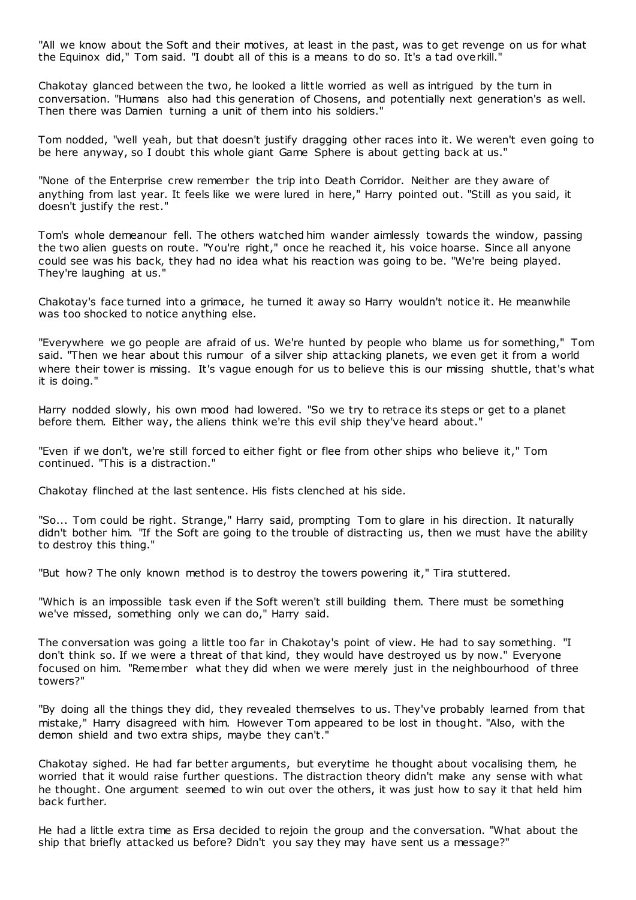"All we know about the Soft and their motives, at least in the past, was to get revenge on us for what the Equinox did," Tom said. "I doubt all of this is a means to do so. It's a tad overkill."

Chakotay glanced between the two, he looked a little worried as well as intrigued by the turn in conversation. "Humans also had this generation of Chosens, and potentially next generation's as well. Then there was Damien turning a unit of them into his soldiers."

Tom nodded, "well yeah, but that doesn't justify dragging other races into it. We weren't even going to be here anyway, so I doubt this whole giant Game Sphere is about getting back at us."

"None of the Enterprise crew remember the trip into Death Corridor. Neither are they aware of anything from last year. It feels like we were lured in here," Harry pointed out. "Still as you said, it doesn't justify the rest."

Tom's whole demeanour fell. The others watched him wander aimlessly towards the window, passing the two alien guests on route. "You're right," once he reached it, his voice hoarse. Since all anyone could see was his back, they had no idea what his reaction was going to be. "We're being played. They're laughing at us."

Chakotay's face turned into a grimace, he turned it away so Harry wouldn't notice it. He meanwhile was too shocked to notice anything else.

"Everywhere we go people are afraid of us. We're hunted by people who blame us for something," Tom said. "Then we hear about this rumour of a silver ship attacking planets, we even get it from a world where their tower is missing. It's vague enough for us to believe this is our missing shuttle, that's what it is doing."

Harry nodded slowly, his own mood had lowered. "So we try to retrace its steps or get to a planet before them. Either way, the aliens think we're this evil ship they've heard about."

"Even if we don't, we're still forced to either fight or flee from other ships who believe it," Tom continued. "This is a distraction."

Chakotay flinched at the last sentence. His fists clenched at his side.

"So... Tom could be right. Strange," Harry said, prompting Tom to glare in his direction. It naturally didn't bother him. "If the Soft are going to the trouble of distracting us, then we must have the ability to destroy this thing."

"But how? The only known method is to destroy the towers powering it," Tira stuttered.

"Which is an impossible task even if the Soft weren't still building them. There must be something we've missed, something only we can do," Harry said.

The conversation was going a little too far in Chakotay's point of view. He had to say something. "I don't think so. If we were a threat of that kind, they would have destroyed us by now." Everyone focused on him. "Remember what they did when we were merely just in the neighbourhood of three towers?"

"By doing all the things they did, they revealed themselves to us. They've probably learned from that mistake," Harry disagreed with him. However Tom appeared to be lost in thought. "Also, with the demon shield and two extra ships, maybe they can't."

Chakotay sighed. He had far better arguments, but everytime he thought about vocalising them, he worried that it would raise further questions. The distraction theory didn't make any sense with what he thought. One argument seemed to win out over the others, it was just how to say it that held him back further.

He had a little extra time as Ersa decided to rejoin the group and the conversation. "What about the ship that briefly attacked us before? Didn't you say they may have sent us a message?"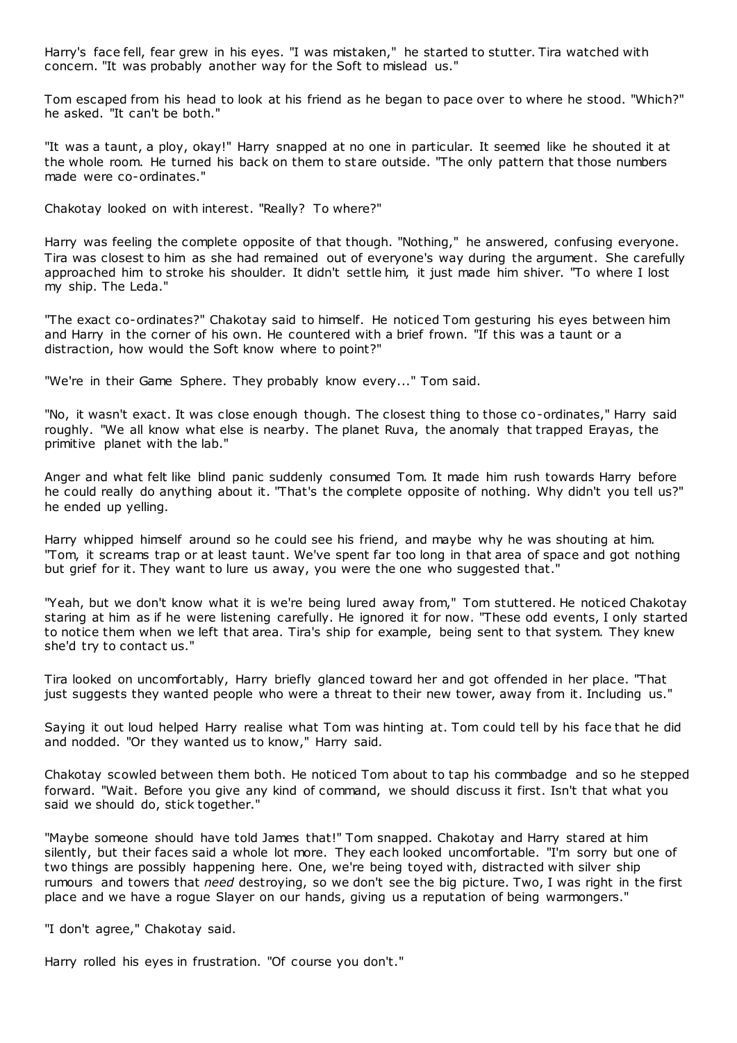Harry's face fell, fear grew in his eyes. "I was mistaken," he started to stutter. Tira watched with concern. "It was probably another way for the Soft to mislead us."

Tom escaped from his head to look at his friend as he began to pace over to where he stood. "Which?" he asked. "It can't be both."

"It was a taunt, a ploy, okay!" Harry snapped at no one in particular. It seemed like he shouted it at the whole room. He turned his back on them to stare outside. "The only pattern that those numbers made were co-ordinates."

Chakotay looked on with interest. "Really? To where?"

Harry was feeling the complete opposite of that though. "Nothing," he answered, confusing everyone. Tira was closest to him as she had remained out of everyone's way during the argument. She carefully approached him to stroke his shoulder. It didn't settle him, it just made him shiver. "To where I lost my ship. The Leda."

"The exact co-ordinates?" Chakotay said to himself. He noticed Tom gesturing his eyes between him and Harry in the corner of his own. He countered with a brief frown. "If this was a taunt or a distraction, how would the Soft know where to point?"

"We're in their Game Sphere. They probably know every..." Tom said.

"No, it wasn't exact. It was close enough though. The closest thing to those co-ordinates," Harry said roughly. "We all know what else is nearby. The planet Ruva, the anomaly that trapped Erayas, the primitive planet with the lab."

Anger and what felt like blind panic suddenly consumed Tom. It made him rush towards Harry before he could really do anything about it. "That's the complete opposite of nothing. Why didn't you tell us?" he ended up yelling.

Harry whipped himself around so he could see his friend, and maybe why he was shouting at him. "Tom, it screams trap or at least taunt. We've spent far too long in that area of space and got nothing but grief for it. They want to lure us away, you were the one who suggested that."

"Yeah, but we don't know what it is we're being lured away from," Tom stuttered. He noticed Chakotay staring at him as if he were listening carefully. He ignored it for now. "These odd events, I only started to notice them when we left that area. Tira's ship for example, being sent to that system. They knew she'd try to contact us."

Tira looked on uncomfortably, Harry briefly glanced toward her and got offended in her place. "That just suggests they wanted people who were a threat to their new tower, away from it. Including us."

Saying it out loud helped Harry realise what Tom was hinting at. Tom could tell by his face that he did and nodded. "Or they wanted us to know," Harry said.

Chakotay scowled between them both. He noticed Tom about to tap his commbadge and so he stepped forward. "Wait. Before you give any kind of command, we should discuss it first. Isn't that what you said we should do, stick together."

"Maybe someone should have told James that!" Tom snapped. Chakotay and Harry stared at him silently, but their faces said a whole lot more. They each looked uncomfortable. "I'm sorry but one of two things are possibly happening here. One, we're being toyed with, distracted with silver ship rumours and towers that *need* destroying, so we don't see the big picture. Two, I was right in the first place and we have a rogue Slayer on our hands, giving us a reputation of being warmongers."

"I don't agree," Chakotay said.

Harry rolled his eyes in frustration. "Of course you don't."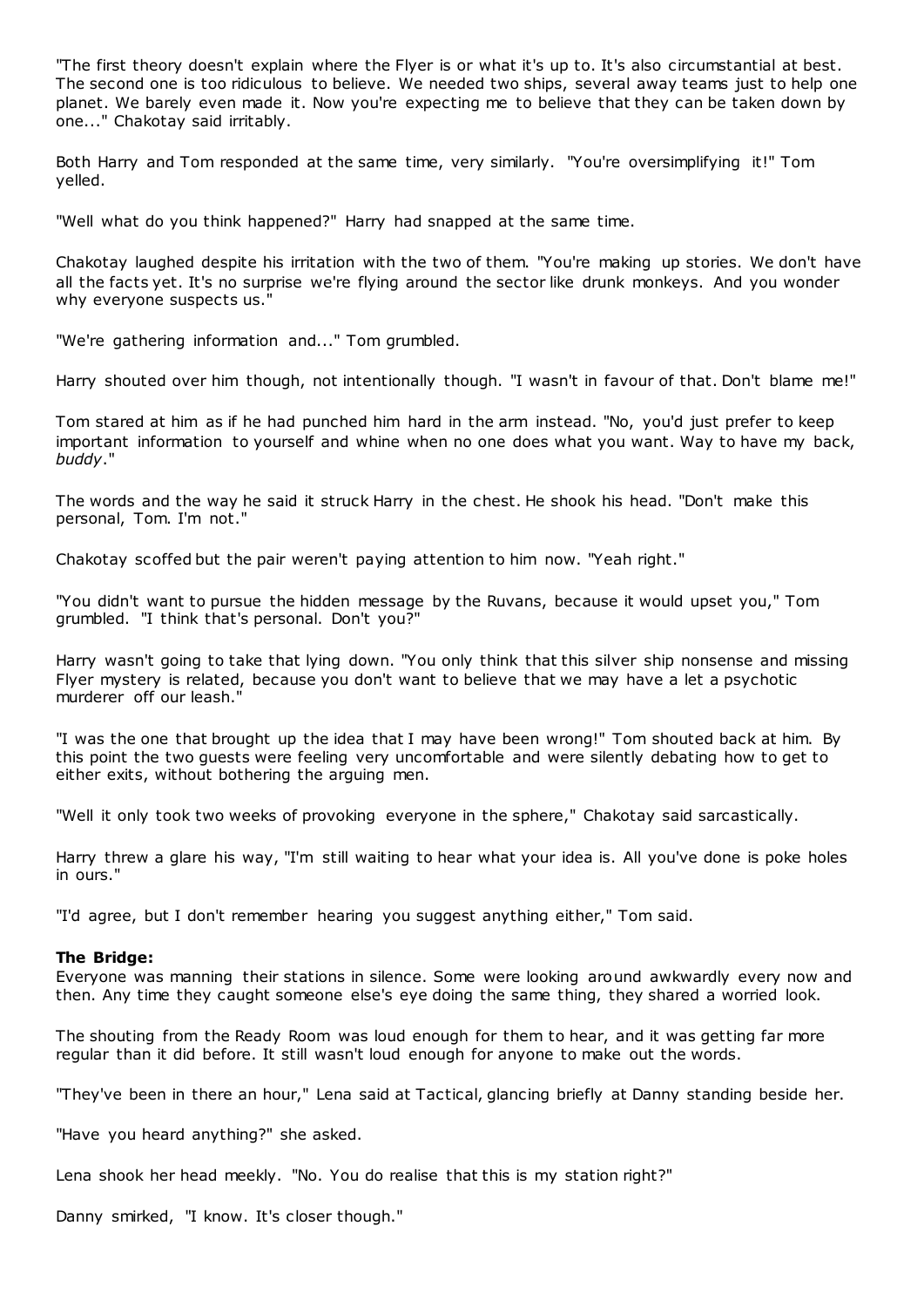"The first theory doesn't explain where the Flyer is or what it's up to. It's also circumstantial at best. The second one is too ridiculous to believe. We needed two ships, several away teams just to help one planet. We barely even made it. Now you're expecting me to believe that they can be taken down by one..." Chakotay said irritably.

Both Harry and Tom responded at the same time, very similarly. "You're oversimplifying it!" Tom yelled.

"Well what do you think happened?" Harry had snapped at the same time.

Chakotay laughed despite his irritation with the two of them. "You're making up stories. We don't have all the facts yet. It's no surprise we're flying around the sector like drunk monkeys. And you wonder why everyone suspects us."

"We're gathering information and..." Tom grumbled.

Harry shouted over him though, not intentionally though. "I wasn't in favour of that. Don't blame me!"

Tom stared at him as if he had punched him hard in the arm instead. "No, you'd just prefer to keep important information to yourself and whine when no one does what you want. Way to have my back, *buddy*."

The words and the way he said it struck Harry in the chest. He shook his head. "Don't make this personal, Tom. I'm not."

Chakotay scoffed but the pair weren't paying attention to him now. "Yeah right."

"You didn't want to pursue the hidden message by the Ruvans, because it would upset you," Tom grumbled. "I think that's personal. Don't you?"

Harry wasn't going to take that lying down. "You only think that this silver ship nonsense and missing Flyer mystery is related, because you don't want to believe that we may have a let a psychotic murderer off our leash."

"I was the one that brought up the idea that I may have been wrong!" Tom shouted back at him. By this point the two guests were feeling very uncomfortable and were silently debating how to get to either exits, without bothering the arguing men.

"Well it only took two weeks of provoking everyone in the sphere," Chakotay said sarcastically.

Harry threw a glare his way, "I'm still waiting to hear what your idea is. All you've done is poke holes in ours."

"I'd agree, but I don't remember hearing you suggest anything either," Tom said.

**The Bridge:**
Everyone was manning their stations in silence. Some were looking around awkwardly every now and then. Any time they caught someone else's eye doing the same thing, they shared a worried look.

The shouting from the Ready Room was loud enough for them to hear, and it was getting far more regular than it did before. It still wasn't loud enough for anyone to make out the words.

"They've been in there an hour," Lena said at Tactical, glancing briefly at Danny standing beside her.

"Have you heard anything?" she asked.

Lena shook her head meekly. "No. You do realise that this is my station right?"

Danny smirked, "I know. It's closer though."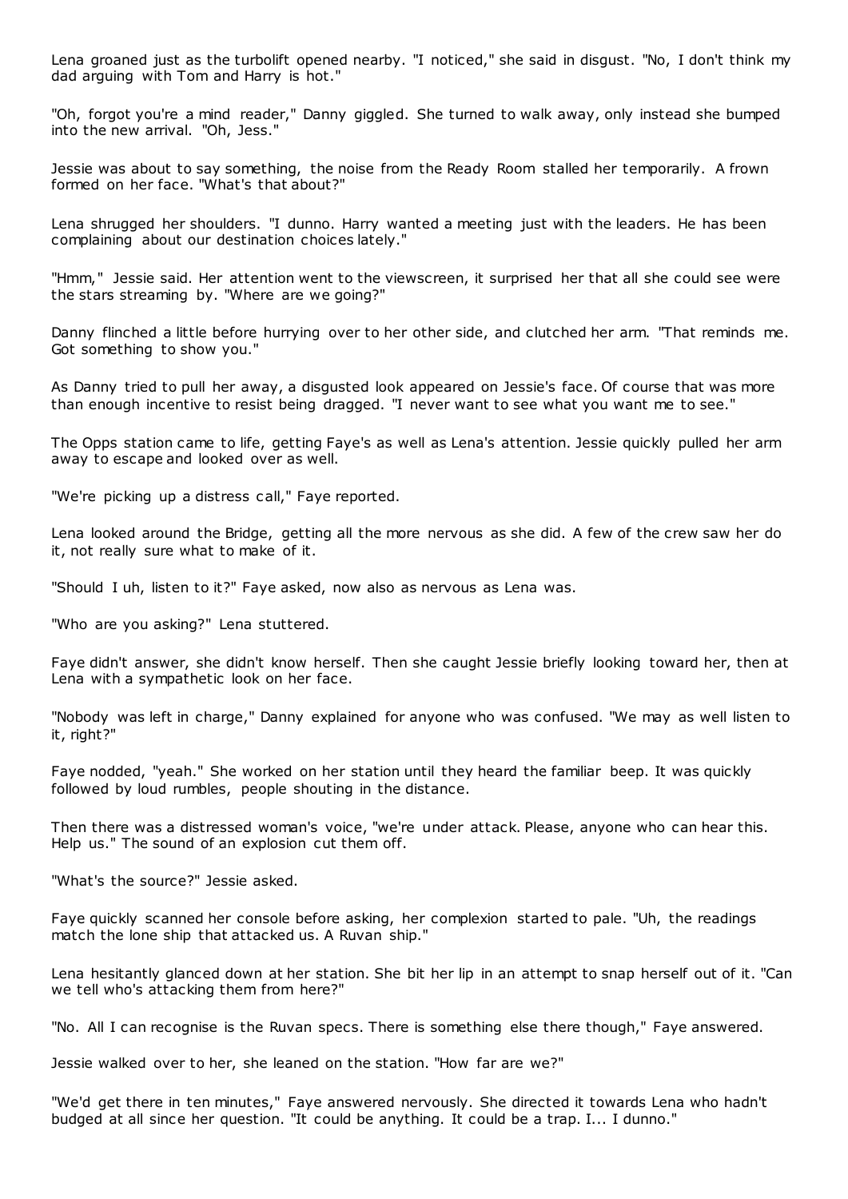Lena groaned just as the turbolift opened nearby. "I noticed," she said in disgust. "No, I don't think my dad arguing with Tom and Harry is hot."

"Oh, forgot you're a mind reader," Danny giggled. She turned to walk away, only instead she bumped into the new arrival. "Oh, Jess."

Jessie was about to say something, the noise from the Ready Room stalled her temporarily. A frown formed on her face. "What's that about?"

Lena shrugged her shoulders. "I dunno. Harry wanted a meeting just with the leaders. He has been complaining about our destination choices lately."

"Hmm," Jessie said. Her attention went to the viewscreen, it surprised her that all she could see were the stars streaming by. "Where are we going?"

Danny flinched a little before hurrying over to her other side, and clutched her arm. "That reminds me. Got something to show you."

As Danny tried to pull her away, a disgusted look appeared on Jessie's face. Of course that was more than enough incentive to resist being dragged. "I never want to see what you want me to see."

The Opps station came to life, getting Faye's as well as Lena's attention. Jessie quickly pulled her arm away to escape and looked over as well.

"We're picking up a distress call," Faye reported.

Lena looked around the Bridge, getting all the more nervous as she did. A few of the crew saw her do it, not really sure what to make of it.

"Should I uh, listen to it?" Faye asked, now also as nervous as Lena was.

"Who are you asking?" Lena stuttered.

Faye didn't answer, she didn't know herself. Then she caught Jessie briefly looking toward her, then at Lena with a sympathetic look on her face.

"Nobody was left in charge," Danny explained for anyone who was confused. "We may as well listen to it, right?"

Faye nodded, "yeah." She worked on her station until they heard the familiar beep. It was quickly followed by loud rumbles, people shouting in the distance.

Then there was a distressed woman's voice, "we're under attack. Please, anyone who can hear this. Help us." The sound of an explosion cut them off.

"What's the source?" Jessie asked.

Faye quickly scanned her console before asking, her complexion started to pale. "Uh, the readings match the lone ship that attacked us. A Ruvan ship."

Lena hesitantly glanced down at her station. She bit her lip in an attempt to snap herself out of it. "Can we tell who's attacking them from here?"

"No. All I can recognise is the Ruvan specs. There is something else there though," Faye answered.

Jessie walked over to her, she leaned on the station. "How far are we?"

"We'd get there in ten minutes," Faye answered nervously. She directed it towards Lena who hadn't budged at all since her question. "It could be anything. It could be a trap. I... I dunno."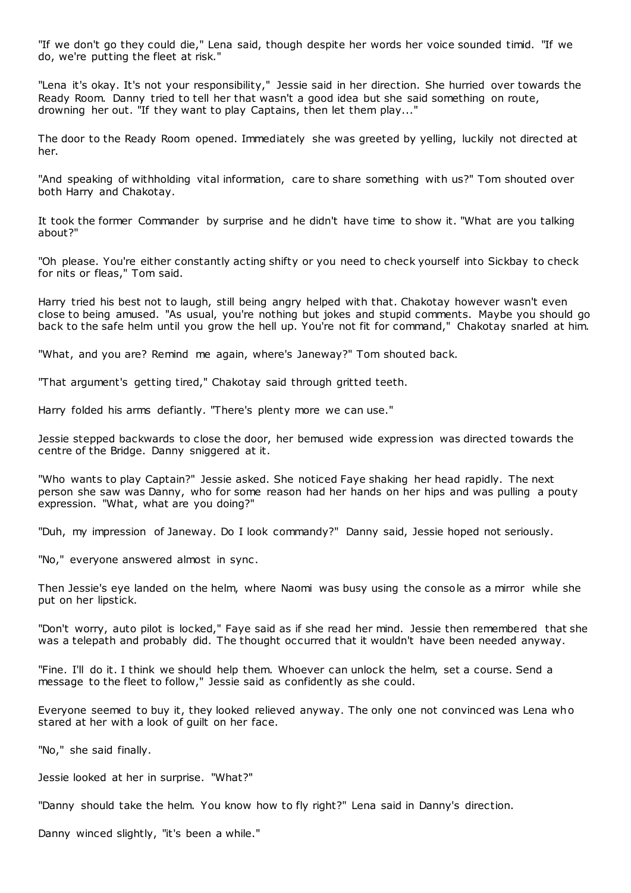"If we don't go they could die," Lena said, though despite her words her voice sounded timid. "If we do, we're putting the fleet at risk."

"Lena it's okay. It's not your responsibility," Jessie said in her direction. She hurried over towards the Ready Room. Danny tried to tell her that wasn't a good idea but she said something on route, drowning her out. "If they want to play Captains, then let them play..."

The door to the Ready Room opened. Immediately she was greeted by yelling, luckily not directed at her.

"And speaking of withholding vital information, care to share something with us?" Tom shouted over both Harry and Chakotay.

It took the former Commander by surprise and he didn't have time to show it. "What are you talking about?"

"Oh please. You're either constantly acting shifty or you need to check yourself into Sickbay to check for nits or fleas," Tom said.

Harry tried his best not to laugh, still being angry helped with that. Chakotay however wasn't even close to being amused. "As usual, you're nothing but jokes and stupid comments. Maybe you should go back to the safe helm until you grow the hell up. You're not fit for command," Chakotay snarled at him.

"What, and you are? Remind me again, where's Janeway?" Tom shouted back.

"That argument's getting tired," Chakotay said through gritted teeth.

Harry folded his arms defiantly. "There's plenty more we can use."

Jessie stepped backwards to close the door, her bemused wide expression was directed towards the centre of the Bridge. Danny sniggered at it.

"Who wants to play Captain?" Jessie asked. She noticed Faye shaking her head rapidly. The next person she saw was Danny, who for some reason had her hands on her hips and was pulling a pouty expression. "What, what are you doing?"

"Duh, my impression of Janeway. Do I look commandy?" Danny said, Jessie hoped not seriously.

"No," everyone answered almost in sync.

Then Jessie's eye landed on the helm, where Naomi was busy using the console as a mirror while she put on her lipstick.

"Don't worry, auto pilot is locked," Faye said as if she read her mind. Jessie then remembered that she was a telepath and probably did. The thought occurred that it wouldn't have been needed anyway.

"Fine. I'll do it. I think we should help them. Whoever can unlock the helm, set a course. Send a message to the fleet to follow," Jessie said as confidently as she could.

Everyone seemed to buy it, they looked relieved anyway. The only one not convinced was Lena who stared at her with a look of guilt on her face.

"No," she said finally.

Jessie looked at her in surprise. "What?"

"Danny should take the helm. You know how to fly right?" Lena said in Danny's direction.

Danny winced slightly, "it's been a while."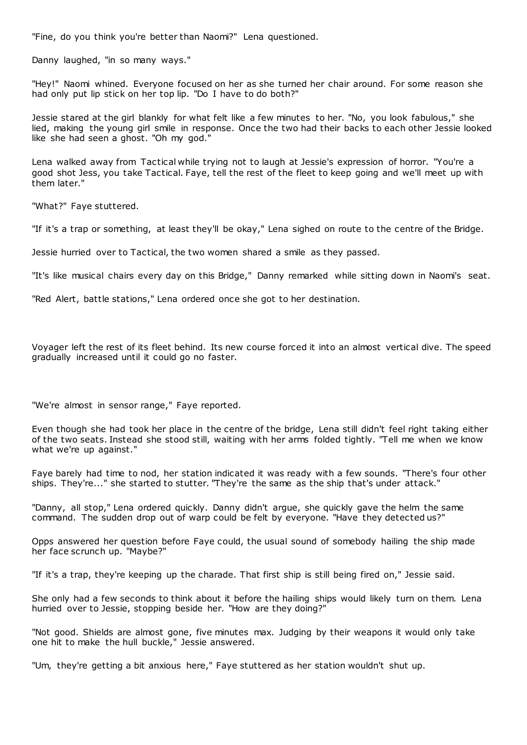"Fine, do you think you're better than Naomi?" Lena questioned.

Danny laughed, "in so many ways."

"Hey!" Naomi whined. Everyone focused on her as she turned her chair around. For some reason she had only put lip stick on her top lip. "Do I have to do both?"

Jessie stared at the girl blankly for what felt like a few minutes to her. "No, you look fabulous," she lied, making the young girl smile in response. Once the two had their backs to each other Jessie looked like she had seen a ghost. "Oh my god."

Lena walked away from Tactical while trying not to laugh at Jessie's expression of horror. "You're a good shot Jess, you take Tactical. Faye, tell the rest of the fleet to keep going and we'll meet up with them later."

"What?" Faye stuttered.

"If it's a trap or something, at least they'll be okay," Lena sighed on route to the centre of the Bridge.

Jessie hurried over to Tactical, the two women shared a smile as they passed.

"It's like musical chairs every day on this Bridge," Danny remarked while sitting down in Naomi's seat.

"Red Alert, battle stations," Lena ordered once she got to her destination.

Voyager left the rest of its fleet behind. Its new course forced it into an almost vertical dive. The speed gradually increased until it could go no faster.

"We're almost in sensor range," Faye reported.

Even though she had took her place in the centre of the bridge, Lena still didn't feel right taking either of the two seats. Instead she stood still, waiting with her arms folded tightly. "Tell me when we know what we're up against."

Faye barely had time to nod, her station indicated it was ready with a few sounds. "There's four other ships. They're..." she started to stutter. "They're the same as the ship that's under attack."

"Danny, all stop," Lena ordered quickly. Danny didn't argue, she quickly gave the helm the same command. The sudden drop out of warp could be felt by everyone. "Have they detected us?"

Opps answered her question before Faye could, the usual sound of somebody hailing the ship made her face scrunch up. "Maybe?"

"If it's a trap, they're keeping up the charade. That first ship is still being fired on," Jessie said.

She only had a few seconds to think about it before the hailing ships would likely turn on them. Lena hurried over to Jessie, stopping beside her. "How are they doing?"

"Not good. Shields are almost gone, five minutes max. Judging by their weapons it would only take one hit to make the hull buckle," Jessie answered.

"Um, they're getting a bit anxious here," Faye stuttered as her station wouldn't shut up.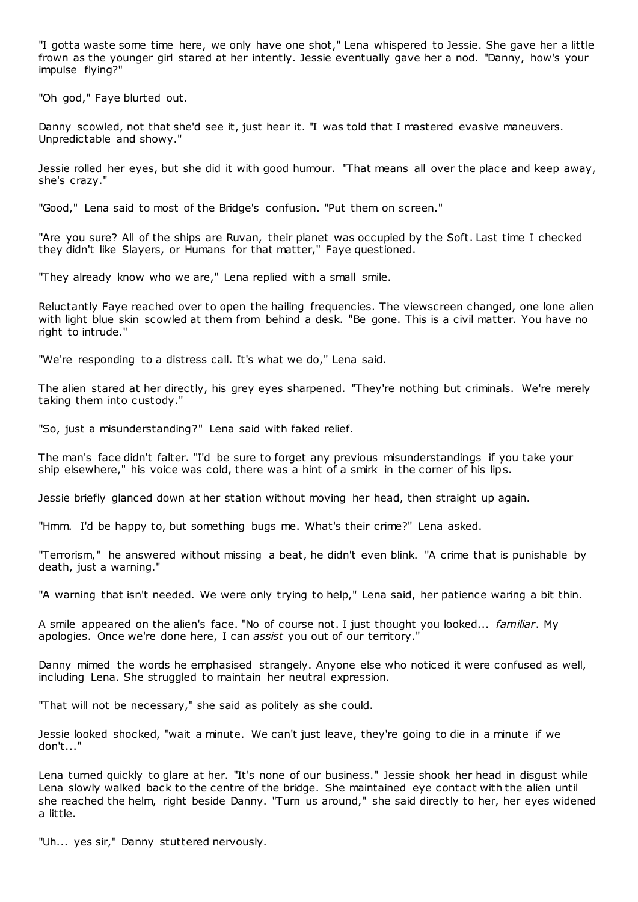"I gotta waste some time here, we only have one shot," Lena whispered to Jessie. She gave her a little frown as the younger girl stared at her intently. Jessie eventually gave her a nod. "Danny, how's your impulse flying?"

"Oh god," Faye blurted out.

Danny scowled, not that she'd see it, just hear it. "I was told that I mastered evasive maneuvers. Unpredictable and showy."

Jessie rolled her eyes, but she did it with good humour. "That means all over the place and keep away, she's crazy."

"Good," Lena said to most of the Bridge's confusion. "Put them on screen."

"Are you sure? All of the ships are Ruvan, their planet was occupied by the Soft. Last time I checked they didn't like Slayers, or Humans for that matter," Faye questioned.

"They already know who we are," Lena replied with a small smile.

Reluctantly Faye reached over to open the hailing frequencies. The viewscreen changed, one lone alien with light blue skin scowled at them from behind a desk. "Be gone. This is a civil matter. You have no right to intrude."

"We're responding to a distress call. It's what we do," Lena said.

The alien stared at her directly, his grey eyes sharpened. "They're nothing but criminals. We're merely taking them into custody."

"So, just a misunderstanding?" Lena said with faked relief.

The man's face didn't falter. "I'd be sure to forget any previous misunderstandings if you take your ship elsewhere," his voice was cold, there was a hint of a smirk in the corner of his lips.

Jessie briefly glanced down at her station without moving her head, then straight up again.

"Hmm. I'd be happy to, but something bugs me. What's their crime?" Lena asked.

"Terrorism," he answered without missing a beat, he didn't even blink. "A crime that is punishable by death, just a warning."

"A warning that isn't needed. We were only trying to help," Lena said, her patience waring a bit thin.

A smile appeared on the alien's face. "No of course not. I just thought you looked... *familiar*. My apologies. Once we're done here, I can *assist* you out of our territory."

Danny mimed the words he emphasised strangely. Anyone else who noticed it were confused as well, including Lena. She struggled to maintain her neutral expression.

"That will not be necessary," she said as politely as she could.

Jessie looked shocked, "wait a minute. We can't just leave, they're going to die in a minute if we don't..."

Lena turned quickly to glare at her. "It's none of our business." Jessie shook her head in disgust while Lena slowly walked back to the centre of the bridge. She maintained eye contact with the alien until she reached the helm, right beside Danny. "Turn us around," she said directly to her, her eyes widened a little.

"Uh... yes sir," Danny stuttered nervously.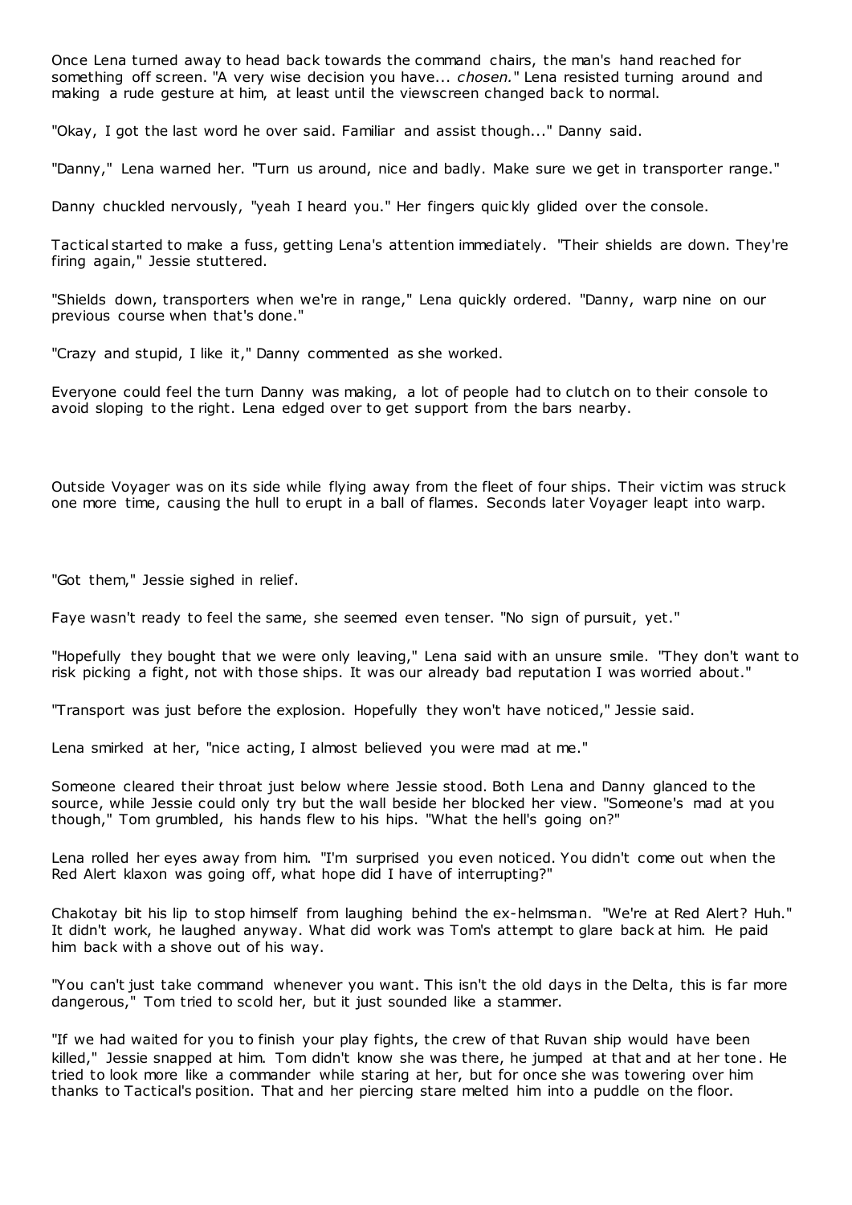Once Lena turned away to head back towards the command chairs, the man's hand reached for something off screen. "A very wise decision you have... *chosen.*" Lena resisted turning around and making a rude gesture at him, at least until the viewscreen changed back to normal.

"Okay, I got the last word he over said. Familiar and assist though..." Danny said.

"Danny," Lena warned her. "Turn us around, nice and badly. Make sure we get in transporter range."

Danny chuckled nervously, "yeah I heard you." Her fingers quickly glided over the console.

Tactical started to make a fuss, getting Lena's attention immediately. "Their shields are down. They're firing again," Jessie stuttered.

"Shields down, transporters when we're in range," Lena quickly ordered. "Danny, warp nine on our previous course when that's done."

"Crazy and stupid, I like it," Danny commented as she worked.

Everyone could feel the turn Danny was making, a lot of people had to clutch on to their console to avoid sloping to the right. Lena edged over to get support from the bars nearby.

Outside Voyager was on its side while flying away from the fleet of four ships. Their victim was struck one more time, causing the hull to erupt in a ball of flames. Seconds later Voyager leapt into warp.

"Got them," Jessie sighed in relief.

Faye wasn't ready to feel the same, she seemed even tenser. "No sign of pursuit, yet."

"Hopefully they bought that we were only leaving," Lena said with an unsure smile. "They don't want to risk picking a fight, not with those ships. It was our already bad reputation I was worried about."

"Transport was just before the explosion. Hopefully they won't have noticed," Jessie said.

Lena smirked at her, "nice acting, I almost believed you were mad at me."

Someone cleared their throat just below where Jessie stood. Both Lena and Danny glanced to the source, while Jessie could only try but the wall beside her blocked her view. "Someone's mad at you though," Tom grumbled, his hands flew to his hips. "What the hell's going on?"

Lena rolled her eyes away from him. "I'm surprised you even noticed. You didn't come out when the Red Alert klaxon was going off, what hope did I have of interrupting?"

Chakotay bit his lip to stop himself from laughing behind the ex-helmsman. "We're at Red Alert? Huh." It didn't work, he laughed anyway. What did work was Tom's attempt to glare back at him. He paid him back with a shove out of his way.

"You can't just take command whenever you want. This isn't the old days in the Delta, this is far more dangerous," Tom tried to scold her, but it just sounded like a stammer.

"If we had waited for you to finish your play fights, the crew of that Ruvan ship would have been killed," Jessie snapped at him. Tom didn't know she was there, he jumped at that and at her tone. He tried to look more like a commander while staring at her, but for once she was towering over him thanks to Tactical's position. That and her piercing stare melted him into a puddle on the floor.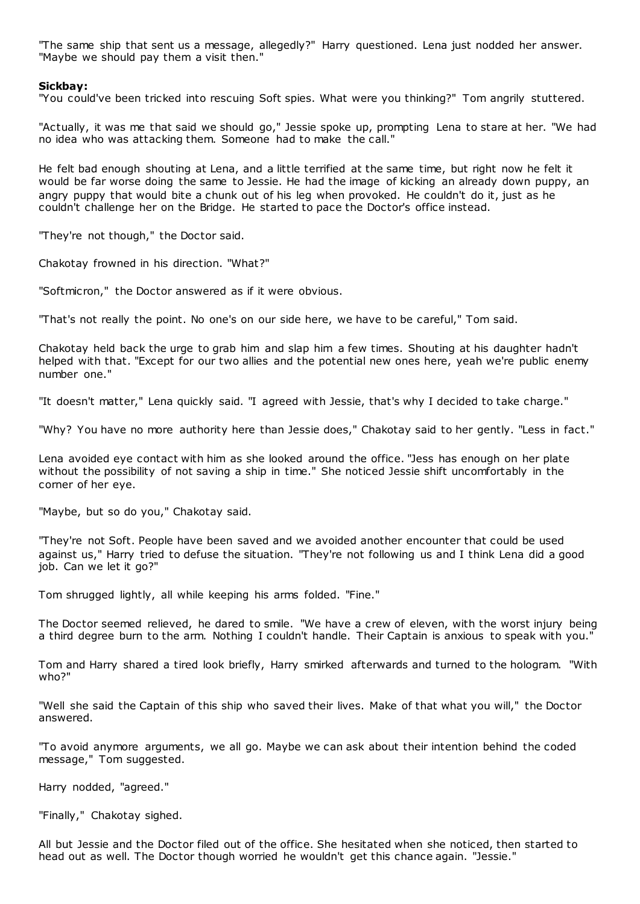"The same ship that sent us a message, allegedly?" Harry questioned. Lena just nodded her answer. "Maybe we should pay them a visit then."

**Sickbay:**

"You could've been tricked into rescuing Soft spies. What were you thinking?" Tom angrily stuttered.

"Actually, it was me that said we should go," Jessie spoke up, prompting Lena to stare at her. "We had no idea who was attacking them. Someone had to make the call."

He felt bad enough shouting at Lena, and a little terrified at the same time, but right now he felt it would be far worse doing the same to Jessie. He had the image of kicking an already down puppy, an angry puppy that would bite a chunk out of his leg when provoked. He couldn't do it, just as he couldn't challenge her on the Bridge. He started to pace the Doctor's office instead.

"They're not though," the Doctor said.

Chakotay frowned in his direction. "What?"

"Softmicron," the Doctor answered as if it were obvious.

"That's not really the point. No one's on our side here, we have to be careful," Tom said.

Chakotay held back the urge to grab him and slap him a few times. Shouting at his daughter hadn't helped with that. "Except for our two allies and the potential new ones here, yeah we're public enemy number one."

"It doesn't matter," Lena quickly said. "I agreed with Jessie, that's why I decided to take charge."

"Why? You have no more authority here than Jessie does," Chakotay said to her gently. "Less in fact."

Lena avoided eye contact with him as she looked around the office. "Jess has enough on her plate without the possibility of not saving a ship in time." She noticed Jessie shift uncomfortably in the corner of her eye.

"Maybe, but so do you," Chakotay said.

"They're not Soft. People have been saved and we avoided another encounter that could be used against us," Harry tried to defuse the situation. "They're not following us and I think Lena did a good job. Can we let it go?"

Tom shrugged lightly, all while keeping his arms folded. "Fine."

The Doctor seemed relieved, he dared to smile. "We have a crew of eleven, with the worst injury being a third degree burn to the arm. Nothing I couldn't handle. Their Captain is anxious to speak with you."

Tom and Harry shared a tired look briefly, Harry smirked afterwards and turned to the hologram. "With who?"

"Well she said the Captain of this ship who saved their lives. Make of that what you will," the Doctor answered.

"To avoid anymore arguments, we all go. Maybe we can ask about their intention behind the coded message," Tom suggested.

Harry nodded, "agreed."

"Finally," Chakotay sighed.

All but Jessie and the Doctor filed out of the office. She hesitated when she noticed, then started to head out as well. The Doctor though worried he wouldn't get this chance again. "Jessie."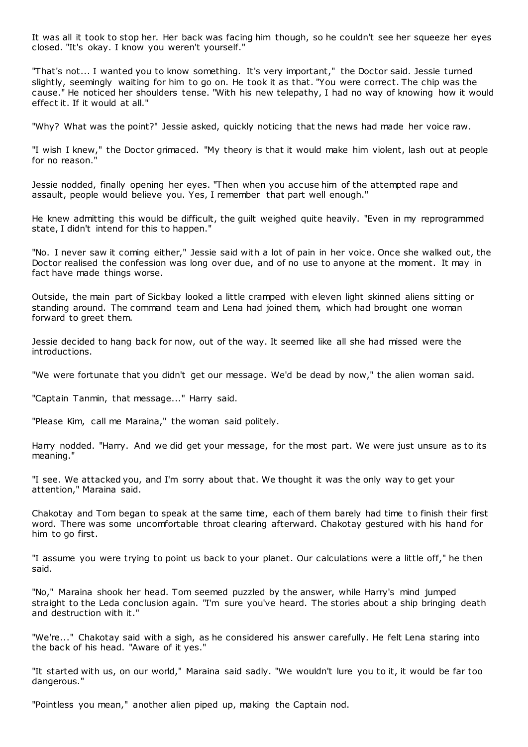It was all it took to stop her. Her back was facing him though, so he couldn't see her squeeze her eyes closed. "It's okay. I know you weren't yourself."

"That's not... I wanted you to know something. It's very important," the Doctor said. Jessie turned slightly, seemingly waiting for him to go on. He took it as that. "You were correct. The chip was the cause." He noticed her shoulders tense. "With his new telepathy, I had no way of knowing how it would effect it. If it would at all."

"Why? What was the point?" Jessie asked, quickly noticing that the news had made her voice raw.

"I wish I knew," the Doctor grimaced. "My theory is that it would make him violent, lash out at people for no reason."

Jessie nodded, finally opening her eyes. "Then when you accuse him of the attempted rape and assault, people would believe you. Yes, I remember that part well enough."

He knew admitting this would be difficult, the guilt weighed quite heavily. "Even in my reprogrammed state, I didn't intend for this to happen."

"No. I never saw it coming either," Jessie said with a lot of pain in her voice. Once she walked out, the Doctor realised the confession was long over due, and of no use to anyone at the moment. It may in fact have made things worse.

Outside, the main part of Sickbay looked a little cramped with eleven light skinned aliens sitting or standing around. The command team and Lena had joined them, which had brought one woman forward to greet them.

Jessie decided to hang back for now, out of the way. It seemed like all she had missed were the introductions.

"We were fortunate that you didn't get our message. We'd be dead by now," the alien woman said.

"Captain Tanmin, that message..." Harry said.

"Please Kim, call me Maraina," the woman said politely.

Harry nodded. "Harry. And we did get your message, for the most part. We were just unsure as to its meaning."

"I see. We attacked you, and I'm sorry about that. We thought it was the only way to get your attention," Maraina said.

Chakotay and Tom began to speak at the same time, each of them barely had time to finish their first word. There was some uncomfortable throat clearing afterward. Chakotay gestured with his hand for him to go first.

"I assume you were trying to point us back to your planet. Our calculations were a little off," he then said.

"No," Maraina shook her head. Tom seemed puzzled by the answer, while Harry's mind jumped straight to the Leda conclusion again. "I'm sure you've heard. The stories about a ship bringing death and destruction with it."

"We're..." Chakotay said with a sigh, as he considered his answer carefully. He felt Lena staring into the back of his head. "Aware of it yes."

"It started with us, on our world," Maraina said sadly. "We wouldn't lure you to it, it would be far too dangerous."

"Pointless you mean," another alien piped up, making the Captain nod.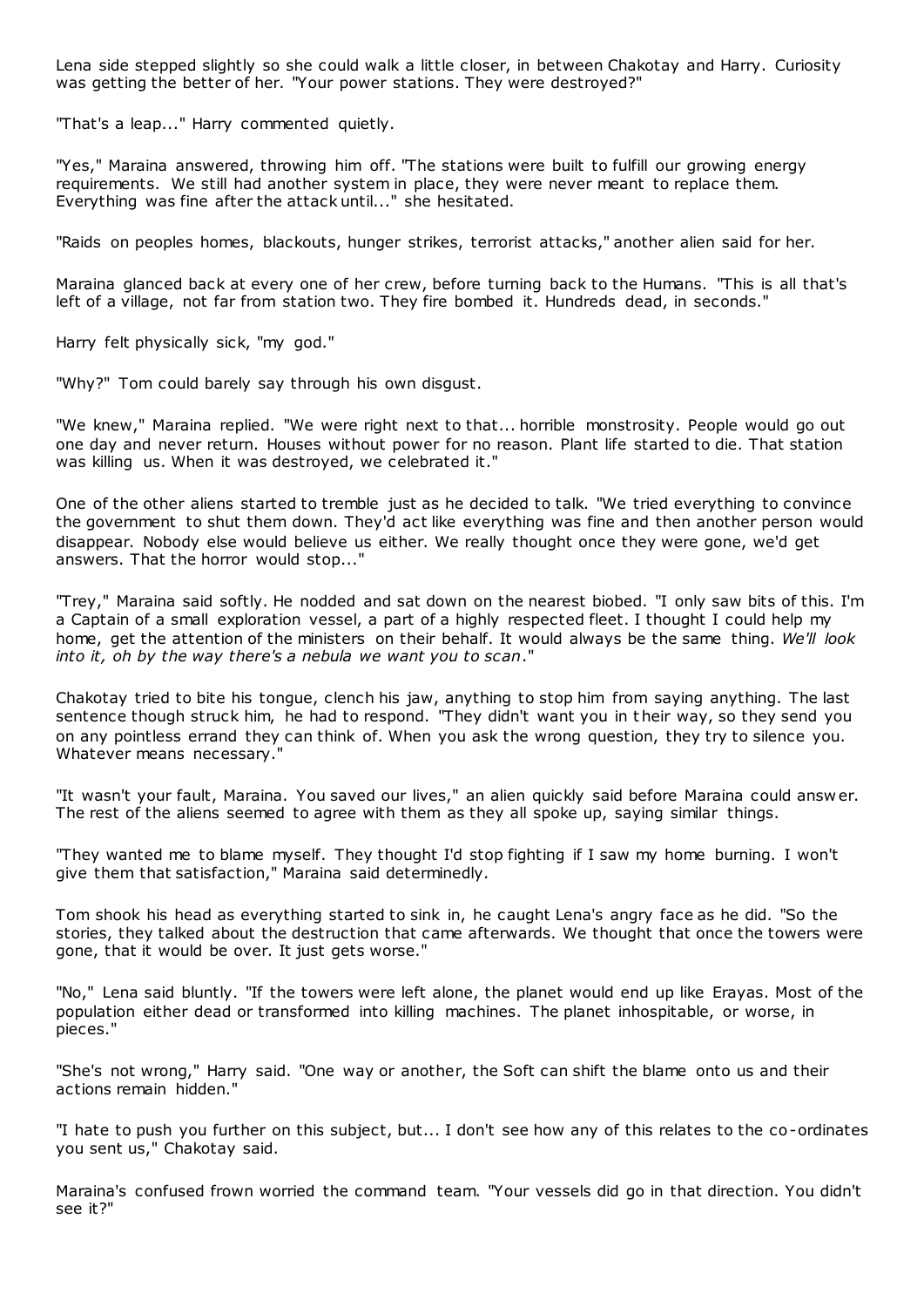Lena side stepped slightly so she could walk a little closer, in between Chakotay and Harry. Curiosity was getting the better of her. "Your power stations. They were destroyed?"

"That's a leap..." Harry commented quietly.

"Yes," Maraina answered, throwing him off. "The stations were built to fulfill our growing energy requirements. We still had another system in place, they were never meant to replace them. Everything was fine after the attack until..." she hesitated.

"Raids on peoples homes, blackouts, hunger strikes, terrorist attacks," another alien said for her.

Maraina glanced back at every one of her crew, before turning back to the Humans. "This is all that's left of a village, not far from station two. They fire bombed it. Hundreds dead, in seconds."

Harry felt physically sick, "my god."

"Why?" Tom could barely say through his own disgust.

"We knew," Maraina replied. "We were right next to that... horrible monstrosity. People would go out one day and never return. Houses without power for no reason. Plant life started to die. That station was killing us. When it was destroyed, we celebrated it."

One of the other aliens started to tremble just as he decided to talk. "We tried everything to convince the government to shut them down. They'd act like everything was fine and then another person would disappear. Nobody else would believe us either. We really thought once they were gone, we'd get answers. That the horror would stop..."

"Trey," Maraina said softly. He nodded and sat down on the nearest biobed. "I only saw bits of this. I'm a Captain of a small exploration vessel, a part of a highly respected fleet. I thought I could help my home, get the attention of the ministers on their behalf. It would always be the same thing. *We'll look into it, oh by the way there's a nebula we want you to scan*."

Chakotay tried to bite his tongue, clench his jaw, anything to stop him from saying anything. The last sentence though struck him, he had to respond. "They didn't want you in their way, so they send you on any pointless errand they can think of. When you ask the wrong question, they try to silence you. Whatever means necessary."

"It wasn't your fault, Maraina. You saved our lives," an alien quickly said before Maraina could answer. The rest of the aliens seemed to agree with them as they all spoke up, saying similar things.

"They wanted me to blame myself. They thought I'd stop fighting if I saw my home burning. I won't give them that satisfaction," Maraina said determinedly.

Tom shook his head as everything started to sink in, he caught Lena's angry face as he did. "So the stories, they talked about the destruction that came afterwards. We thought that once the towers were gone, that it would be over. It just gets worse."

"No," Lena said bluntly. "If the towers were left alone, the planet would end up like Erayas. Most of the population either dead or transformed into killing machines. The planet inhospitable, or worse, in pieces."

"She's not wrong," Harry said. "One way or another, the Soft can shift the blame onto us and their actions remain hidden."

"I hate to push you further on this subject, but... I don't see how any of this relates to the co-ordinates you sent us," Chakotay said.

Maraina's confused frown worried the command team. "Your vessels did go in that direction. You didn't see it?"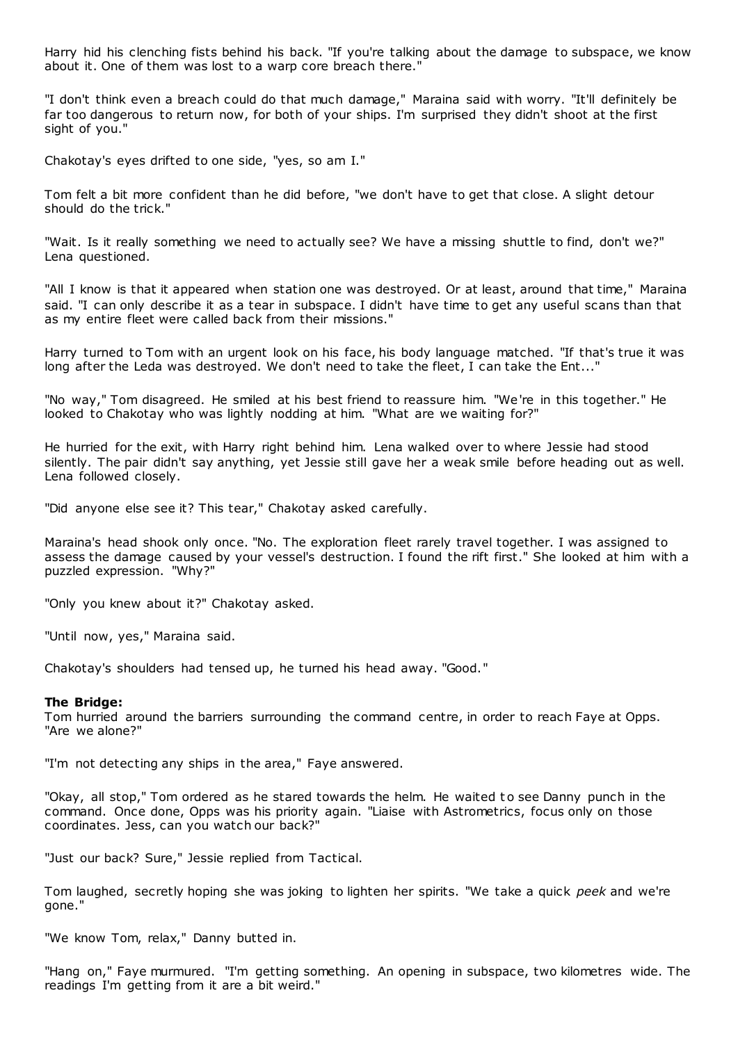Harry hid his clenching fists behind his back. "If you're talking about the damage to subspace, we know about it. One of them was lost to a warp core breach there."

"I don't think even a breach could do that much damage," Maraina said with worry. "It'll definitely be far too dangerous to return now, for both of your ships. I'm surprised they didn't shoot at the first sight of you."

Chakotay's eyes drifted to one side, "yes, so am I."

Tom felt a bit more confident than he did before, "we don't have to get that close. A slight detour should do the trick."

"Wait. Is it really something we need to actually see? We have a missing shuttle to find, don't we?" Lena questioned.

"All I know is that it appeared when station one was destroyed. Or at least, around that time," Maraina said. "I can only describe it as a tear in subspace. I didn't have time to get any useful scans than that as my entire fleet were called back from their missions."

Harry turned to Tom with an urgent look on his face, his body language matched. "If that's true it was long after the Leda was destroyed. We don't need to take the fleet, I can take the Ent..."

"No way," Tom disagreed. He smiled at his best friend to reassure him. "We're in this together." He looked to Chakotay who was lightly nodding at him. "What are we waiting for?"

He hurried for the exit, with Harry right behind him. Lena walked over to where Jessie had stood silently. The pair didn't say anything, yet Jessie still gave her a weak smile before heading out as well. Lena followed closely.

"Did anyone else see it? This tear," Chakotay asked carefully.

Maraina's head shook only once. "No. The exploration fleet rarely travel together. I was assigned to assess the damage caused by your vessel's destruction. I found the rift first." She looked at him with a puzzled expression. "Why?"

"Only you knew about it?" Chakotay asked.

"Until now, yes," Maraina said.

Chakotay's shoulders had tensed up, he turned his head away. "Good."

**The Bridge:**
Tom hurried around the barriers surrounding the command centre, in order to reach Faye at Opps. "Are we alone?"

"I'm not detecting any ships in the area," Faye answered.

"Okay, all stop," Tom ordered as he stared towards the helm. He waited to see Danny punch in the command. Once done, Opps was his priority again. "Liaise with Astrometrics, focus only on those coordinates. Jess, can you watch our back?"

"Just our back? Sure," Jessie replied from Tactical.

Tom laughed, secretly hoping she was joking to lighten her spirits. "We take a quick *peek* and we're gone."

"We know Tom, relax," Danny butted in.

"Hang on," Faye murmured. "I'm getting something. An opening in subspace, two kilometres wide. The readings I'm getting from it are a bit weird."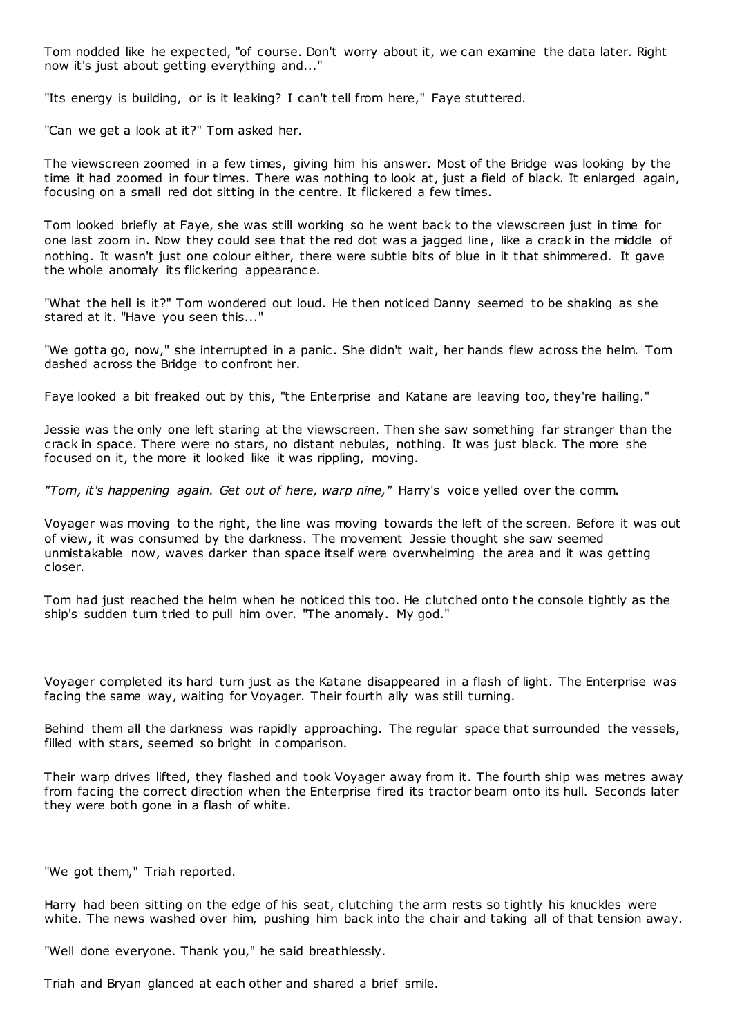Tom nodded like he expected, "of course. Don't worry about it, we can examine the data later. Right now it's just about getting everything and..."

"Its energy is building, or is it leaking? I can't tell from here," Faye stuttered.

"Can we get a look at it?" Tom asked her.

The viewscreen zoomed in a few times, giving him his answer. Most of the Bridge was looking by the time it had zoomed in four times. There was nothing to look at, just a field of black. It enlarged again, focusing on a small red dot sitting in the centre. It flickered a few times.

Tom looked briefly at Faye, she was still working so he went back to the viewscreen just in time for one last zoom in. Now they could see that the red dot was a jagged line, like a crack in the middle of nothing. It wasn't just one colour either, there were subtle bits of blue in it that shimmered. It gave the whole anomaly its flickering appearance.

"What the hell is it?" Tom wondered out loud. He then noticed Danny seemed to be shaking as she stared at it. "Have you seen this..."

"We gotta go, now," she interrupted in a panic. She didn't wait, her hands flew across the helm. Tom dashed across the Bridge to confront her.

Faye looked a bit freaked out by this, "the Enterprise and Katane are leaving too, they're hailing."

Jessie was the only one left staring at the viewscreen. Then she saw something far stranger than the crack in space. There were no stars, no distant nebulas, nothing. It was just black. The more she focused on it, the more it looked like it was rippling, moving.

*"Tom, it's happening again. Get out of here, warp nine,"* Harry's voice yelled over the comm.

Voyager was moving to the right, the line was moving towards the left of the screen. Before it was out of view, it was consumed by the darkness. The movement Jessie thought she saw seemed unmistakable now, waves darker than space itself were overwhelming the area and it was getting closer.

Tom had just reached the helm when he noticed this too. He clutched onto the console tightly as the ship's sudden turn tried to pull him over. "The anomaly. My god."

Voyager completed its hard turn just as the Katane disappeared in a flash of light. The Enterprise was facing the same way, waiting for Voyager. Their fourth ally was still turning.

Behind them all the darkness was rapidly approaching. The regular space that surrounded the vessels, filled with stars, seemed so bright in comparison.

Their warp drives lifted, they flashed and took Voyager away from it. The fourth ship was metres away from facing the correct direction when the Enterprise fired its tractor beam onto its hull. Seconds later they were both gone in a flash of white.

"We got them," Triah reported.

Harry had been sitting on the edge of his seat, clutching the arm rests so tightly his knuckles were white. The news washed over him, pushing him back into the chair and taking all of that tension away.

"Well done everyone. Thank you," he said breathlessly.

Triah and Bryan glanced at each other and shared a brief smile.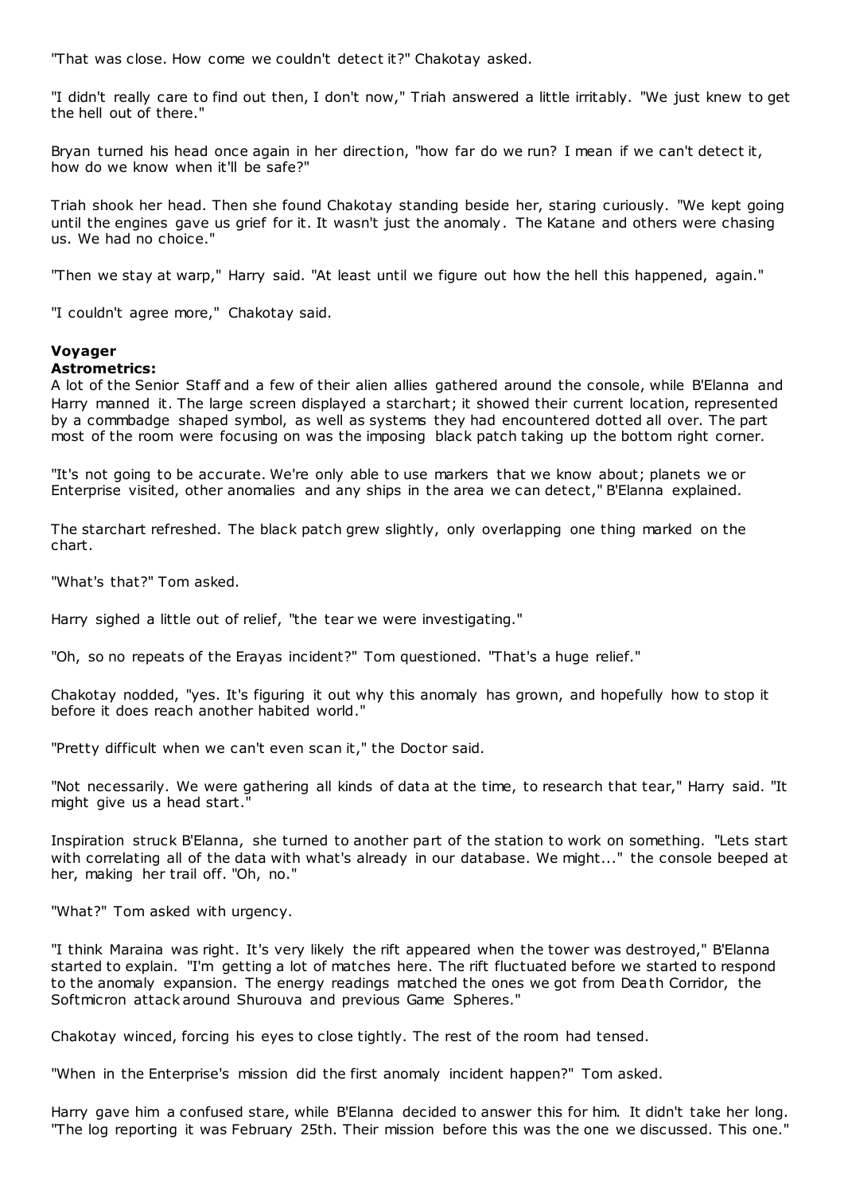"That was close. How come we couldn't detect it?" Chakotay asked.

"I didn't really care to find out then, I don't now," Triah answered a little irritably. "We just knew to get the hell out of there."

Bryan turned his head once again in her direction, "how far do we run? I mean if we can't detect it, how do we know when it'll be safe?"

Triah shook her head. Then she found Chakotay standing beside her, staring curiously. "We kept going until the engines gave us grief for it. It wasn't just the anomaly. The Katane and others were chasing us. We had no choice."

"Then we stay at warp," Harry said. "At least until we figure out how the hell this happened, again."

"I couldn't agree more," Chakotay said.

**Voyager**
**Astrometrics:**
A lot of the Senior Staff and a few of their alien allies gathered around the console, while B'Elanna and Harry manned it. The large screen displayed a starchart; it showed their current location, represented by a commbadge shaped symbol, as well as systems they had encountered dotted all over. The part most of the room were focusing on was the imposing black patch taking up the bottom right corner.

"It's not going to be accurate. We're only able to use markers that we know about; planets we or Enterprise visited, other anomalies and any ships in the area we can detect," B'Elanna explained.

The starchart refreshed. The black patch grew slightly, only overlapping one thing marked on the chart.

"What's that?" Tom asked.

Harry sighed a little out of relief, "the tear we were investigating."

"Oh, so no repeats of the Erayas incident?" Tom questioned. "That's a huge relief."

Chakotay nodded, "yes. It's figuring it out why this anomaly has grown, and hopefully how to stop it before it does reach another habited world."

"Pretty difficult when we can't even scan it," the Doctor said.

"Not necessarily. We were gathering all kinds of data at the time, to research that tear," Harry said. "It might give us a head start."

Inspiration struck B'Elanna, she turned to another part of the station to work on something. "Lets start with correlating all of the data with what's already in our database. We might..." the console beeped at her, making her trail off. "Oh, no."

"What?" Tom asked with urgency.

"I think Maraina was right. It's very likely the rift appeared when the tower was destroyed," B'Elanna started to explain. "I'm getting a lot of matches here. The rift fluctuated before we started to respond to the anomaly expansion. The energy readings matched the ones we got from Death Corridor, the Softmicron attack around Shurouva and previous Game Spheres."

Chakotay winced, forcing his eyes to close tightly. The rest of the room had tensed.

"When in the Enterprise's mission did the first anomaly incident happen?" Tom asked.

Harry gave him a confused stare, while B'Elanna decided to answer this for him. It didn't take her long. "The log reporting it was February 25th. Their mission before this was the one we discussed. This one."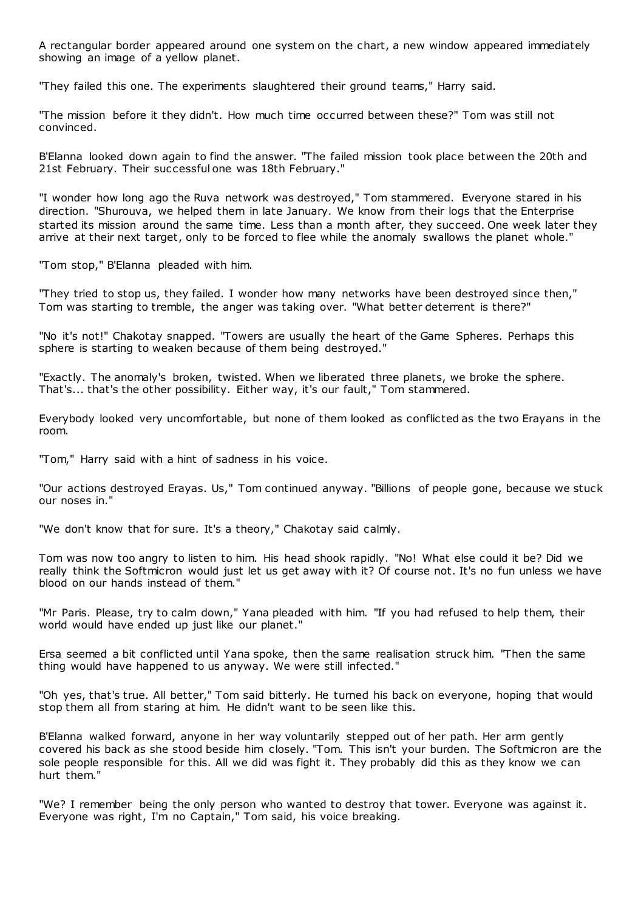A rectangular border appeared around one system on the chart, a new window appeared immediately showing an image of a yellow planet.

"They failed this one. The experiments slaughtered their ground teams," Harry said.

"The mission before it they didn't. How much time occurred between these?" Tom was still not convinced.

B'Elanna looked down again to find the answer. "The failed mission took place between the 20th and 21st February. Their successful one was 18th February."

"I wonder how long ago the Ruva network was destroyed," Tom stammered. Everyone stared in his direction. "Shurouva, we helped them in late January. We know from their logs that the Enterprise started its mission around the same time. Less than a month after, they succeed. One week later they arrive at their next target, only to be forced to flee while the anomaly swallows the planet whole."

"Tom stop," B'Elanna pleaded with him.

"They tried to stop us, they failed. I wonder how many networks have been destroyed since then," Tom was starting to tremble, the anger was taking over. "What better deterrent is there?"

"No it's not!" Chakotay snapped. "Towers are usually the heart of the Game Spheres. Perhaps this sphere is starting to weaken because of them being destroyed."

"Exactly. The anomaly's broken, twisted. When we liberated three planets, we broke the sphere. That's... that's the other possibility. Either way, it's our fault," Tom stammered.

Everybody looked very uncomfortable, but none of them looked as conflicted as the two Erayans in the room.

"Tom," Harry said with a hint of sadness in his voice.

"Our actions destroyed Erayas. Us," Tom continued anyway. "Billions of people gone, because we stuck our noses in."

"We don't know that for sure. It's a theory," Chakotay said calmly.

Tom was now too angry to listen to him. His head shook rapidly. "No! What else could it be? Did we really think the Softmicron would just let us get away with it? Of course not. It's no fun unless we have blood on our hands instead of them."

"Mr Paris. Please, try to calm down," Yana pleaded with him. "If you had refused to help them, their world would have ended up just like our planet."

Ersa seemed a bit conflicted until Yana spoke, then the same realisation struck him. "Then the same thing would have happened to us anyway. We were still infected."

"Oh yes, that's true. All better," Tom said bitterly. He turned his back on everyone, hoping that would stop them all from staring at him. He didn't want to be seen like this.

B'Elanna walked forward, anyone in her way voluntarily stepped out of her path. Her arm gently covered his back as she stood beside him closely. "Tom. This isn't your burden. The Softmicron are the sole people responsible for this. All we did was fight it. They probably did this as they know we can hurt them."

"We? I remember being the only person who wanted to destroy that tower. Everyone was against it. Everyone was right, I'm no Captain," Tom said, his voice breaking.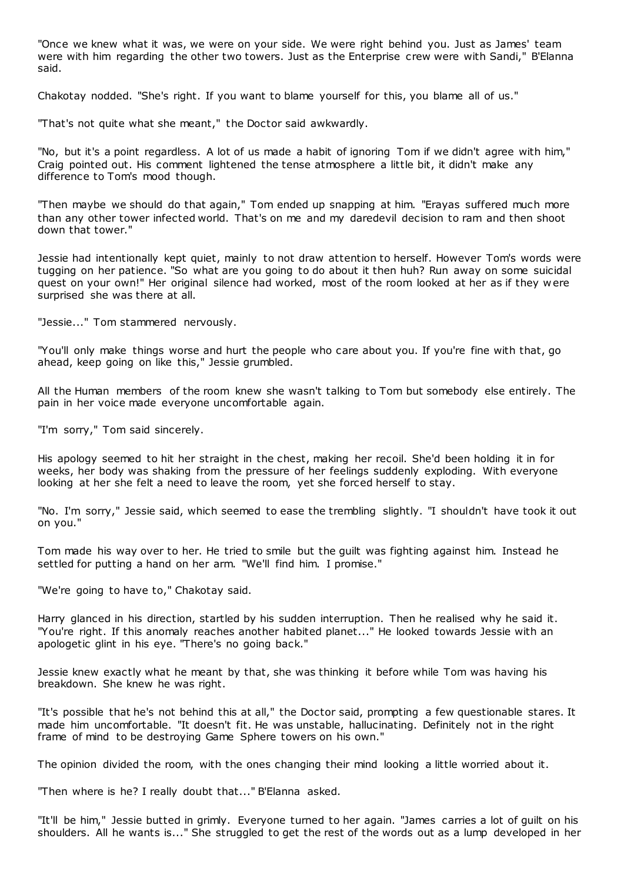"Once we knew what it was, we were on your side. We were right behind you. Just as James' team were with him regarding the other two towers. Just as the Enterprise crew were with Sandi," B'Elanna said.

Chakotay nodded. "She's right. If you want to blame yourself for this, you blame all of us."

"That's not quite what she meant," the Doctor said awkwardly.

"No, but it's a point regardless. A lot of us made a habit of ignoring Tom if we didn't agree with him," Craig pointed out. His comment lightened the tense atmosphere a little bit, it didn't make any difference to Tom's mood though.

"Then maybe we should do that again," Tom ended up snapping at him. "Erayas suffered much more than any other tower infected world. That's on me and my daredevil decision to ram and then shoot down that tower."

Jessie had intentionally kept quiet, mainly to not draw attention to herself. However Tom's words were tugging on her patience. "So what are you going to do about it then huh? Run away on some suicidal quest on your own!" Her original silence had worked, most of the room looked at her as if they were surprised she was there at all.

"Jessie..." Tom stammered nervously.

"You'll only make things worse and hurt the people who care about you. If you're fine with that, go ahead, keep going on like this," Jessie grumbled.

All the Human members of the room knew she wasn't talking to Tom but somebody else entirely. The pain in her voice made everyone uncomfortable again.

"I'm sorry," Tom said sincerely.

His apology seemed to hit her straight in the chest, making her recoil. She'd been holding it in for weeks, her body was shaking from the pressure of her feelings suddenly exploding. With everyone looking at her she felt a need to leave the room, yet she forced herself to stay.

"No. I'm sorry," Jessie said, which seemed to ease the trembling slightly. "I shouldn't have took it out on you."

Tom made his way over to her. He tried to smile but the guilt was fighting against him. Instead he settled for putting a hand on her arm. "We'll find him. I promise."

"We're going to have to," Chakotay said.

Harry glanced in his direction, startled by his sudden interruption. Then he realised why he said it. "You're right. If this anomaly reaches another habited planet..." He looked towards Jessie with an apologetic glint in his eye. "There's no going back."

Jessie knew exactly what he meant by that, she was thinking it before while Tom was having his breakdown. She knew he was right.

"It's possible that he's not behind this at all," the Doctor said, prompting a few questionable stares. It made him uncomfortable. "It doesn't fit. He was unstable, hallucinating. Definitely not in the right frame of mind to be destroying Game Sphere towers on his own."

The opinion divided the room, with the ones changing their mind looking a little worried about it.

"Then where is he? I really doubt that..." B'Elanna asked.

"It'll be him," Jessie butted in grimly. Everyone turned to her again. "James carries a lot of guilt on his shoulders. All he wants is..." She struggled to get the rest of the words out as a lump developed in her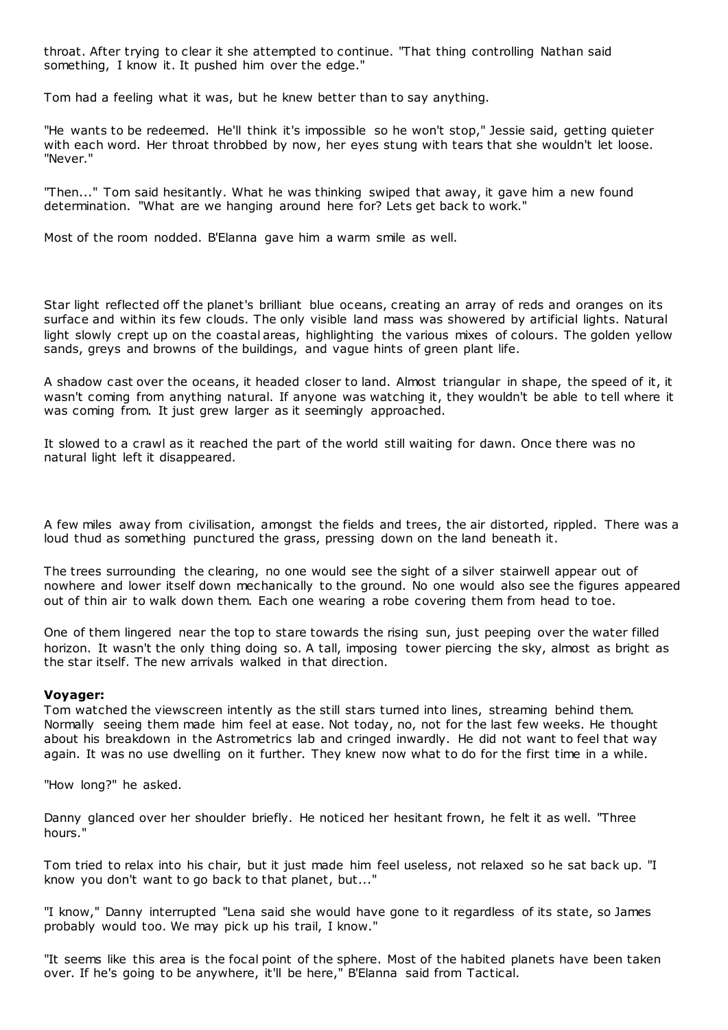throat. After trying to clear it she attempted to continue. "That thing controlling Nathan said something, I know it. It pushed him over the edge."

Tom had a feeling what it was, but he knew better than to say anything.

"He wants to be redeemed. He'll think it's impossible so he won't stop," Jessie said, getting quieter with each word. Her throat throbbed by now, her eyes stung with tears that she wouldn't let loose. "Never."

"Then..." Tom said hesitantly. What he was thinking swiped that away, it gave him a new found determination. "What are we hanging around here for? Lets get back to work."

Most of the room nodded. B'Elanna gave him a warm smile as well.

Star light reflected off the planet's brilliant blue oceans, creating an array of reds and oranges on its surface and within its few clouds. The only visible land mass was showered by artificial lights. Natural light slowly crept up on the coastal areas, highlighting the various mixes of colours. The golden yellow sands, greys and browns of the buildings, and vague hints of green plant life.

A shadow cast over the oceans, it headed closer to land. Almost triangular in shape, the speed of it, it wasn't coming from anything natural. If anyone was watching it, they wouldn't be able to tell where it was coming from. It just grew larger as it seemingly approached.

It slowed to a crawl as it reached the part of the world still waiting for dawn. Once there was no natural light left it disappeared.

A few miles away from civilisation, amongst the fields and trees, the air distorted, rippled. There was a loud thud as something punctured the grass, pressing down on the land beneath it.

The trees surrounding the clearing, no one would see the sight of a silver stairwell appear out of nowhere and lower itself down mechanically to the ground. No one would also see the figures appeared out of thin air to walk down them. Each one wearing a robe covering them from head to toe.

One of them lingered near the top to stare towards the rising sun, just peeping over the water filled horizon. It wasn't the only thing doing so. A tall, imposing tower piercing the sky, almost as bright as the star itself. The new arrivals walked in that direction.

**Voyager:**
Tom watched the viewscreen intently as the still stars turned into lines, streaming behind them. Normally seeing them made him feel at ease. Not today, no, not for the last few weeks. He thought about his breakdown in the Astrometrics lab and cringed inwardly. He did not want to feel that way again. It was no use dwelling on it further. They knew now what to do for the first time in a while.

"How long?" he asked.

Danny glanced over her shoulder briefly. He noticed her hesitant frown, he felt it as well. "Three hours."

Tom tried to relax into his chair, but it just made him feel useless, not relaxed so he sat back up. "I know you don't want to go back to that planet, but..."

"I know," Danny interrupted "Lena said she would have gone to it regardless of its state, so James probably would too. We may pick up his trail, I know."

"It seems like this area is the focal point of the sphere. Most of the habited planets have been taken over. If he's going to be anywhere, it'll be here," B'Elanna said from Tactical.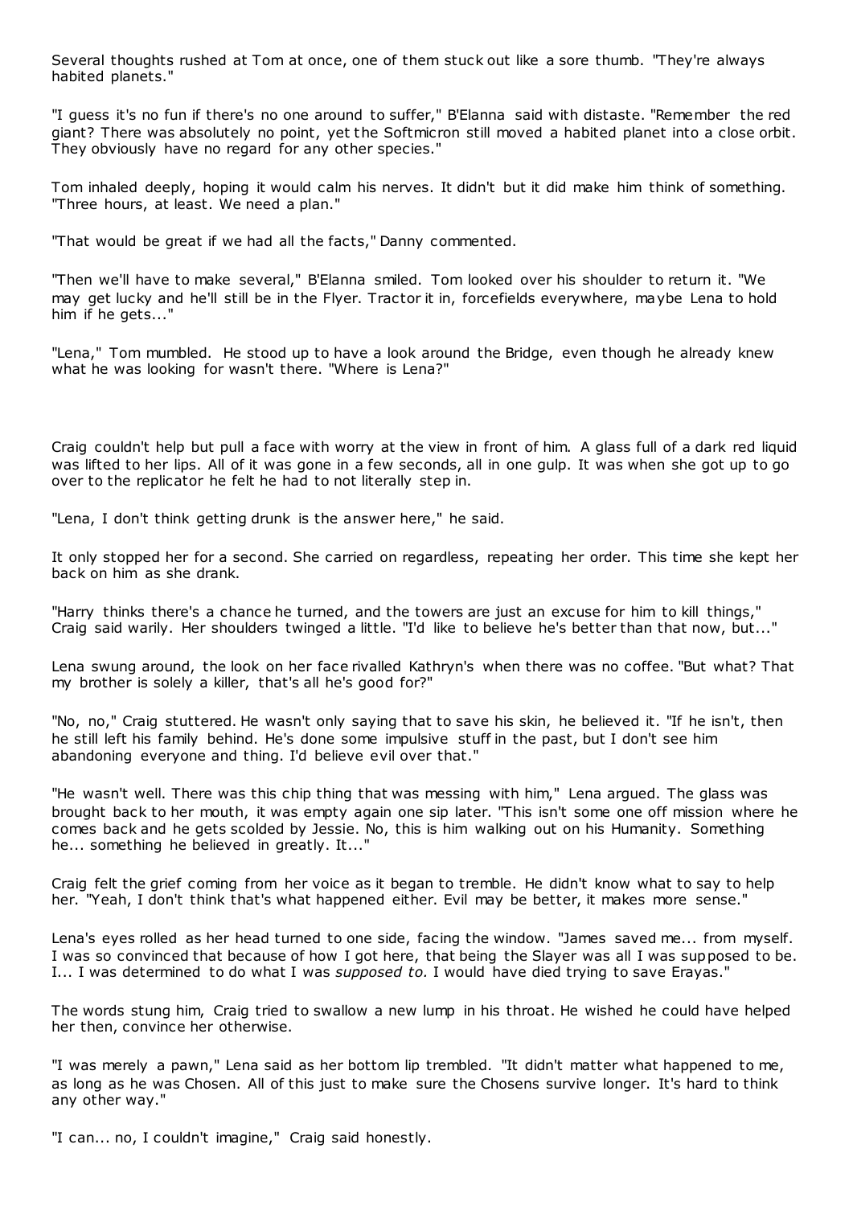Several thoughts rushed at Tom at once, one of them stuck out like a sore thumb. "They're always habited planets."

"I guess it's no fun if there's no one around to suffer," B'Elanna said with distaste. "Remember the red giant? There was absolutely no point, yet the Softmicron still moved a habited planet into a close orbit. They obviously have no regard for any other species."

Tom inhaled deeply, hoping it would calm his nerves. It didn't but it did make him think of something. "Three hours, at least. We need a plan."

"That would be great if we had all the facts," Danny commented.

"Then we'll have to make several," B'Elanna smiled. Tom looked over his shoulder to return it. "We may get lucky and he'll still be in the Flyer. Tractor it in, forcefields everywhere, maybe Lena to hold him if he gets..."

"Lena," Tom mumbled. He stood up to have a look around the Bridge, even though he already knew what he was looking for wasn't there. "Where is Lena?"

Craig couldn't help but pull a face with worry at the view in front of him. A glass full of a dark red liquid was lifted to her lips. All of it was gone in a few seconds, all in one gulp. It was when she got up to go over to the replicator he felt he had to not literally step in.

"Lena, I don't think getting drunk is the answer here," he said.

It only stopped her for a second. She carried on regardless, repeating her order. This time she kept her back on him as she drank.

"Harry thinks there's a chance he turned, and the towers are just an excuse for him to kill things," Craig said warily. Her shoulders twinged a little. "I'd like to believe he's better than that now, but..."

Lena swung around, the look on her face rivalled Kathryn's when there was no coffee. "But what? That my brother is solely a killer, that's all he's good for?"

"No, no," Craig stuttered. He wasn't only saying that to save his skin, he believed it. "If he isn't, then he still left his family behind. He's done some impulsive stuff in the past, but I don't see him abandoning everyone and thing. I'd believe evil over that."

"He wasn't well. There was this chip thing that was messing with him," Lena argued. The glass was brought back to her mouth, it was empty again one sip later. "This isn't some one off mission where he comes back and he gets scolded by Jessie. No, this is him walking out on his Humanity. Something he... something he believed in greatly. It..."

Craig felt the grief coming from her voice as it began to tremble. He didn't know what to say to help her. "Yeah, I don't think that's what happened either. Evil may be better, it makes more sense."

Lena's eyes rolled as her head turned to one side, facing the window. "James saved me... from myself. I was so convinced that because of how I got here, that being the Slayer was all I was supposed to be. I... I was determined to do what I was *supposed to.* I would have died trying to save Erayas."

The words stung him, Craig tried to swallow a new lump in his throat. He wished he could have helped her then, convince her otherwise.

"I was merely a pawn," Lena said as her bottom lip trembled. "It didn't matter what happened to me, as long as he was Chosen. All of this just to make sure the Chosens survive longer. It's hard to think any other way."

"I can... no, I couldn't imagine," Craig said honestly.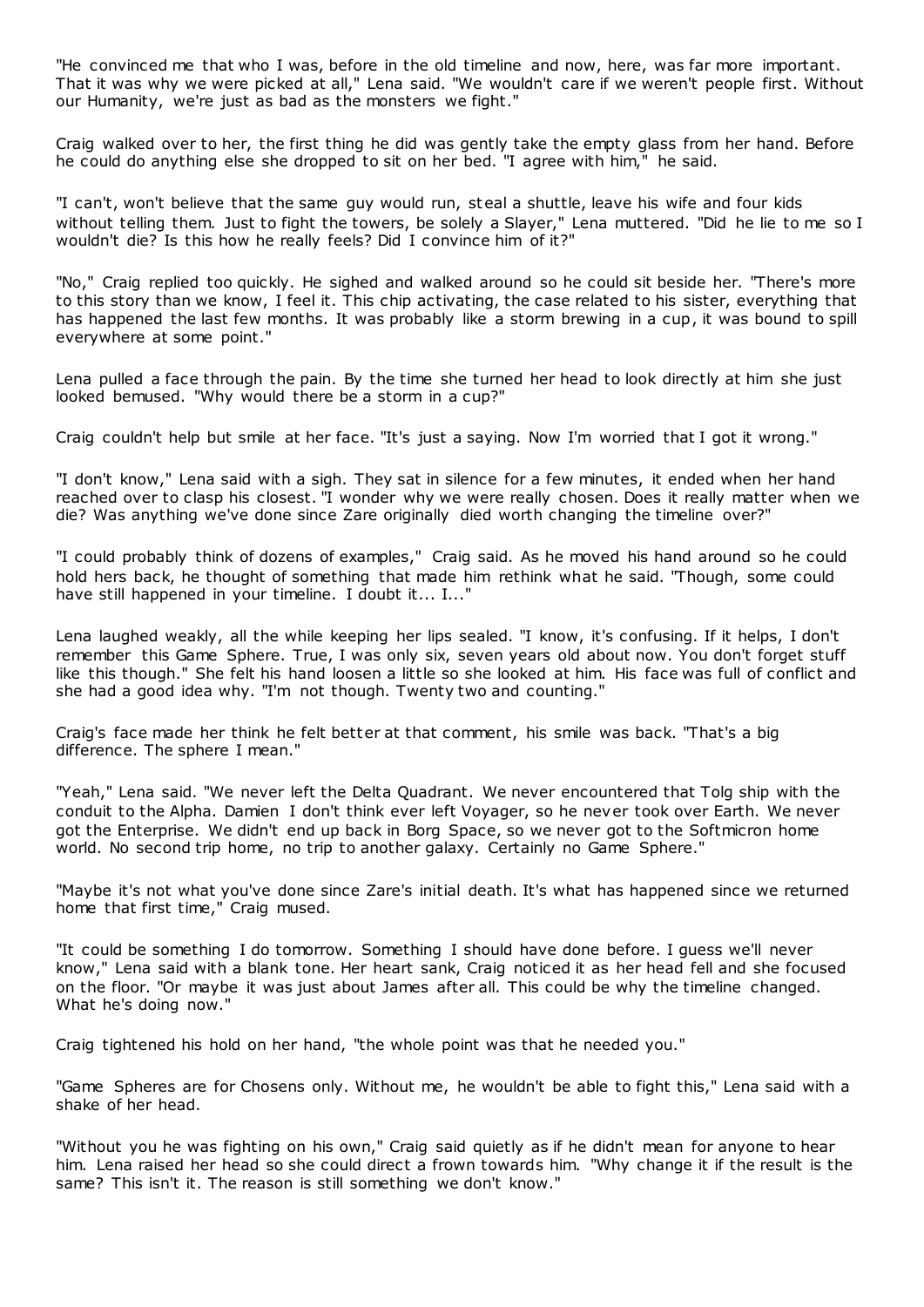"He convinced me that who I was, before in the old timeline and now, here, was far more important. That it was why we were picked at all," Lena said. "We wouldn't care if we weren't people first. Without our Humanity, we're just as bad as the monsters we fight."

Craig walked over to her, the first thing he did was gently take the empty glass from her hand. Before he could do anything else she dropped to sit on her bed. "I agree with him," he said.

"I can't, won't believe that the same guy would run, steal a shuttle, leave his wife and four kids without telling them. Just to fight the towers, be solely a Slayer," Lena muttered. "Did he lie to me so I wouldn't die? Is this how he really feels? Did I convince him of it?"

"No," Craig replied too quickly. He sighed and walked around so he could sit beside her. "There's more to this story than we know, I feel it. This chip activating, the case related to his sister, everything that has happened the last few months. It was probably like a storm brewing in a cup, it was bound to spill everywhere at some point."

Lena pulled a face through the pain. By the time she turned her head to look directly at him she just looked bemused. "Why would there be a storm in a cup?"

Craig couldn't help but smile at her face. "It's just a saying. Now I'm worried that I got it wrong."

"I don't know," Lena said with a sigh. They sat in silence for a few minutes, it ended when her hand reached over to clasp his closest. "I wonder why we were really chosen. Does it really matter when we die? Was anything we've done since Zare originally died worth changing the timeline over?"

"I could probably think of dozens of examples," Craig said. As he moved his hand around so he could hold hers back, he thought of something that made him rethink what he said. "Though, some could have still happened in your timeline. I doubt it... I..."

Lena laughed weakly, all the while keeping her lips sealed. "I know, it's confusing. If it helps, I don't remember this Game Sphere. True, I was only six, seven years old about now. You don't forget stuff like this though." She felt his hand loosen a little so she looked at him. His face was full of conflict and she had a good idea why. "I'm not though. Twenty two and counting."

Craig's face made her think he felt better at that comment, his smile was back. "That's a big difference. The sphere I mean."

"Yeah," Lena said. "We never left the Delta Quadrant. We never encountered that Tolg ship with the conduit to the Alpha. Damien I don't think ever left Voyager, so he never took over Earth. We never got the Enterprise. We didn't end up back in Borg Space, so we never got to the Softmicron home world. No second trip home, no trip to another galaxy. Certainly no Game Sphere."

"Maybe it's not what you've done since Zare's initial death. It's what has happened since we returned home that first time," Craig mused.

"It could be something I do tomorrow. Something I should have done before. I guess we'll never know," Lena said with a blank tone. Her heart sank, Craig noticed it as her head fell and she focused on the floor. "Or maybe it was just about James after all. This could be why the timeline changed. What he's doing now."

Craig tightened his hold on her hand, "the whole point was that he needed you."

"Game Spheres are for Chosens only. Without me, he wouldn't be able to fight this," Lena said with a shake of her head.

"Without you he was fighting on his own," Craig said quietly as if he didn't mean for anyone to hear him. Lena raised her head so she could direct a frown towards him. "Why change it if the result is the same? This isn't it. The reason is still something we don't know."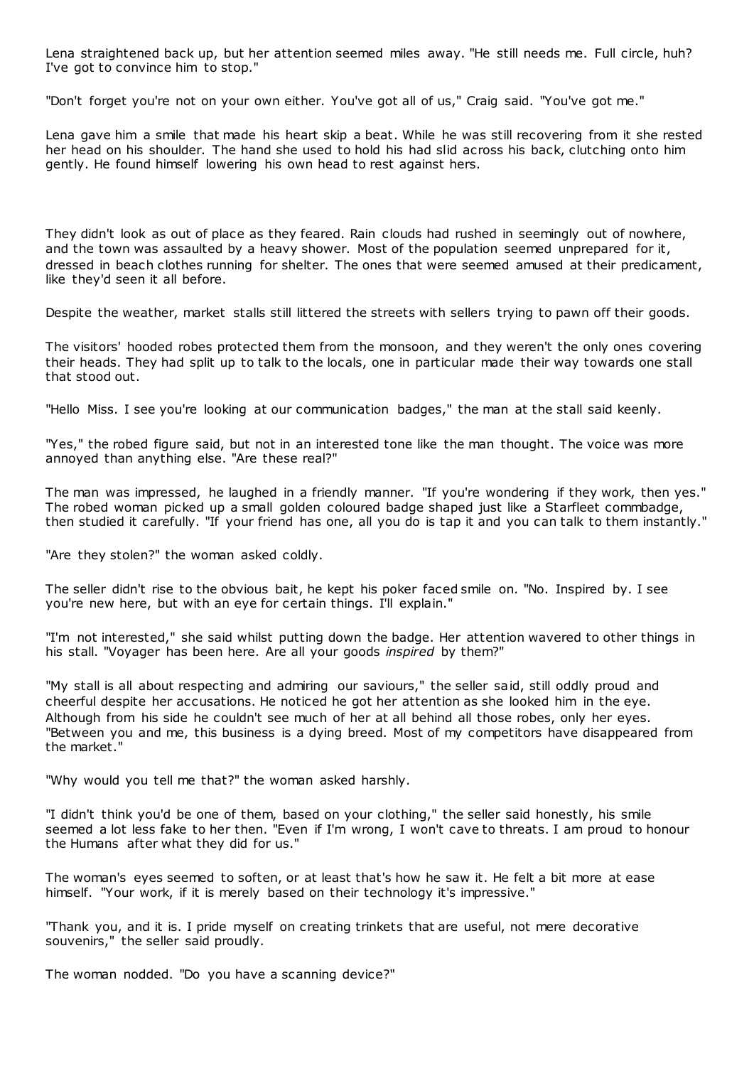Lena straightened back up, but her attention seemed miles away. "He still needs me. Full circle, huh? I've got to convince him to stop."

"Don't forget you're not on your own either. You've got all of us," Craig said. "You've got me."

Lena gave him a smile that made his heart skip a beat. While he was still recovering from it she rested her head on his shoulder. The hand she used to hold his had slid across his back, clutching onto him gently. He found himself lowering his own head to rest against hers.

They didn't look as out of place as they feared. Rain clouds had rushed in seemingly out of nowhere, and the town was assaulted by a heavy shower. Most of the population seemed unprepared for it, dressed in beach clothes running for shelter. The ones that were seemed amused at their predicament, like they'd seen it all before.

Despite the weather, market stalls still littered the streets with sellers trying to pawn off their goods.

The visitors' hooded robes protected them from the monsoon, and they weren't the only ones covering their heads. They had split up to talk to the locals, one in particular made their way towards one stall that stood out.

"Hello Miss. I see you're looking at our communication badges," the man at the stall said keenly.

"Yes," the robed figure said, but not in an interested tone like the man thought. The voice was more annoyed than anything else. "Are these real?"

The man was impressed, he laughed in a friendly manner. "If you're wondering if they work, then yes." The robed woman picked up a small golden coloured badge shaped just like a Starfleet commbadge, then studied it carefully. "If your friend has one, all you do is tap it and you can talk to them instantly."

"Are they stolen?" the woman asked coldly.

The seller didn't rise to the obvious bait, he kept his poker faced smile on. "No. Inspired by. I see you're new here, but with an eye for certain things. I'll explain."

"I'm not interested," she said whilst putting down the badge. Her attention wavered to other things in his stall. "Voyager has been here. Are all your goods *inspired* by them?"

"My stall is all about respecting and admiring our saviours," the seller said, still oddly proud and cheerful despite her accusations. He noticed he got her attention as she looked him in the eye. Although from his side he couldn't see much of her at all behind all those robes, only her eyes. "Between you and me, this business is a dying breed. Most of my competitors have disappeared from the market."

"Why would you tell me that?" the woman asked harshly.

"I didn't think you'd be one of them, based on your clothing," the seller said honestly, his smile seemed a lot less fake to her then. "Even if I'm wrong, I won't cave to threats. I am proud to honour the Humans after what they did for us."

The woman's eyes seemed to soften, or at least that's how he saw it. He felt a bit more at ease himself. "Your work, if it is merely based on their technology it's impressive."

"Thank you, and it is. I pride myself on creating trinkets that are useful, not mere decorative souvenirs," the seller said proudly.

The woman nodded. "Do you have a scanning device?"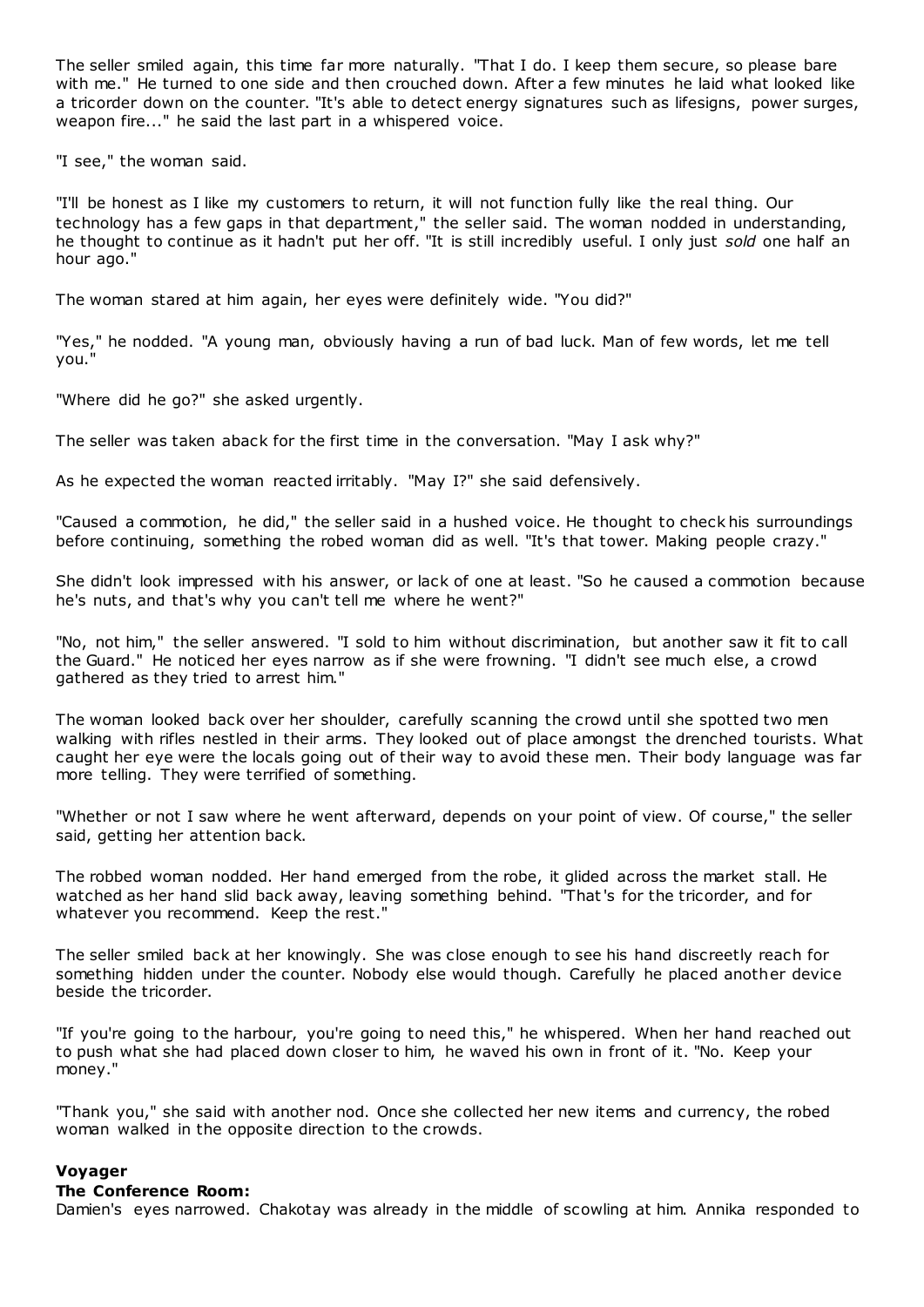The seller smiled again, this time far more naturally. "That I do. I keep them secure, so please bare with me." He turned to one side and then crouched down. After a few minutes he laid what looked like a tricorder down on the counter. "It's able to detect energy signatures such as lifesigns, power surges, weapon fire..." he said the last part in a whispered voice.

"I see," the woman said.

"I'll be honest as I like my customers to return, it will not function fully like the real thing. Our technology has a few gaps in that department," the seller said. The woman nodded in understanding, he thought to continue as it hadn't put her off. "It is still incredibly useful. I only just *sold* one half an hour ago."

The woman stared at him again, her eyes were definitely wide. "You did?"

"Yes," he nodded. "A young man, obviously having a run of bad luck. Man of few words, let me tell you."

"Where did he go?" she asked urgently.

The seller was taken aback for the first time in the conversation. "May I ask why?"

As he expected the woman reacted irritably. "May I?" she said defensively.

"Caused a commotion, he did," the seller said in a hushed voice. He thought to check his surroundings before continuing, something the robed woman did as well. "It's that tower. Making people crazy."

She didn't look impressed with his answer, or lack of one at least. "So he caused a commotion because he's nuts, and that's why you can't tell me where he went?"

"No, not him," the seller answered. "I sold to him without discrimination, but another saw it fit to call the Guard." He noticed her eyes narrow as if she were frowning. "I didn't see much else, a crowd gathered as they tried to arrest him."

The woman looked back over her shoulder, carefully scanning the crowd until she spotted two men walking with rifles nestled in their arms. They looked out of place amongst the drenched tourists. What caught her eye were the locals going out of their way to avoid these men. Their body language was far more telling. They were terrified of something.

"Whether or not I saw where he went afterward, depends on your point of view. Of course," the seller said, getting her attention back.

The robbed woman nodded. Her hand emerged from the robe, it glided across the market stall. He watched as her hand slid back away, leaving something behind. "That's for the tricorder, and for whatever you recommend. Keep the rest."

The seller smiled back at her knowingly. She was close enough to see his hand discreetly reach for something hidden under the counter. Nobody else would though. Carefully he placed another device beside the tricorder.

"If you're going to the harbour, you're going to need this," he whispered. When her hand reached out to push what she had placed down closer to him, he waved his own in front of it. "No. Keep your money."

"Thank you," she said with another nod. Once she collected her new items and currency, the robed woman walked in the opposite direction to the crowds.

**Voyager**
**The Conference Room:**
Damien's eyes narrowed. Chakotay was already in the middle of scowling at him. Annika responded to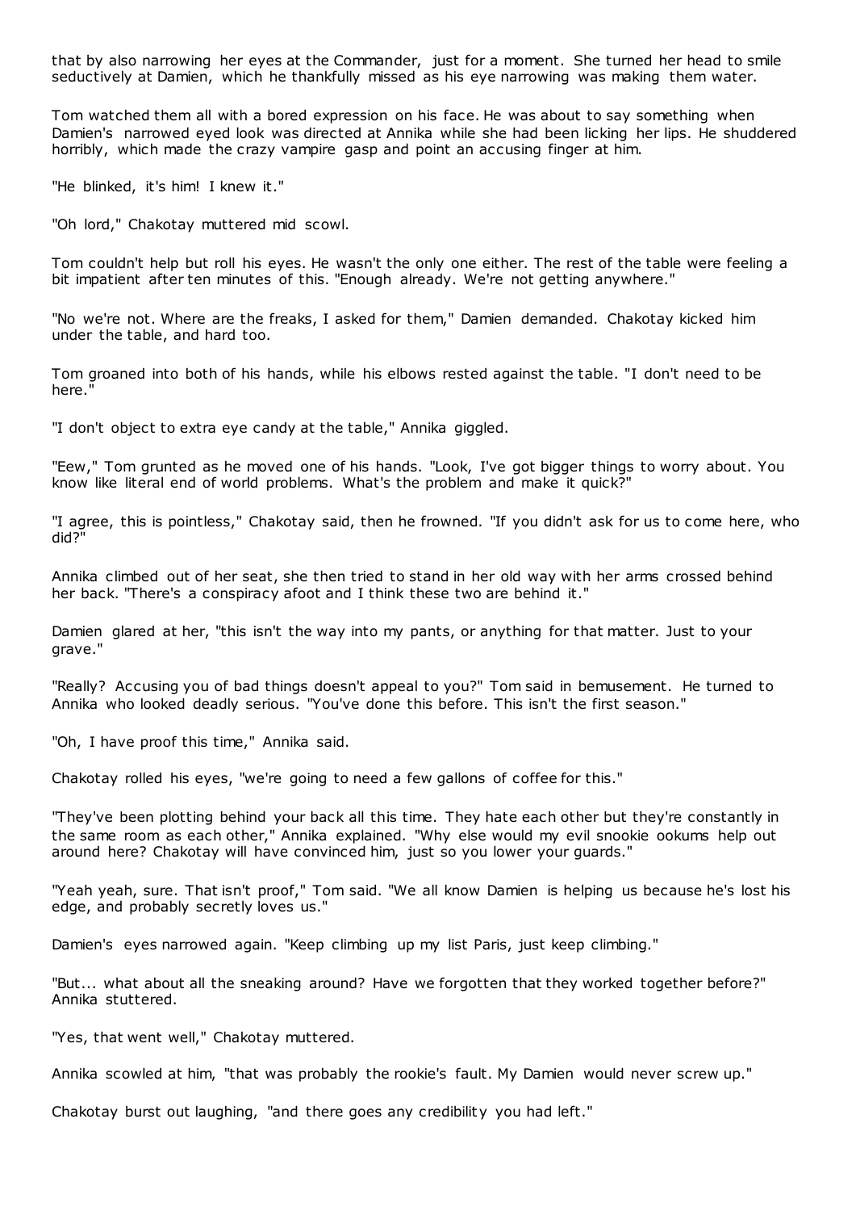that by also narrowing her eyes at the Commander, just for a moment. She turned her head to smile seductively at Damien, which he thankfully missed as his eye narrowing was making them water.

Tom watched them all with a bored expression on his face. He was about to say something when Damien's narrowed eyed look was directed at Annika while she had been licking her lips. He shuddered horribly, which made the crazy vampire gasp and point an accusing finger at him.

"He blinked, it's him! I knew it."

"Oh lord," Chakotay muttered mid scowl.

Tom couldn't help but roll his eyes. He wasn't the only one either. The rest of the table were feeling a bit impatient after ten minutes of this. "Enough already. We're not getting anywhere."

"No we're not. Where are the freaks, I asked for them," Damien demanded. Chakotay kicked him under the table, and hard too.

Tom groaned into both of his hands, while his elbows rested against the table. "I don't need to be here."

"I don't object to extra eye candy at the table," Annika giggled.

"Eew," Tom grunted as he moved one of his hands. "Look, I've got bigger things to worry about. You know like literal end of world problems. What's the problem and make it quick?"

"I agree, this is pointless," Chakotay said, then he frowned. "If you didn't ask for us to come here, who did?"

Annika climbed out of her seat, she then tried to stand in her old way with her arms crossed behind her back. "There's a conspiracy afoot and I think these two are behind it."

Damien glared at her, "this isn't the way into my pants, or anything for that matter. Just to your grave."

"Really? Accusing you of bad things doesn't appeal to you?" Tom said in bemusement. He turned to Annika who looked deadly serious. "You've done this before. This isn't the first season."

"Oh, I have proof this time," Annika said.

Chakotay rolled his eyes, "we're going to need a few gallons of coffee for this."

"They've been plotting behind your back all this time. They hate each other but they're constantly in the same room as each other," Annika explained. "Why else would my evil snookie ookums help out around here? Chakotay will have convinced him, just so you lower your guards."

"Yeah yeah, sure. That isn't proof," Tom said. "We all know Damien is helping us because he's lost his edge, and probably secretly loves us."

Damien's eyes narrowed again. "Keep climbing up my list Paris, just keep climbing."

"But... what about all the sneaking around? Have we forgotten that they worked together before?" Annika stuttered.

"Yes, that went well," Chakotay muttered.

Annika scowled at him, "that was probably the rookie's fault. My Damien would never screw up."

Chakotay burst out laughing, "and there goes any credibility you had left."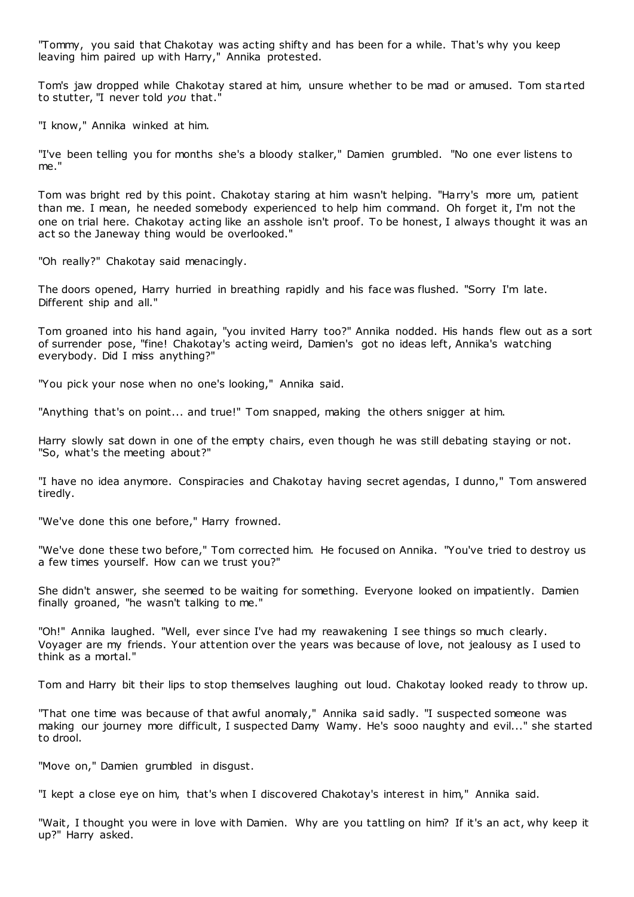"Tommy, you said that Chakotay was acting shifty and has been for a while. That's why you keep leaving him paired up with Harry," Annika protested.

Tom's jaw dropped while Chakotay stared at him, unsure whether to be mad or amused. Tom started to stutter, "I never told *you* that."

"I know," Annika winked at him.

"I've been telling you for months she's a bloody stalker," Damien grumbled. "No one ever listens to me."

Tom was bright red by this point. Chakotay staring at him wasn't helping. "Harry's more um, patient than me. I mean, he needed somebody experienced to help him command. Oh forget it, I'm not the one on trial here. Chakotay acting like an asshole isn't proof. To be honest, I always thought it was an act so the Janeway thing would be overlooked."

"Oh really?" Chakotay said menacingly.

The doors opened, Harry hurried in breathing rapidly and his face was flushed. "Sorry I'm late. Different ship and all."

Tom groaned into his hand again, "you invited Harry too?" Annika nodded. His hands flew out as a sort of surrender pose, "fine! Chakotay's acting weird, Damien's got no ideas left, Annika's watching everybody. Did I miss anything?"

"You pick your nose when no one's looking," Annika said.

"Anything that's on point... and true!" Tom snapped, making the others snigger at him.

Harry slowly sat down in one of the empty chairs, even though he was still debating staying or not. "So, what's the meeting about?"

"I have no idea anymore. Conspiracies and Chakotay having secret agendas, I dunno," Tom answered tiredly.

"We've done this one before," Harry frowned.

"We've done these two before," Tom corrected him. He focused on Annika. "You've tried to destroy us a few times yourself. How can we trust you?"

She didn't answer, she seemed to be waiting for something. Everyone looked on impatiently. Damien finally groaned, "he wasn't talking to me."

"Oh!" Annika laughed. "Well, ever since I've had my reawakening I see things so much clearly. Voyager are my friends. Your attention over the years was because of love, not jealousy as I used to think as a mortal."

Tom and Harry bit their lips to stop themselves laughing out loud. Chakotay looked ready to throw up.

"That one time was because of that awful anomaly," Annika said sadly. "I suspected someone was making our journey more difficult, I suspected Damy Wamy. He's sooo naughty and evil..." she started to drool.

"Move on," Damien grumbled in disgust.

"I kept a close eye on him, that's when I discovered Chakotay's interest in him," Annika said.

"Wait, I thought you were in love with Damien. Why are you tattling on him? If it's an act, why keep it up?" Harry asked.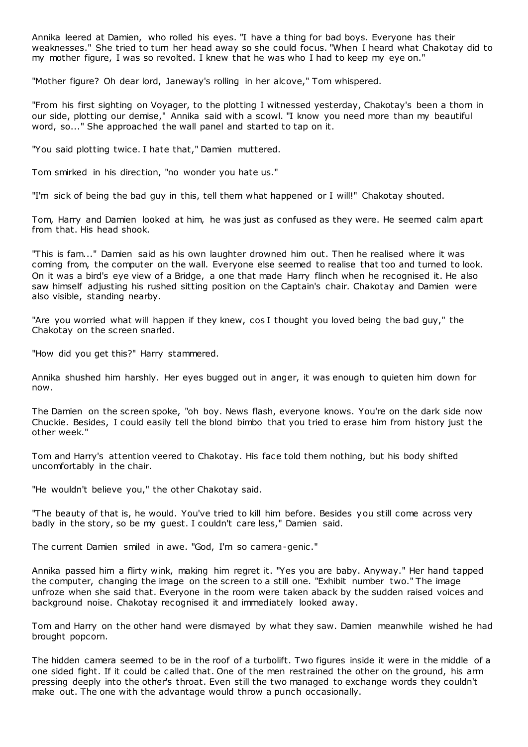Annika leered at Damien, who rolled his eyes. "I have a thing for bad boys. Everyone has their weaknesses." She tried to turn her head away so she could focus. "When I heard what Chakotay did to my mother figure, I was so revolted. I knew that he was who I had to keep my eye on."

"Mother figure? Oh dear lord, Janeway's rolling in her alcove," Tom whispered.

"From his first sighting on Voyager, to the plotting I witnessed yesterday, Chakotay's been a thorn in our side, plotting our demise," Annika said with a scowl. "I know you need more than my beautiful word, so..." She approached the wall panel and started to tap on it.

"You said plotting twice. I hate that," Damien muttered.

Tom smirked in his direction, "no wonder you hate us."

"I'm sick of being the bad guy in this, tell them what happened or I will!" Chakotay shouted.

Tom, Harry and Damien looked at him, he was just as confused as they were. He seemed calm apart from that. His head shook.

"This is fam..." Damien said as his own laughter drowned him out. Then he realised where it was coming from, the computer on the wall. Everyone else seemed to realise that too and turned to look. On it was a bird's eye view of a Bridge, a one that made Harry flinch when he recognised it. He also saw himself adjusting his rushed sitting position on the Captain's chair. Chakotay and Damien were also visible, standing nearby.

"Are you worried what will happen if they knew, cos I thought you loved being the bad guy," the Chakotay on the screen snarled.

"How did you get this?" Harry stammered.

Annika shushed him harshly. Her eyes bugged out in anger, it was enough to quieten him down for now.

The Damien on the screen spoke, "oh boy. News flash, everyone knows. You're on the dark side now Chuckie. Besides, I could easily tell the blond bimbo that you tried to erase him from history just the other week."

Tom and Harry's attention veered to Chakotay. His face told them nothing, but his body shifted uncomfortably in the chair.

"He wouldn't believe you," the other Chakotay said.

"The beauty of that is, he would. You've tried to kill him before. Besides you still come across very badly in the story, so be my guest. I couldn't care less," Damien said.

The current Damien smiled in awe. "God, I'm so camera-genic."

Annika passed him a flirty wink, making him regret it. "Yes you are baby. Anyway." Her hand tapped the computer, changing the image on the screen to a still one. "Exhibit number two." The image unfroze when she said that. Everyone in the room were taken aback by the sudden raised voices and background noise. Chakotay recognised it and immediately looked away.

Tom and Harry on the other hand were dismayed by what they saw. Damien meanwhile wished he had brought popcorn.

The hidden camera seemed to be in the roof of a turbolift. Two figures inside it were in the middle of a one sided fight. If it could be called that. One of the men restrained the other on the ground, his arm pressing deeply into the other's throat. Even still the two managed to exchange words they couldn't make out. The one with the advantage would throw a punch occasionally.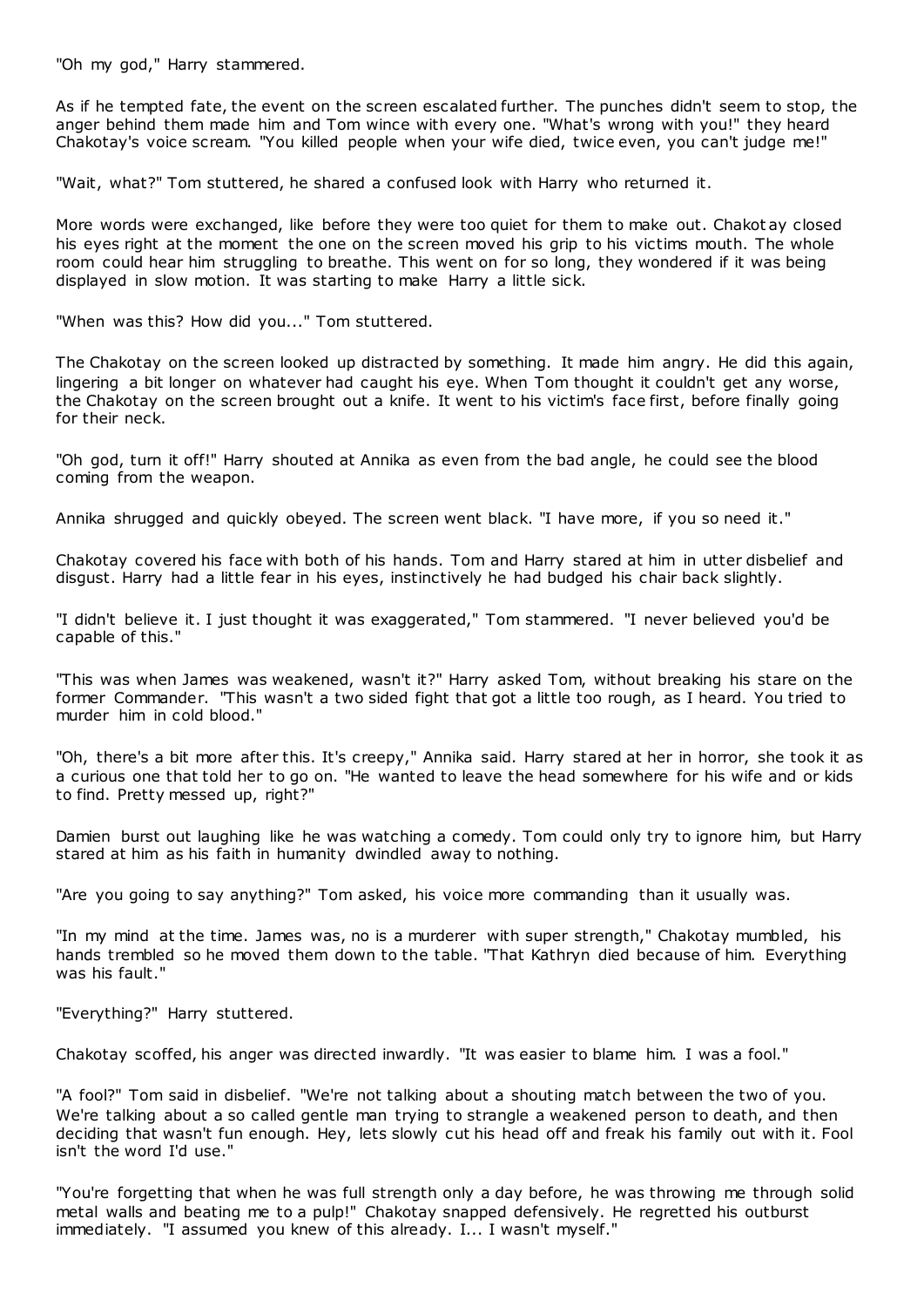"Oh my god," Harry stammered.

As if he tempted fate, the event on the screen escalated further. The punches didn't seem to stop, the anger behind them made him and Tom wince with every one. "What's wrong with you!" they heard Chakotay's voice scream. "You killed people when your wife died, twice even, you can't judge me!"

"Wait, what?" Tom stuttered, he shared a confused look with Harry who returned it.

More words were exchanged, like before they were too quiet for them to make out. Chakotay closed his eyes right at the moment the one on the screen moved his grip to his victims mouth. The whole room could hear him struggling to breathe. This went on for so long, they wondered if it was being displayed in slow motion. It was starting to make Harry a little sick.

"When was this? How did you..." Tom stuttered.

The Chakotay on the screen looked up distracted by something. It made him angry. He did this again, lingering a bit longer on whatever had caught his eye. When Tom thought it couldn't get any worse, the Chakotay on the screen brought out a knife. It went to his victim's face first, before finally going for their neck.

"Oh god, turn it off!" Harry shouted at Annika as even from the bad angle, he could see the blood coming from the weapon.

Annika shrugged and quickly obeyed. The screen went black. "I have more, if you so need it."

Chakotay covered his face with both of his hands. Tom and Harry stared at him in utter disbelief and disgust. Harry had a little fear in his eyes, instinctively he had budged his chair back slightly.

"I didn't believe it. I just thought it was exaggerated," Tom stammered. "I never believed you'd be capable of this."

"This was when James was weakened, wasn't it?" Harry asked Tom, without breaking his stare on the former Commander. "This wasn't a two sided fight that got a little too rough, as I heard. You tried to murder him in cold blood."

"Oh, there's a bit more after this. It's creepy," Annika said. Harry stared at her in horror, she took it as a curious one that told her to go on. "He wanted to leave the head somewhere for his wife and or kids to find. Pretty messed up, right?"

Damien burst out laughing like he was watching a comedy. Tom could only try to ignore him, but Harry stared at him as his faith in humanity dwindled away to nothing.

"Are you going to say anything?" Tom asked, his voice more commanding than it usually was.

"In my mind at the time. James was, no is a murderer with super strength," Chakotay mumbled, his hands trembled so he moved them down to the table. "That Kathryn died because of him. Everything was his fault."

"Everything?" Harry stuttered.

Chakotay scoffed, his anger was directed inwardly. "It was easier to blame him. I was a fool."

"A fool?" Tom said in disbelief. "We're not talking about a shouting match between the two of you. We're talking about a so called gentle man trying to strangle a weakened person to death, and then deciding that wasn't fun enough. Hey, lets slowly cut his head off and freak his family out with it. Fool isn't the word I'd use."

"You're forgetting that when he was full strength only a day before, he was throwing me through solid metal walls and beating me to a pulp!" Chakotay snapped defensively. He regretted his outburst immediately. "I assumed you knew of this already. I... I wasn't myself."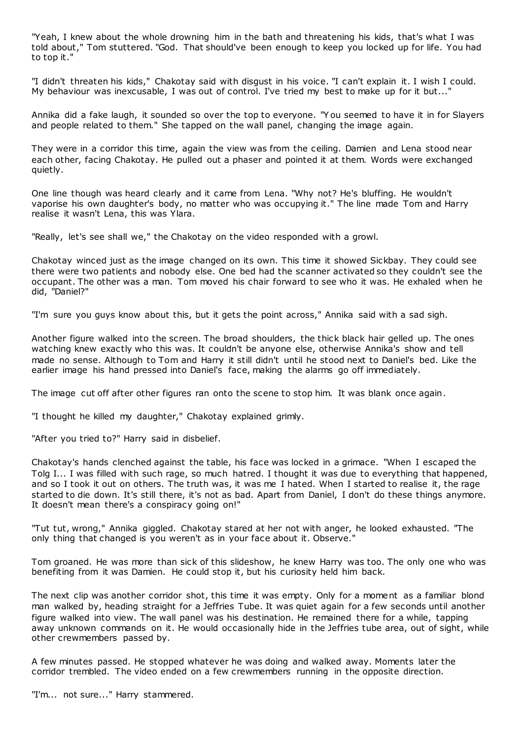"Yeah, I knew about the whole drowning him in the bath and threatening his kids, that's what I was told about," Tom stuttered. "God. That should've been enough to keep you locked up for life. You had to top it."

"I didn't threaten his kids," Chakotay said with disgust in his voice. "I can't explain it. I wish I could. My behaviour was inexcusable, I was out of control. I've tried my best to make up for it but..."

Annika did a fake laugh, it sounded so over the top to everyone. "You seemed to have it in for Slayers and people related to them." She tapped on the wall panel, changing the image again.

They were in a corridor this time, again the view was from the ceiling. Damien and Lena stood near each other, facing Chakotay. He pulled out a phaser and pointed it at them. Words were exchanged quietly.

One line though was heard clearly and it came from Lena. "Why not? He's bluffing. He wouldn't vaporise his own daughter's body, no matter who was occupying it." The line made Tom and Harry realise it wasn't Lena, this was Ylara.

"Really, let's see shall we," the Chakotay on the video responded with a growl.

Chakotay winced just as the image changed on its own. This time it showed Sickbay. They could see there were two patients and nobody else. One bed had the scanner activated so they couldn't see the occupant. The other was a man. Tom moved his chair forward to see who it was. He exhaled when he did, "Daniel?"

"I'm sure you guys know about this, but it gets the point across," Annika said with a sad sigh.

Another figure walked into the screen. The broad shoulders, the thick black hair gelled up. The ones watching knew exactly who this was. It couldn't be anyone else, otherwise Annika's show and tell made no sense. Although to Tom and Harry it still didn't until he stood next to Daniel's bed. Like the earlier image his hand pressed into Daniel's face, making the alarms go off immediately.

The image cut off after other figures ran onto the scene to stop him. It was blank once again.

"I thought he killed my daughter," Chakotay explained grimly.

"After you tried to?" Harry said in disbelief.

Chakotay's hands clenched against the table, his face was locked in a grimace. "When I escaped the Tolg I... I was filled with such rage, so much hatred. I thought it was due to everything that happened, and so I took it out on others. The truth was, it was me I hated. When I started to realise it, the rage started to die down. It's still there, it's not as bad. Apart from Daniel, I don't do these things anymore. It doesn't mean there's a conspiracy going on!"

"Tut tut, wrong," Annika giggled. Chakotay stared at her not with anger, he looked exhausted. "The only thing that changed is you weren't as in your face about it. Observe."

Tom groaned. He was more than sick of this slideshow, he knew Harry was too. The only one who was benefiting from it was Damien. He could stop it, but his curiosity held him back.

The next clip was another corridor shot, this time it was empty. Only for a moment as a familiar blond man walked by, heading straight for a Jeffries Tube. It was quiet again for a few seconds until another figure walked into view. The wall panel was his destination. He remained there for a while, tapping away unknown commands on it. He would occasionally hide in the Jeffries tube area, out of sight, while other crewmembers passed by.

A few minutes passed. He stopped whatever he was doing and walked away. Moments later the corridor trembled. The video ended on a few crewmembers running in the opposite direction.

"I'm... not sure..." Harry stammered.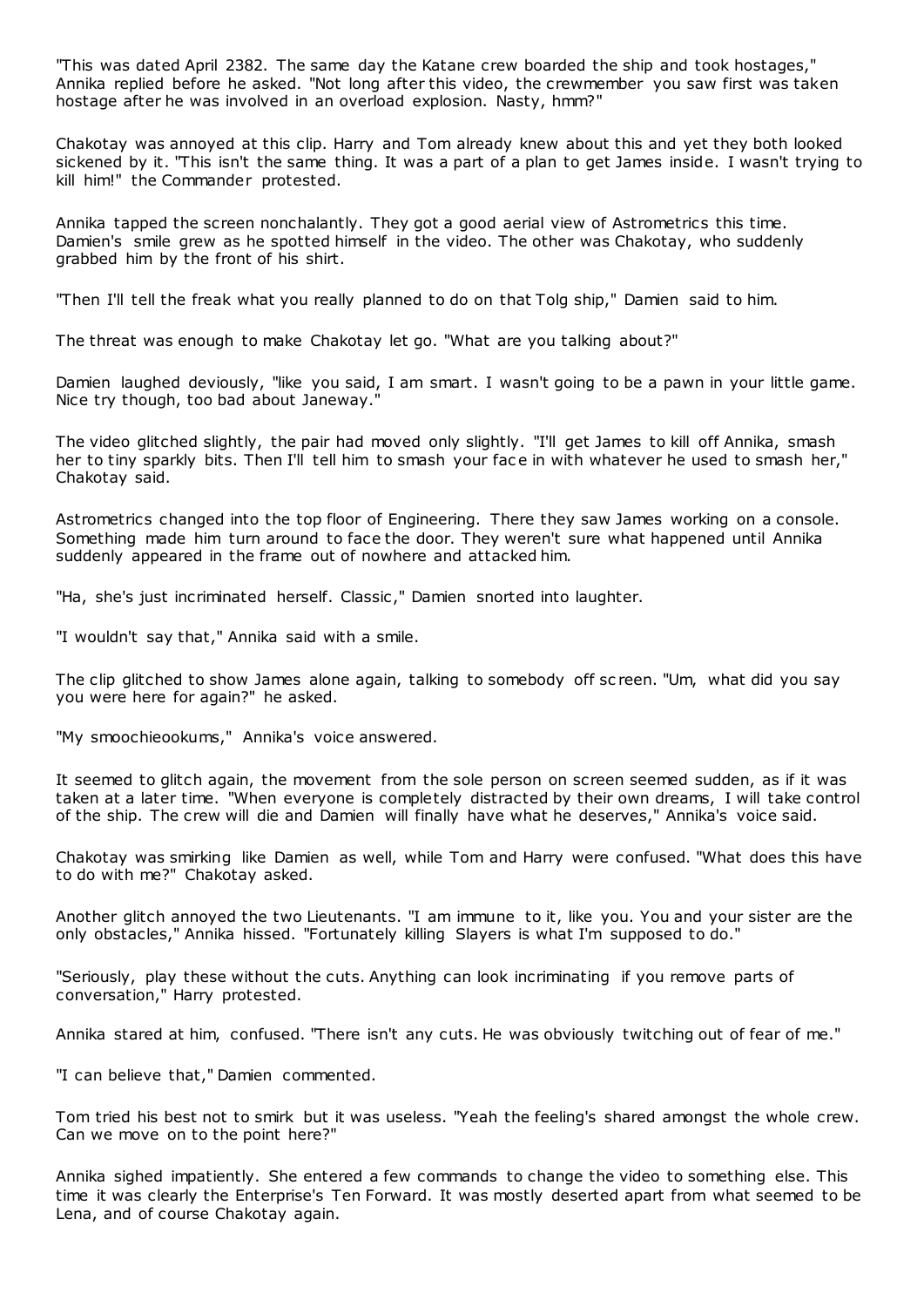"This was dated April 2382. The same day the Katane crew boarded the ship and took hostages," Annika replied before he asked. "Not long after this video, the crewmember you saw first was taken hostage after he was involved in an overload explosion. Nasty, hmm?"

Chakotay was annoyed at this clip. Harry and Tom already knew about this and yet they both looked sickened by it. "This isn't the same thing. It was a part of a plan to get James inside. I wasn't trying to kill him!" the Commander protested.

Annika tapped the screen nonchalantly. They got a good aerial view of Astrometrics this time. Damien's smile grew as he spotted himself in the video. The other was Chakotay, who suddenly grabbed him by the front of his shirt.

"Then I'll tell the freak what you really planned to do on that Tolg ship," Damien said to him.

The threat was enough to make Chakotay let go. "What are you talking about?"

Damien laughed deviously, "like you said, I am smart. I wasn't going to be a pawn in your little game. Nice try though, too bad about Janeway."

The video glitched slightly, the pair had moved only slightly. "I'll get James to kill off Annika, smash her to tiny sparkly bits. Then I'll tell him to smash your face in with whatever he used to smash her," Chakotay said.

Astrometrics changed into the top floor of Engineering. There they saw James working on a console. Something made him turn around to face the door. They weren't sure what happened until Annika suddenly appeared in the frame out of nowhere and attacked him.

"Ha, she's just incriminated herself. Classic," Damien snorted into laughter.

"I wouldn't say that," Annika said with a smile.

The clip glitched to show James alone again, talking to somebody off screen. "Um, what did you say you were here for again?" he asked.

"My smoochieookums," Annika's voice answered.

It seemed to glitch again, the movement from the sole person on screen seemed sudden, as if it was taken at a later time. "When everyone is completely distracted by their own dreams, I will take control of the ship. The crew will die and Damien will finally have what he deserves," Annika's voice said.

Chakotay was smirking like Damien as well, while Tom and Harry were confused. "What does this have to do with me?" Chakotay asked.

Another glitch annoyed the two Lieutenants. "I am immune to it, like you. You and your sister are the only obstacles," Annika hissed. "Fortunately killing Slayers is what I'm supposed to do."

"Seriously, play these without the cuts. Anything can look incriminating if you remove parts of conversation," Harry protested.

Annika stared at him, confused. "There isn't any cuts. He was obviously twitching out of fear of me."

"I can believe that," Damien commented.

Tom tried his best not to smirk but it was useless. "Yeah the feeling's shared amongst the whole crew. Can we move on to the point here?"

Annika sighed impatiently. She entered a few commands to change the video to something else. This time it was clearly the Enterprise's Ten Forward. It was mostly deserted apart from what seemed to be Lena, and of course Chakotay again.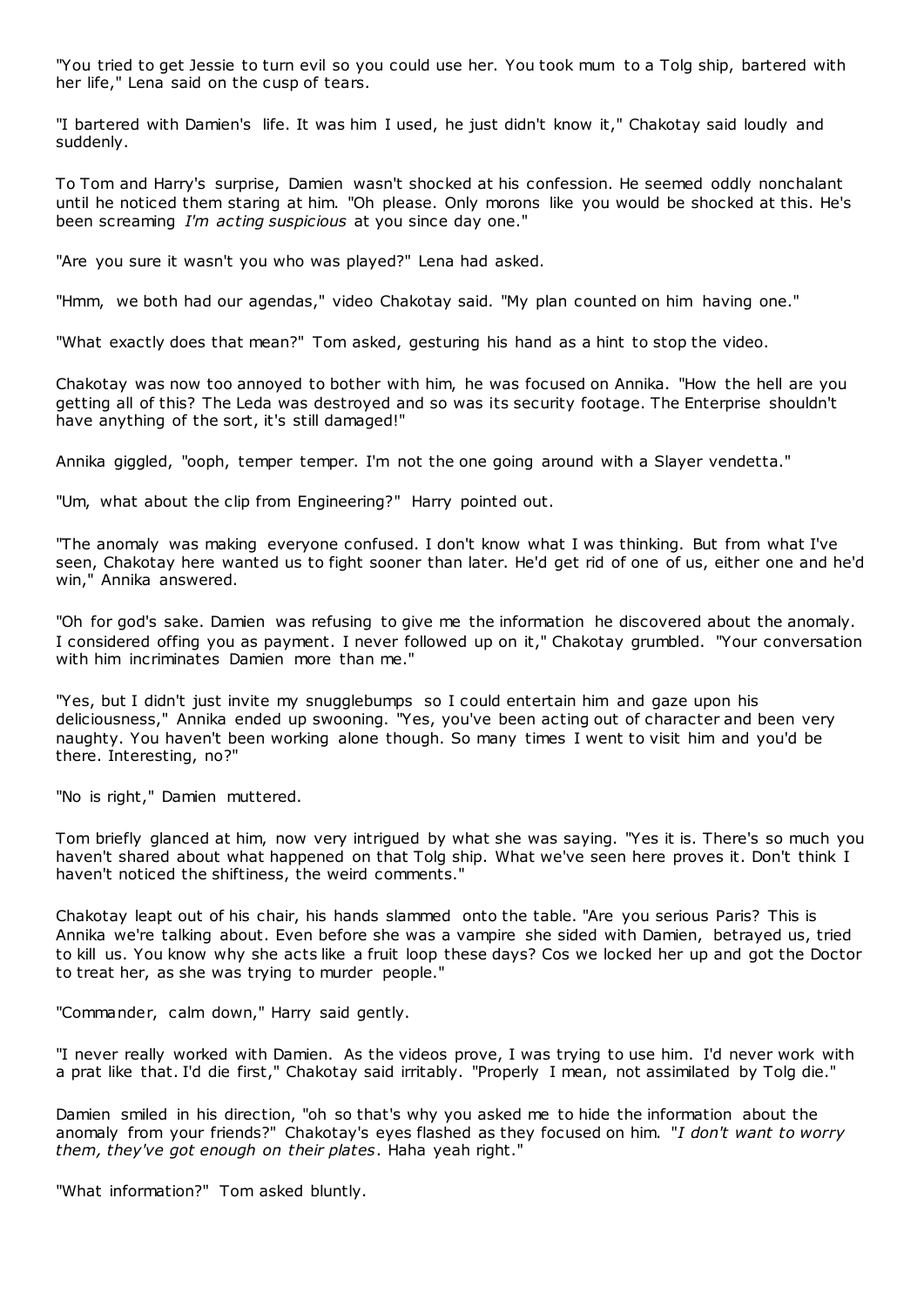"You tried to get Jessie to turn evil so you could use her. You took mum to a Tolg ship, bartered with her life," Lena said on the cusp of tears.

"I bartered with Damien's life. It was him I used, he just didn't know it," Chakotay said loudly and suddenly.

To Tom and Harry's surprise, Damien wasn't shocked at his confession. He seemed oddly nonchalant until he noticed them staring at him. "Oh please. Only morons like you would be shocked at this. He's been screaming *I'm acting suspicious* at you since day one."

"Are you sure it wasn't you who was played?" Lena had asked.

"Hmm, we both had our agendas," video Chakotay said. "My plan counted on him having one."

"What exactly does that mean?" Tom asked, gesturing his hand as a hint to stop the video.

Chakotay was now too annoyed to bother with him, he was focused on Annika. "How the hell are you getting all of this? The Leda was destroyed and so was its security footage. The Enterprise shouldn't have anything of the sort, it's still damaged!"

Annika giggled, "ooph, temper temper. I'm not the one going around with a Slayer vendetta."

"Um, what about the clip from Engineering?" Harry pointed out.

"The anomaly was making everyone confused. I don't know what I was thinking. But from what I've seen, Chakotay here wanted us to fight sooner than later. He'd get rid of one of us, either one and he'd win," Annika answered.

"Oh for god's sake. Damien was refusing to give me the information he discovered about the anomaly. I considered offing you as payment. I never followed up on it," Chakotay grumbled. "Your conversation with him incriminates Damien more than me."

"Yes, but I didn't just invite my snugglebumps so I could entertain him and gaze upon his deliciousness," Annika ended up swooning. "Yes, you've been acting out of character and been very naughty. You haven't been working alone though. So many times I went to visit him and you'd be there. Interesting, no?"

"No is right," Damien muttered.

Tom briefly glanced at him, now very intrigued by what she was saying. "Yes it is. There's so much you haven't shared about what happened on that Tolg ship. What we've seen here proves it. Don't think I haven't noticed the shiftiness, the weird comments."

Chakotay leapt out of his chair, his hands slammed onto the table. "Are you serious Paris? This is Annika we're talking about. Even before she was a vampire she sided with Damien, betrayed us, tried to kill us. You know why she acts like a fruit loop these days? Cos we locked her up and got the Doctor to treat her, as she was trying to murder people."

"Commander, calm down," Harry said gently.

"I never really worked with Damien. As the videos prove, I was trying to use him. I'd never work with a prat like that. I'd die first," Chakotay said irritably. "Properly I mean, not assimilated by Tolg die."

Damien smiled in his direction, "oh so that's why you asked me to hide the information about the anomaly from your friends?" Chakotay's eyes flashed as they focused on him. "*I don't want to worry them, they've got enough on their plates*. Haha yeah right."

"What information?" Tom asked bluntly.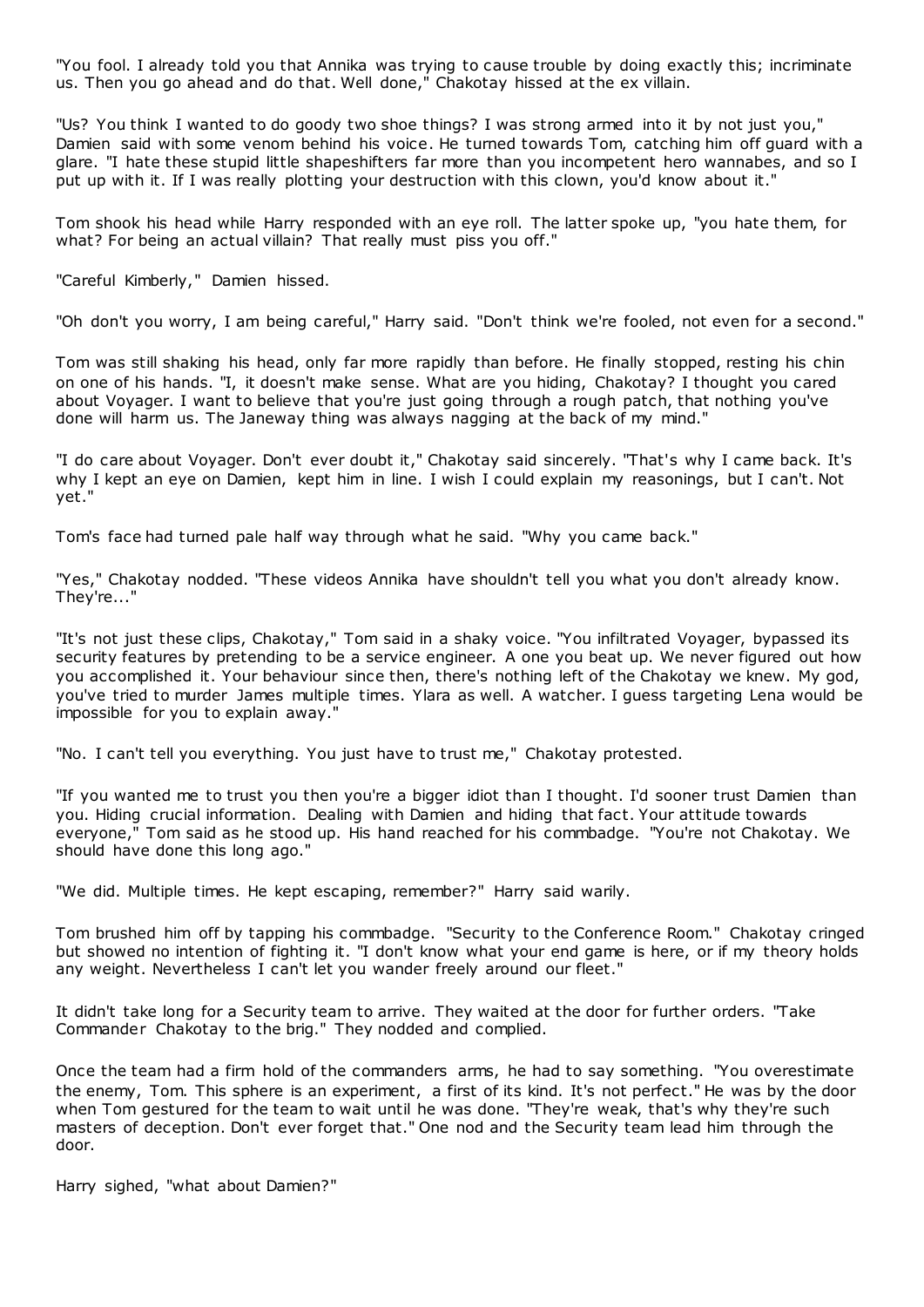"You fool. I already told you that Annika was trying to cause trouble by doing exactly this; incriminate us. Then you go ahead and do that. Well done," Chakotay hissed at the ex villain.

"Us? You think I wanted to do goody two shoe things? I was strong armed into it by not just you," Damien said with some venom behind his voice. He turned towards Tom, catching him off guard with a glare. "I hate these stupid little shapeshifters far more than you incompetent hero wannabes, and so I put up with it. If I was really plotting your destruction with this clown, you'd know about it."

Tom shook his head while Harry responded with an eye roll. The latter spoke up, "you hate them, for what? For being an actual villain? That really must piss you off."

"Careful Kimberly," Damien hissed.

"Oh don't you worry, I am being careful," Harry said. "Don't think we're fooled, not even for a second."

Tom was still shaking his head, only far more rapidly than before. He finally stopped, resting his chin on one of his hands. "I, it doesn't make sense. What are you hiding, Chakotay? I thought you cared about Voyager. I want to believe that you're just going through a rough patch, that nothing you've done will harm us. The Janeway thing was always nagging at the back of my mind."

"I do care about Voyager. Don't ever doubt it," Chakotay said sincerely. "That's why I came back. It's why I kept an eye on Damien, kept him in line. I wish I could explain my reasonings, but I can't. Not yet."

Tom's face had turned pale half way through what he said. "Why you came back."

"Yes," Chakotay nodded. "These videos Annika have shouldn't tell you what you don't already know. They're..."

"It's not just these clips, Chakotay," Tom said in a shaky voice. "You infiltrated Voyager, bypassed its security features by pretending to be a service engineer. A one you beat up. We never figured out how you accomplished it. Your behaviour since then, there's nothing left of the Chakotay we knew. My god, you've tried to murder James multiple times. Ylara as well. A watcher. I guess targeting Lena would be impossible for you to explain away."

"No. I can't tell you everything. You just have to trust me," Chakotay protested.

"If you wanted me to trust you then you're a bigger idiot than I thought. I'd sooner trust Damien than you. Hiding crucial information. Dealing with Damien and hiding that fact. Your attitude towards everyone," Tom said as he stood up. His hand reached for his commbadge. "You're not Chakotay. We should have done this long ago."

"We did. Multiple times. He kept escaping, remember?" Harry said warily.

Tom brushed him off by tapping his commbadge. "Security to the Conference Room." Chakotay cringed but showed no intention of fighting it. "I don't know what your end game is here, or if my theory holds any weight. Nevertheless I can't let you wander freely around our fleet."

It didn't take long for a Security team to arrive. They waited at the door for further orders. "Take Commander Chakotay to the brig." They nodded and complied.

Once the team had a firm hold of the commanders arms, he had to say something. "You overestimate the enemy, Tom. This sphere is an experiment, a first of its kind. It's not perfect." He was by the door when Tom gestured for the team to wait until he was done. "They're weak, that's why they're such masters of deception. Don't ever forget that." One nod and the Security team lead him through the door.

Harry sighed, "what about Damien?"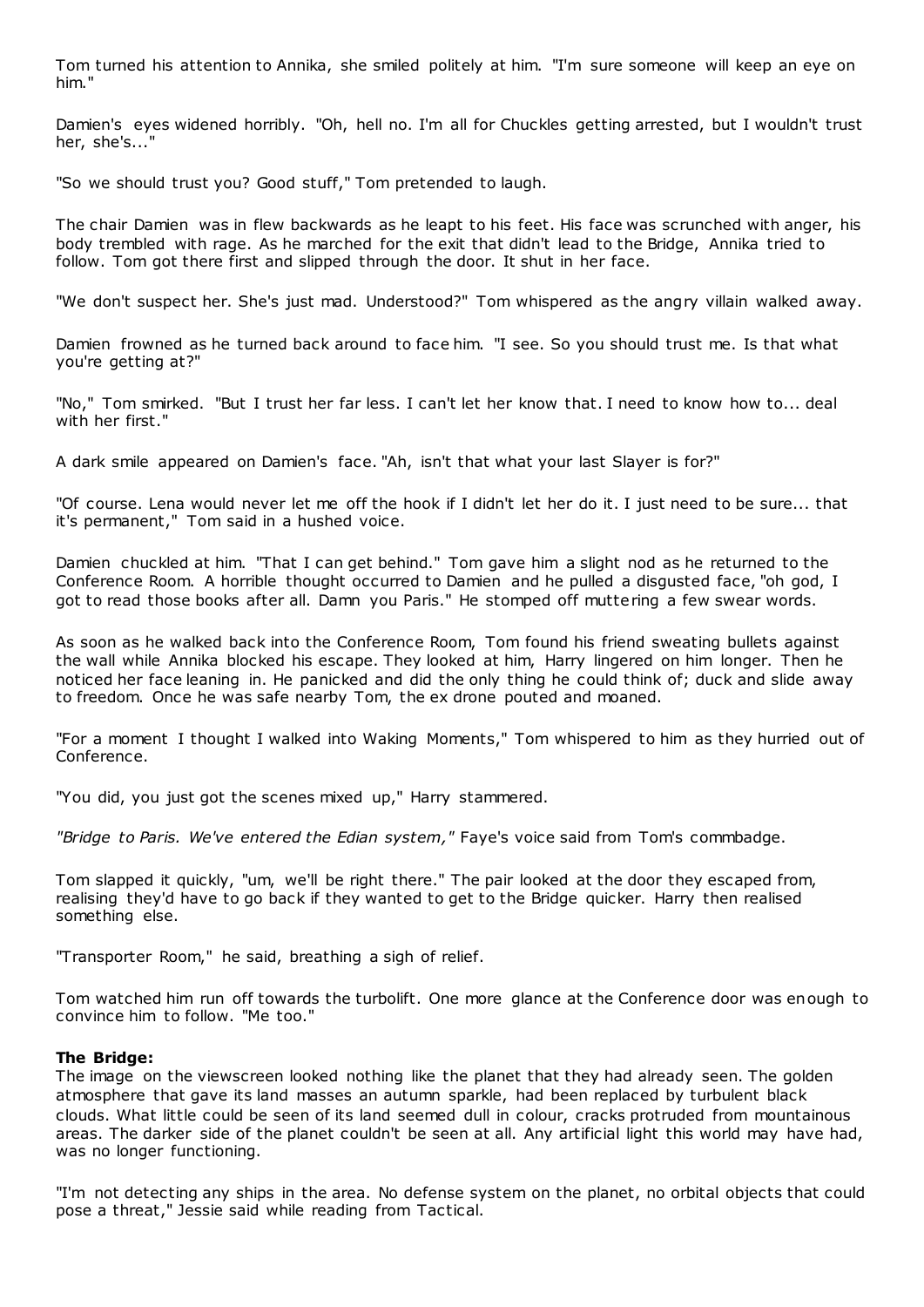Tom turned his attention to Annika, she smiled politely at him. "I'm sure someone will keep an eye on him."

Damien's eyes widened horribly. "Oh, hell no. I'm all for Chuckles getting arrested, but I wouldn't trust her, she's..."

"So we should trust you? Good stuff," Tom pretended to laugh.

The chair Damien was in flew backwards as he leapt to his feet. His face was scrunched with anger, his body trembled with rage. As he marched for the exit that didn't lead to the Bridge, Annika tried to follow. Tom got there first and slipped through the door. It shut in her face.

"We don't suspect her. She's just mad. Understood?" Tom whispered as the angry villain walked away.

Damien frowned as he turned back around to face him. "I see. So you should trust me. Is that what you're getting at?"

"No," Tom smirked. "But I trust her far less. I can't let her know that. I need to know how to... deal with her first."

A dark smile appeared on Damien's face. "Ah, isn't that what your last Slayer is for?"

"Of course. Lena would never let me off the hook if I didn't let her do it. I just need to be sure... that it's permanent," Tom said in a hushed voice.

Damien chuckled at him. "That I can get behind." Tom gave him a slight nod as he returned to the Conference Room. A horrible thought occurred to Damien and he pulled a disgusted face, "oh god, I got to read those books after all. Damn you Paris." He stomped off muttering a few swear words.

As soon as he walked back into the Conference Room, Tom found his friend sweating bullets against the wall while Annika blocked his escape. They looked at him, Harry lingered on him longer. Then he noticed her face leaning in. He panicked and did the only thing he could think of; duck and slide away to freedom. Once he was safe nearby Tom, the ex drone pouted and moaned.

"For a moment I thought I walked into Waking Moments," Tom whispered to him as they hurried out of Conference.

"You did, you just got the scenes mixed up," Harry stammered.

*"Bridge to Paris. We've entered the Edian system,"* Faye's voice said from Tom's commbadge.

Tom slapped it quickly, "um, we'll be right there." The pair looked at the door they escaped from, realising they'd have to go back if they wanted to get to the Bridge quicker. Harry then realised something else.

"Transporter Room," he said, breathing a sigh of relief.

Tom watched him run off towards the turbolift. One more glance at the Conference door was enough to convince him to follow. "Me too."

**The Bridge:**
The image on the viewscreen looked nothing like the planet that they had already seen. The golden atmosphere that gave its land masses an autumn sparkle, had been replaced by turbulent black clouds. What little could be seen of its land seemed dull in colour, cracks protruded from mountainous areas. The darker side of the planet couldn't be seen at all. Any artificial light this world may have had, was no longer functioning.

"I'm not detecting any ships in the area. No defense system on the planet, no orbital objects that could pose a threat," Jessie said while reading from Tactical.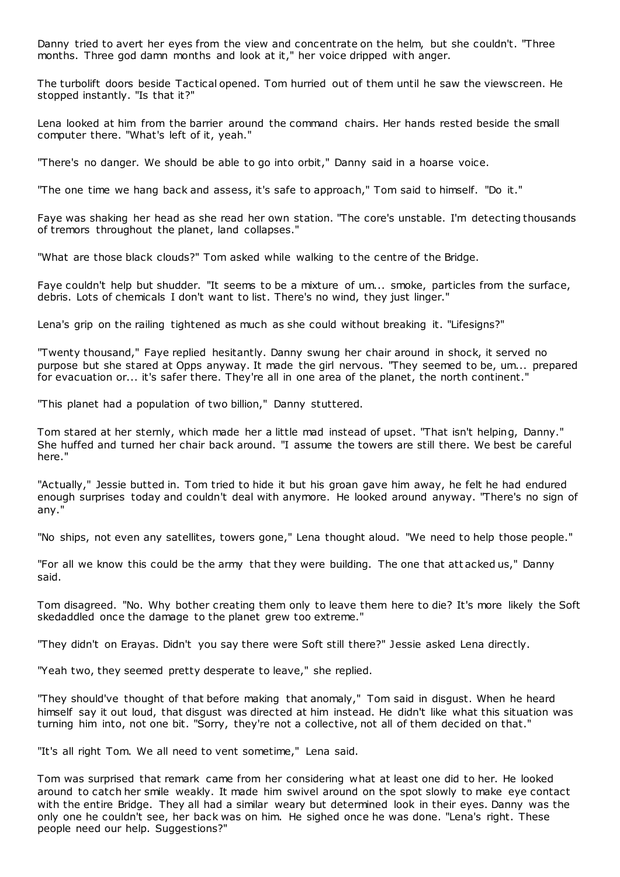Danny tried to avert her eyes from the view and concentrate on the helm, but she couldn't. "Three months. Three god damn months and look at it," her voice dripped with anger.

The turbolift doors beside Tactical opened. Tom hurried out of them until he saw the viewscreen. He stopped instantly. "Is that it?"

Lena looked at him from the barrier around the command chairs. Her hands rested beside the small computer there. "What's left of it, yeah."

"There's no danger. We should be able to go into orbit," Danny said in a hoarse voice.

"The one time we hang back and assess, it's safe to approach," Tom said to himself. "Do it."

Faye was shaking her head as she read her own station. "The core's unstable. I'm detecting thousands of tremors throughout the planet, land collapses."

"What are those black clouds?" Tom asked while walking to the centre of the Bridge.

Faye couldn't help but shudder. "It seems to be a mixture of um... smoke, particles from the surface, debris. Lots of chemicals I don't want to list. There's no wind, they just linger."

Lena's grip on the railing tightened as much as she could without breaking it. "Lifesigns?"

"Twenty thousand," Faye replied hesitantly. Danny swung her chair around in shock, it served no purpose but she stared at Opps anyway. It made the girl nervous. "They seemed to be, um... prepared for evacuation or... it's safer there. They're all in one area of the planet, the north continent."

"This planet had a population of two billion," Danny stuttered.

Tom stared at her sternly, which made her a little mad instead of upset. "That isn't helping, Danny." She huffed and turned her chair back around. "I assume the towers are still there. We best be careful here."

"Actually," Jessie butted in. Tom tried to hide it but his groan gave him away, he felt he had endured enough surprises today and couldn't deal with anymore. He looked around anyway. "There's no sign of any."

"No ships, not even any satellites, towers gone," Lena thought aloud. "We need to help those people."

"For all we know this could be the army that they were building. The one that attacked us," Danny said.

Tom disagreed. "No. Why bother creating them only to leave them here to die? It's more likely the Soft skedaddled once the damage to the planet grew too extreme."

"They didn't on Erayas. Didn't you say there were Soft still there?" Jessie asked Lena directly.

"Yeah two, they seemed pretty desperate to leave," she replied.

"They should've thought of that before making that anomaly," Tom said in disgust. When he heard himself say it out loud, that disgust was directed at him instead. He didn't like what this situation was turning him into, not one bit. "Sorry, they're not a collective, not all of them decided on that."

"It's all right Tom. We all need to vent sometime," Lena said.

Tom was surprised that remark came from her considering what at least one did to her. He looked around to catch her smile weakly. It made him swivel around on the spot slowly to make eye contact with the entire Bridge. They all had a similar weary but determined look in their eyes. Danny was the only one he couldn't see, her back was on him. He sighed once he was done. "Lena's right. These people need our help. Suggestions?"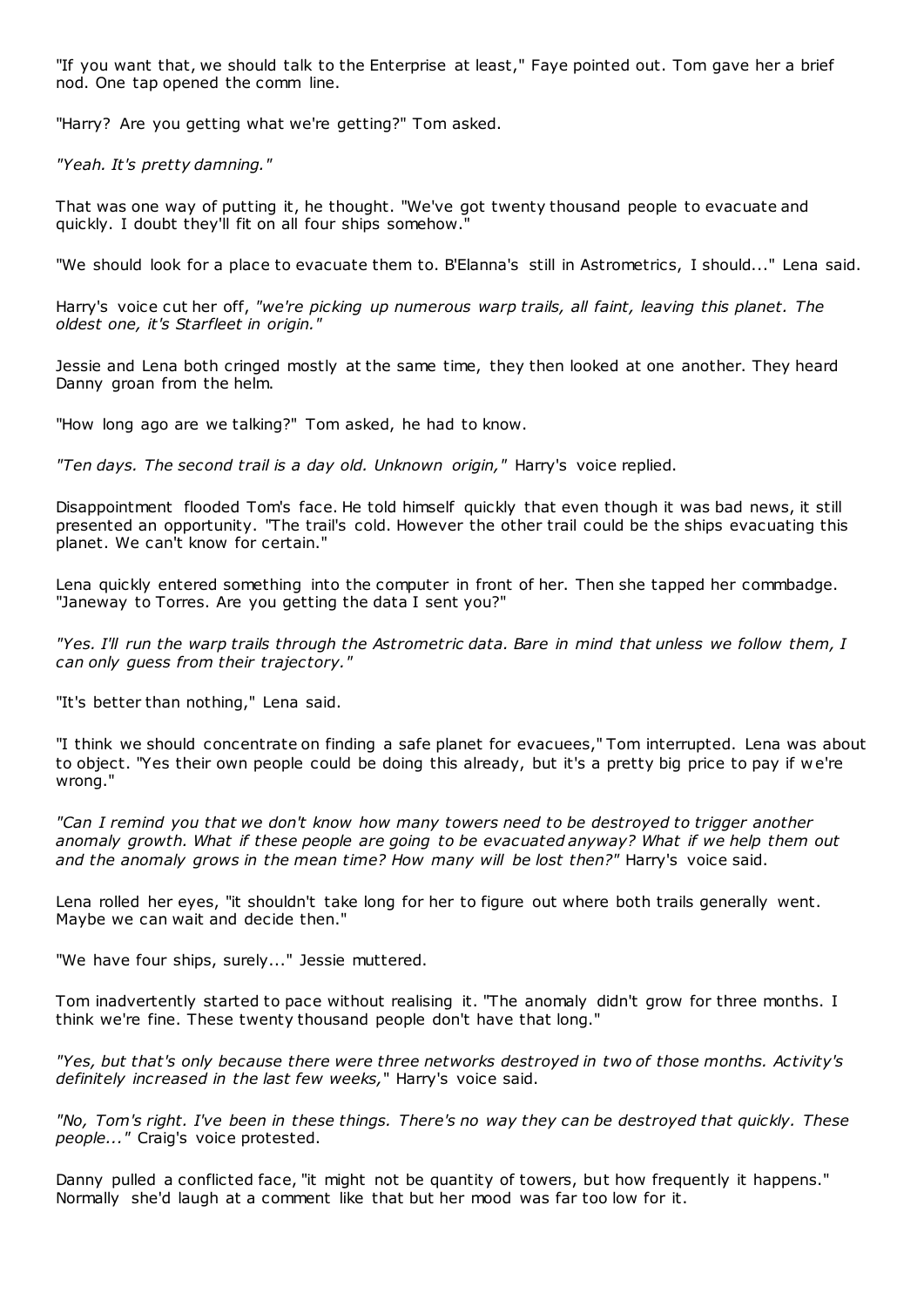"If you want that, we should talk to the Enterprise at least," Faye pointed out. Tom gave her a brief nod. One tap opened the comm line.

"Harry? Are you getting what we're getting?" Tom asked.

*"Yeah. It's pretty damning."*

That was one way of putting it, he thought. "We've got twenty thousand people to evacuate and quickly. I doubt they'll fit on all four ships somehow."

"We should look for a place to evacuate them to. B'Elanna's still in Astrometrics, I should..." Lena said.

Harry's voice cut her off, *"we're picking up numerous warp trails, all faint, leaving this planet. The oldest one, it's Starfleet in origin."*

Jessie and Lena both cringed mostly at the same time, they then looked at one another. They heard Danny groan from the helm.

"How long ago are we talking?" Tom asked, he had to know.

*"Ten days. The second trail is a day old. Unknown origin,"* Harry's voice replied.

Disappointment flooded Tom's face. He told himself quickly that even though it was bad news, it still presented an opportunity. "The trail's cold. However the other trail could be the ships evacuating this planet. We can't know for certain."

Lena quickly entered something into the computer in front of her. Then she tapped her commbadge. "Janeway to Torres. Are you getting the data I sent you?"

*"Yes. I'll run the warp trails through the Astrometric data. Bare in mind that unless we follow them, I can only guess from their trajectory."*

"It's better than nothing," Lena said.

"I think we should concentrate on finding a safe planet for evacuees," Tom interrupted. Lena was about to object. "Yes their own people could be doing this already, but it's a pretty big price to pay if we're wrong."

*"Can I remind you that we don't know how many towers need to be destroyed to trigger another anomaly growth. What if these people are going to be evacuated anyway? What if we help them out and the anomaly grows in the mean time? How many will be lost then?"* Harry's voice said.

Lena rolled her eyes, "it shouldn't take long for her to figure out where both trails generally went. Maybe we can wait and decide then."

"We have four ships, surely..." Jessie muttered.

Tom inadvertently started to pace without realising it. "The anomaly didn't grow for three months. I think we're fine. These twenty thousand people don't have that long."

*"Yes, but that's only because there were three networks destroyed in two of those months. Activity's definitely increased in the last few weeks,"* Harry's voice said.

*"No, Tom's right. I've been in these things. There's no way they can be destroyed that quickly. These people..."* Craig's voice protested.

Danny pulled a conflicted face, "it might not be quantity of towers, but how frequently it happens." Normally she'd laugh at a comment like that but her mood was far too low for it.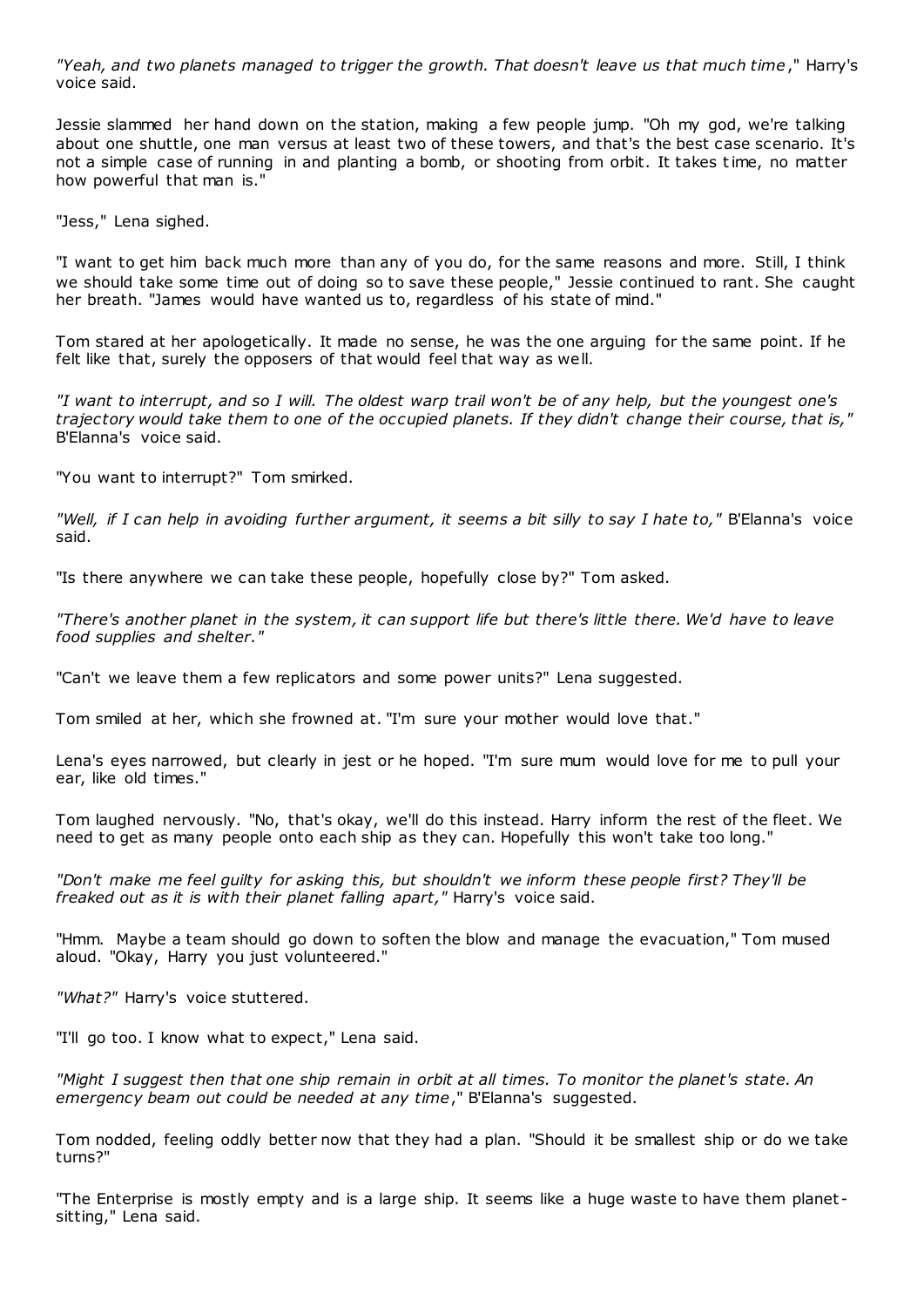*"Yeah, and two planets managed to trigger the growth. That doesn't leave us that much time*," Harry's voice said.

Jessie slammed her hand down on the station, making a few people jump. "Oh my god, we're talking about one shuttle, one man versus at least two of these towers, and that's the best case scenario. It's not a simple case of running in and planting a bomb, or shooting from orbit. It takes time, no matter how powerful that man is."

"Jess," Lena sighed.

"I want to get him back much more than any of you do, for the same reasons and more. Still, I think we should take some time out of doing so to save these people," Jessie continued to rant. She caught her breath. "James would have wanted us to, regardless of his state of mind."

Tom stared at her apologetically. It made no sense, he was the one arguing for the same point. If he felt like that, surely the opposers of that would feel that way as well.

*"I want to interrupt, and so I will. The oldest warp trail won't be of any help, but the youngest one's trajectory would take them to one of the occupied planets. If they didn't change their course, that is,"* B'Elanna's voice said.

"You want to interrupt?" Tom smirked.

*"Well, if I can help in avoiding further argument, it seems a bit silly to say I hate to,"* B'Elanna's voice said.

"Is there anywhere we can take these people, hopefully close by?" Tom asked.

*"There's another planet in the system, it can support life but there's little there. We'd have to leave food supplies and shelter."*

"Can't we leave them a few replicators and some power units?" Lena suggested.

Tom smiled at her, which she frowned at. "I'm sure your mother would love that."

Lena's eyes narrowed, but clearly in jest or he hoped. "I'm sure mum would love for me to pull your ear, like old times."

Tom laughed nervously. "No, that's okay, we'll do this instead. Harry inform the rest of the fleet. We need to get as many people onto each ship as they can. Hopefully this won't take too long."

*"Don't make me feel guilty for asking this, but shouldn't we inform these people first? They'll be freaked out as it is with their planet falling apart,"* Harry's voice said.

"Hmm. Maybe a team should go down to soften the blow and manage the evacuation," Tom mused aloud. "Okay, Harry you just volunteered."

*"What?"* Harry's voice stuttered.

"I'll go too. I know what to expect," Lena said.

*"Might I suggest then that one ship remain in orbit at all times. To monitor the planet's state. An emergency beam out could be needed at any time*," B'Elanna's suggested.

Tom nodded, feeling oddly better now that they had a plan. "Should it be smallest ship or do we take turns?"

"The Enterprise is mostly empty and is a large ship. It seems like a huge waste to have them planet-sitting," Lena said.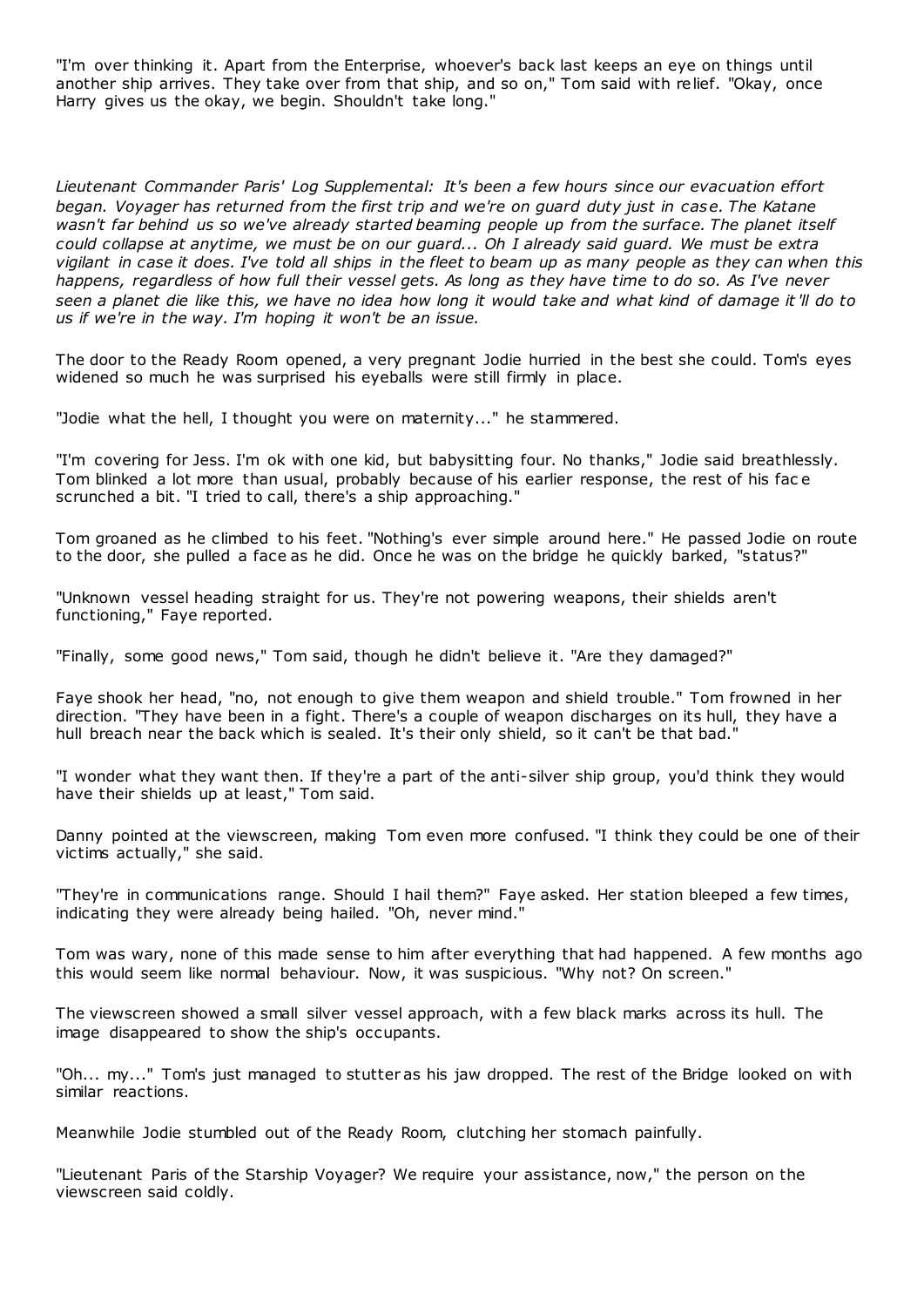"I'm over thinking it. Apart from the Enterprise, whoever's back last keeps an eye on things until another ship arrives. They take over from that ship, and so on," Tom said with relief. "Okay, once Harry gives us the okay, we begin. Shouldn't take long."

*Lieutenant Commander Paris' Log Supplemental: It's been a few hours since our evacuation effort began. Voyager has returned from the first trip and we're on guard duty just in case. The Katane wasn't far behind us so we've already started beaming people up from the surface. The planet itself could collapse at anytime, we must be on our guard... Oh I already said guard. We must be extra vigilant in case it does. I've told all ships in the fleet to beam up as many people as they can when this happens, regardless of how full their vessel gets. As long as they have time to do so. As I've never seen a planet die like this, we have no idea how long it would take and what kind of damage it'll do to us if we're in the way. I'm hoping it won't be an issue.*

The door to the Ready Room opened, a very pregnant Jodie hurried in the best she could. Tom's eyes widened so much he was surprised his eyeballs were still firmly in place.

"Jodie what the hell, I thought you were on maternity..." he stammered.

"I'm covering for Jess. I'm ok with one kid, but babysitting four. No thanks," Jodie said breathlessly. Tom blinked a lot more than usual, probably because of his earlier response, the rest of his face scrunched a bit. "I tried to call, there's a ship approaching."

Tom groaned as he climbed to his feet. "Nothing's ever simple around here." He passed Jodie on route to the door, she pulled a face as he did. Once he was on the bridge he quickly barked, "status?"

"Unknown vessel heading straight for us. They're not powering weapons, their shields aren't functioning," Faye reported.

"Finally, some good news," Tom said, though he didn't believe it. "Are they damaged?"

Faye shook her head, "no, not enough to give them weapon and shield trouble." Tom frowned in her direction. "They have been in a fight. There's a couple of weapon discharges on its hull, they have a hull breach near the back which is sealed. It's their only shield, so it can't be that bad."

"I wonder what they want then. If they're a part of the anti-silver ship group, you'd think they would have their shields up at least," Tom said.

Danny pointed at the viewscreen, making Tom even more confused. "I think they could be one of their victims actually," she said.

"They're in communications range. Should I hail them?" Faye asked. Her station bleeped a few times, indicating they were already being hailed. "Oh, never mind."

Tom was wary, none of this made sense to him after everything that had happened. A few months ago this would seem like normal behaviour. Now, it was suspicious. "Why not? On screen."

The viewscreen showed a small silver vessel approach, with a few black marks across its hull. The image disappeared to show the ship's occupants.

"Oh... my..." Tom's just managed to stutter as his jaw dropped. The rest of the Bridge looked on with similar reactions.

Meanwhile Jodie stumbled out of the Ready Room, clutching her stomach painfully.

"Lieutenant Paris of the Starship Voyager? We require your assistance, now," the person on the viewscreen said coldly.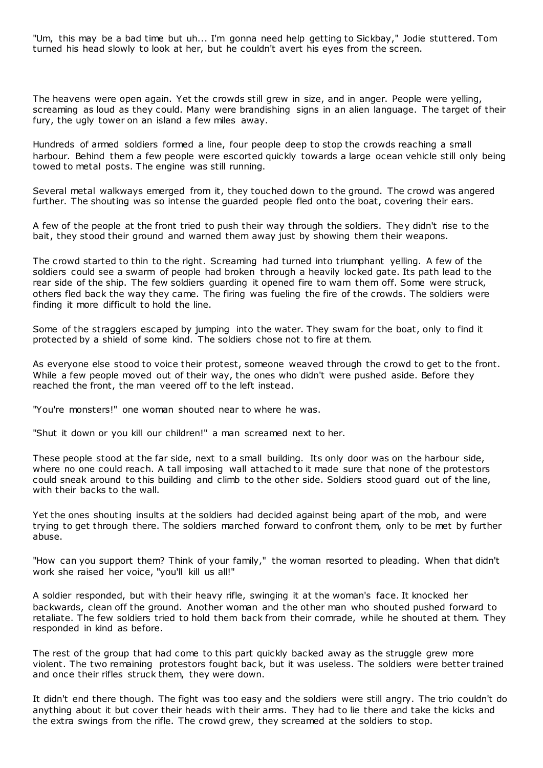"Um, this may be a bad time but uh... I'm gonna need help getting to Sickbay," Jodie stuttered. Tom turned his head slowly to look at her, but he couldn't avert his eyes from the screen.

The heavens were open again. Yet the crowds still grew in size, and in anger. People were yelling, screaming as loud as they could. Many were brandishing signs in an alien language. The target of their fury, the ugly tower on an island a few miles away.

Hundreds of armed soldiers formed a line, four people deep to stop the crowds reaching a small harbour. Behind them a few people were escorted quickly towards a large ocean vehicle still only being towed to metal posts. The engine was still running.

Several metal walkways emerged from it, they touched down to the ground. The crowd was angered further. The shouting was so intense the guarded people fled onto the boat, covering their ears.

A few of the people at the front tried to push their way through the soldiers. They didn't rise to the bait, they stood their ground and warned them away just by showing them their weapons.

The crowd started to thin to the right. Screaming had turned into triumphant yelling. A few of the soldiers could see a swarm of people had broken through a heavily locked gate. Its path lead to the rear side of the ship. The few soldiers guarding it opened fire to warn them off. Some were struck, others fled back the way they came. The firing was fueling the fire of the crowds. The soldiers were finding it more difficult to hold the line.

Some of the stragglers escaped by jumping into the water. They swam for the boat, only to find it protected by a shield of some kind. The soldiers chose not to fire at them.

As everyone else stood to voice their protest, someone weaved through the crowd to get to the front. While a few people moved out of their way, the ones who didn't were pushed aside. Before they reached the front, the man veered off to the left instead.

"You're monsters!" one woman shouted near to where he was.

"Shut it down or you kill our children!" a man screamed next to her.

These people stood at the far side, next to a small building. Its only door was on the harbour side, where no one could reach. A tall imposing wall attached to it made sure that none of the protestors could sneak around to this building and climb to the other side. Soldiers stood guard out of the line, with their backs to the wall.

Yet the ones shouting insults at the soldiers had decided against being apart of the mob, and were trying to get through there. The soldiers marched forward to confront them, only to be met by further abuse.

"How can you support them? Think of your family," the woman resorted to pleading. When that didn't work she raised her voice, "you'll kill us all!"

A soldier responded, but with their heavy rifle, swinging it at the woman's face. It knocked her backwards, clean off the ground. Another woman and the other man who shouted pushed forward to retaliate. The few soldiers tried to hold them back from their comrade, while he shouted at them. They responded in kind as before.

The rest of the group that had come to this part quickly backed away as the struggle grew more violent. The two remaining protestors fought back, but it was useless. The soldiers were better trained and once their rifles struck them, they were down.

It didn't end there though. The fight was too easy and the soldiers were still angry. The trio couldn't do anything about it but cover their heads with their arms. They had to lie there and take the kicks and the extra swings from the rifle. The crowd grew, they screamed at the soldiers to stop.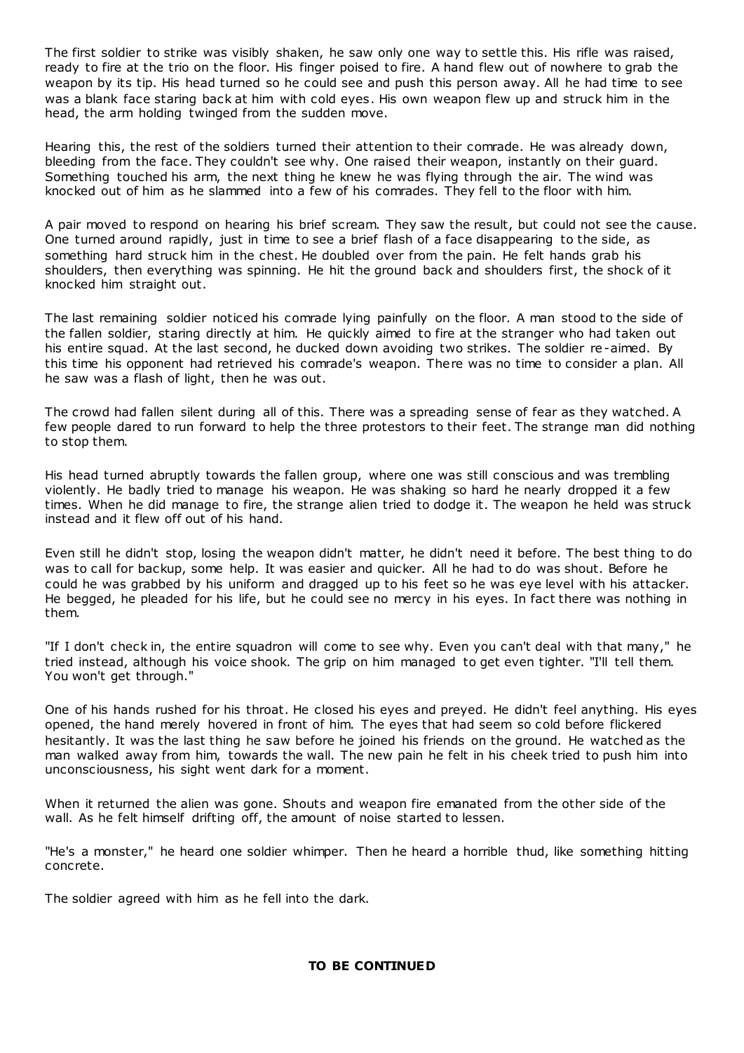The first soldier to strike was visibly shaken, he saw only one way to settle this. His rifle was raised, ready to fire at the trio on the floor. His finger poised to fire. A hand flew out of nowhere to grab the weapon by its tip. His head turned so he could see and push this person away. All he had time to see was a blank face staring back at him with cold eyes. His own weapon flew up and struck him in the head, the arm holding twinged from the sudden move.

Hearing this, the rest of the soldiers turned their attention to their comrade. He was already down, bleeding from the face. They couldn't see why. One raised their weapon, instantly on their guard. Something touched his arm, the next thing he knew he was flying through the air. The wind was knocked out of him as he slammed into a few of his comrades. They fell to the floor with him.

A pair moved to respond on hearing his brief scream. They saw the result, but could not see the cause. One turned around rapidly, just in time to see a brief flash of a face disappearing to the side, as something hard struck him in the chest. He doubled over from the pain. He felt hands grab his shoulders, then everything was spinning. He hit the ground back and shoulders first, the shock of it knocked him straight out.

The last remaining soldier noticed his comrade lying painfully on the floor. A man stood to the side of the fallen soldier, staring directly at him. He quickly aimed to fire at the stranger who had taken out his entire squad. At the last second, he ducked down avoiding two strikes. The soldier re-aimed. By this time his opponent had retrieved his comrade's weapon. There was no time to consider a plan. All he saw was a flash of light, then he was out.

The crowd had fallen silent during all of this. There was a spreading sense of fear as they watched. A few people dared to run forward to help the three protestors to their feet. The strange man did nothing to stop them.

His head turned abruptly towards the fallen group, where one was still conscious and was trembling violently. He badly tried to manage his weapon. He was shaking so hard he nearly dropped it a few times. When he did manage to fire, the strange alien tried to dodge it. The weapon he held was struck instead and it flew off out of his hand.

Even still he didn't stop, losing the weapon didn't matter, he didn't need it before. The best thing to do was to call for backup, some help. It was easier and quicker. All he had to do was shout. Before he could he was grabbed by his uniform and dragged up to his feet so he was eye level with his attacker. He begged, he pleaded for his life, but he could see no mercy in his eyes. In fact there was nothing in them.

"If I don't check in, the entire squadron will come to see why. Even you can't deal with that many," he tried instead, although his voice shook. The grip on him managed to get even tighter. "I'll tell them. You won't get through."

One of his hands rushed for his throat. He closed his eyes and preyed. He didn't feel anything. His eyes opened, the hand merely hovered in front of him. The eyes that had seem so cold before flickered hesitantly. It was the last thing he saw before he joined his friends on the ground. He watched as the man walked away from him, towards the wall. The new pain he felt in his cheek tried to push him into unconsciousness, his sight went dark for a moment.

When it returned the alien was gone. Shouts and weapon fire emanated from the other side of the wall. As he felt himself drifting off, the amount of noise started to lessen.

"He's a monster," he heard one soldier whimper. Then he heard a horrible thud, like something hitting concrete.

The soldier agreed with him as he fell into the dark.

**TO BE CONTINUED**